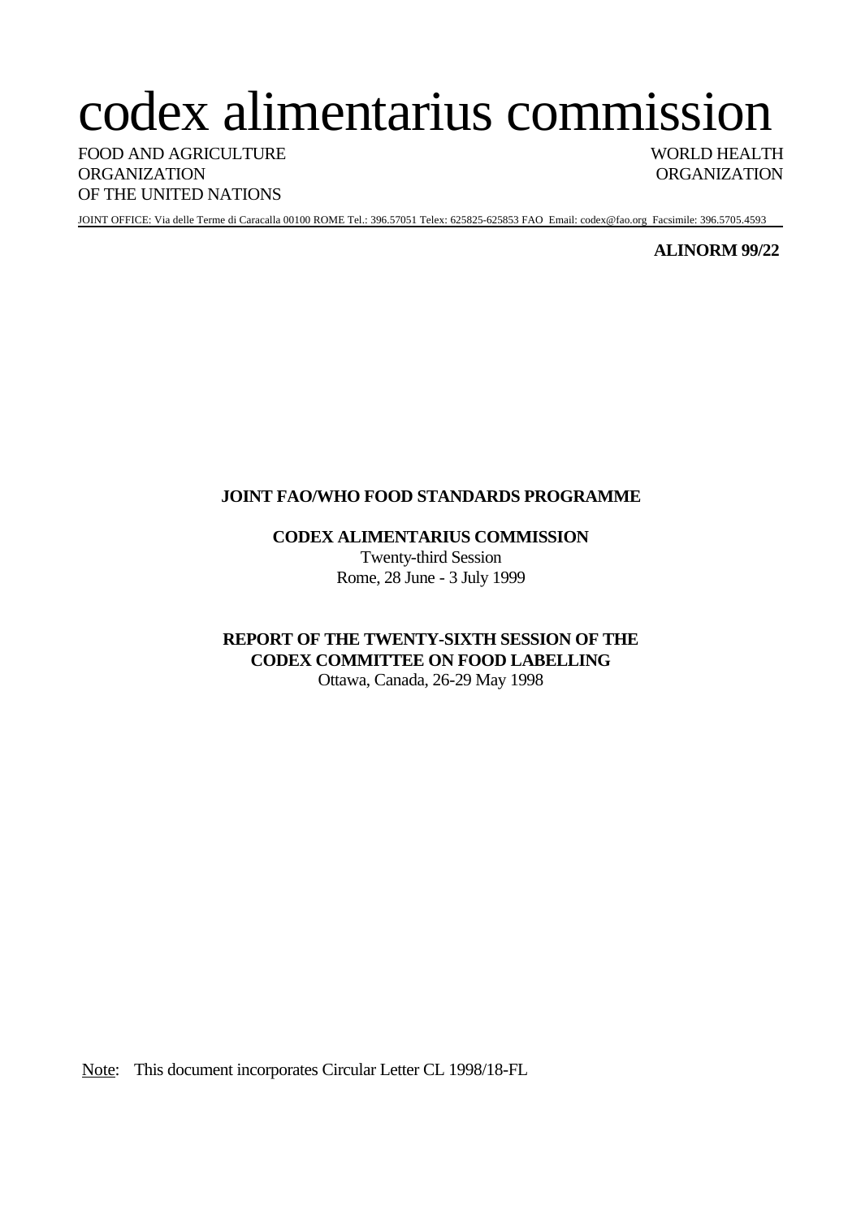# codex alimentarius commission

FOOD AND AGRICULTURE ORGANIZATION OF THE UNITED NATIONS

WORLD HEALTH ORGANIZATION

JOINT OFFICE: Via delle Terme di Caracalla 00100 ROME Tel.: 396.57051 Telex: 625825-625853 FAO Email: codex@fao.org Facsimile: 396.5705.4593

**ALINORM 99/22**

**JOINT FAO/WHO FOOD STANDARDS PROGRAMME**

**CODEX ALIMENTARIUS COMMISSION**
Twenty-third Session
Rome, 28 June - 3 July 1999

**REPORT OF THE TWENTY-SIXTH SESSION OF THE CODEX COMMITTEE ON FOOD LABELLING**
Ottawa, Canada, 26-29 May 1998

Note: This document incorporates Circular Letter CL 1998/18-FL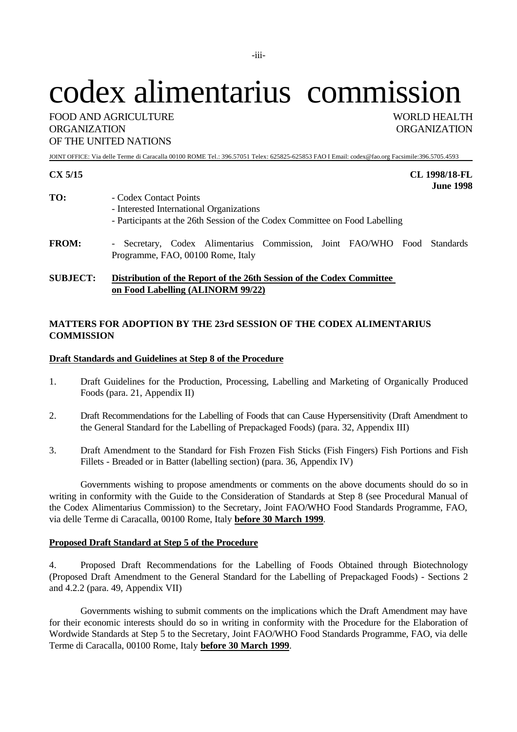# codex alimentarius commission

FOOD AND AGRICULTURE ORGANIZATION OF THE UNITED NATIONS

WORLD HEALTH ORGANIZATION

JOINT OFFICE: Via delle Terme di Caracalla 00100 ROME Tel.: 396.57051 Telex: 625825-625853 FAO I Email: codex@fao.org Facsimile:396.5705.4593

**CX 5/15**

**CL 1998/18-FL**
**June 1998**

**TO:** - Codex Contact Points
- Interested International Organizations
- Participants at the 26th Session of the Codex Committee on Food Labelling

**FROM:** - Secretary, Codex Alimentarius Commission, Joint FAO/WHO Food Standards Programme, FAO, 00100 Rome, Italy

**SUBJECT:** **Distribution of the Report of the 26th Session of the Codex Committee on Food Labelling (ALINORM 99/22)**

**MATTERS FOR ADOPTION BY THE 23rd SESSION OF THE CODEX ALIMENTARIUS COMMISSION**

**Draft Standards and Guidelines at Step 8 of the Procedure**

1. Draft Guidelines for the Production, Processing, Labelling and Marketing of Organically Produced Foods (para. 21, Appendix II)

2. Draft Recommendations for the Labelling of Foods that can Cause Hypersensitivity (Draft Amendment to the General Standard for the Labelling of Prepackaged Foods) (para. 32, Appendix III)

3. Draft Amendment to the Standard for Fish Frozen Fish Sticks (Fish Fingers) Fish Portions and Fish Fillets - Breaded or in Batter (labelling section) (para. 36, Appendix IV)

Governments wishing to propose amendments or comments on the above documents should do so in writing in conformity with the Guide to the Consideration of Standards at Step 8 (see Procedural Manual of the Codex Alimentarius Commission) to the Secretary, Joint FAO/WHO Food Standards Programme, FAO, via delle Terme di Caracalla, 00100 Rome, Italy **before 30 March 1999**.

**Proposed Draft Standard at Step 5 of the Procedure**

4. Proposed Draft Recommendations for the Labelling of Foods Obtained through Biotechnology (Proposed Draft Amendment to the General Standard for the Labelling of Prepackaged Foods) - Sections 2 and 4.2.2 (para. 49, Appendix VII)

Governments wishing to submit comments on the implications which the Draft Amendment may have for their economic interests should do so in writing in conformity with the Procedure for the Elaboration of Wordwide Standards at Step 5 to the Secretary, Joint FAO/WHO Food Standards Programme, FAO, via delle Terme di Caracalla, 00100 Rome, Italy **before 30 March 1999**.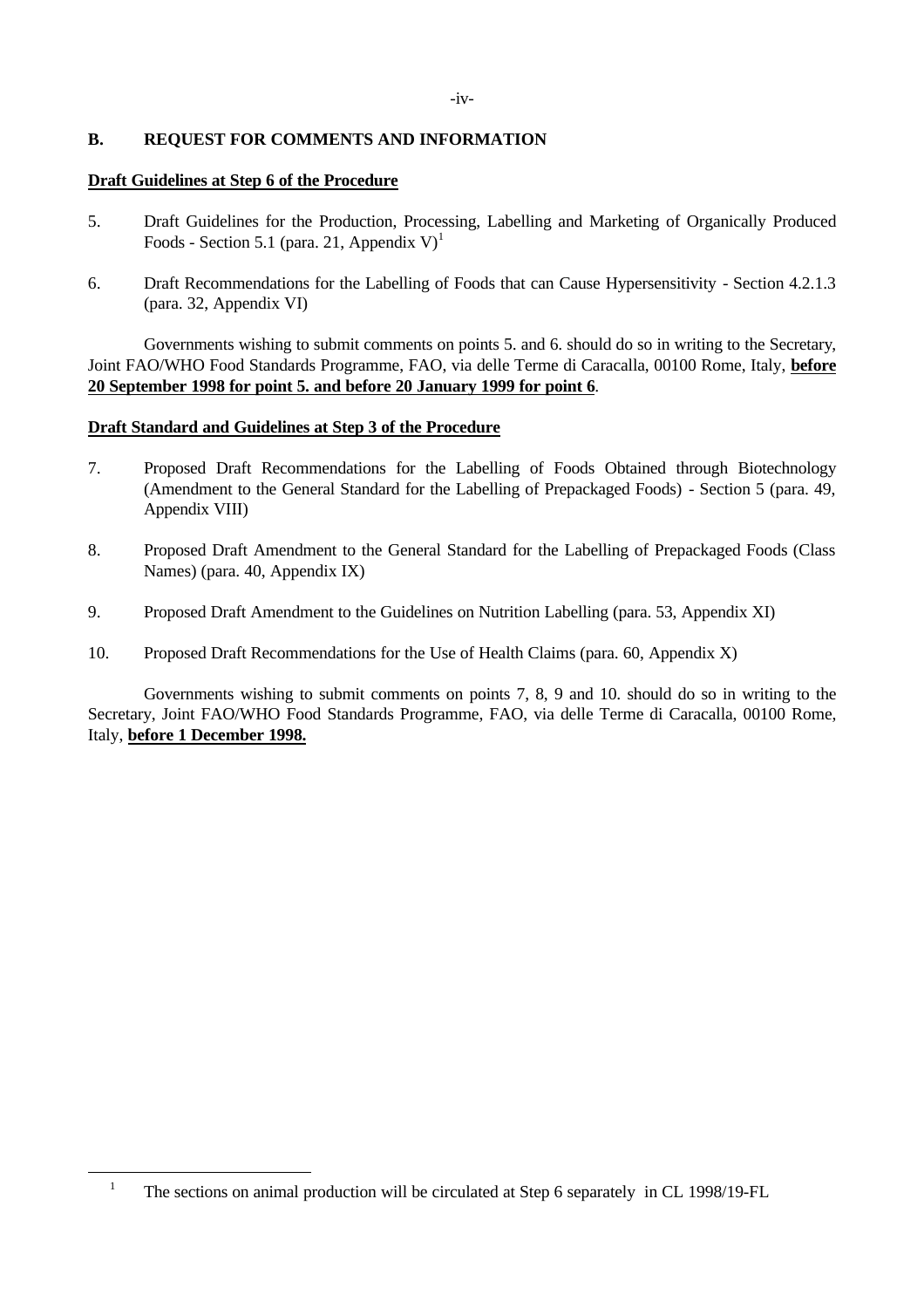## B. REQUEST FOR COMMENTS AND INFORMATION

**Draft Guidelines at Step 6 of the Procedure**

5. Draft Guidelines for the Production, Processing, Labelling and Marketing of Organically Produced Foods - Section 5.1 (para. 21, Appendix V)[1]

6. Draft Recommendations for the Labelling of Foods that can Cause Hypersensitivity - Section 4.2.1.3 (para. 32, Appendix VI)

Governments wishing to submit comments on points 5. and 6. should do so in writing to the Secretary, Joint FAO/WHO Food Standards Programme, FAO, via delle Terme di Caracalla, 00100 Rome, Italy, **before 20 September 1998 for point 5. and before 20 January 1999 for point 6**.

**Draft Standard and Guidelines at Step 3 of the Procedure**

7. Proposed Draft Recommendations for the Labelling of Foods Obtained through Biotechnology (Amendment to the General Standard for the Labelling of Prepackaged Foods) - Section 5 (para. 49, Appendix VIII)

8. Proposed Draft Amendment to the General Standard for the Labelling of Prepackaged Foods (Class Names) (para. 40, Appendix IX)

9. Proposed Draft Amendment to the Guidelines on Nutrition Labelling (para. 53, Appendix XI)

10. Proposed Draft Recommendations for the Use of Health Claims (para. 60, Appendix X)

Governments wishing to submit comments on points 7, 8, 9 and 10. should do so in writing to the Secretary, Joint FAO/WHO Food Standards Programme, FAO, via delle Terme di Caracalla, 00100 Rome, Italy, **before 1 December 1998.**

---

[1] The sections on animal production will be circulated at Step 6 separately in CL 1998/19-FL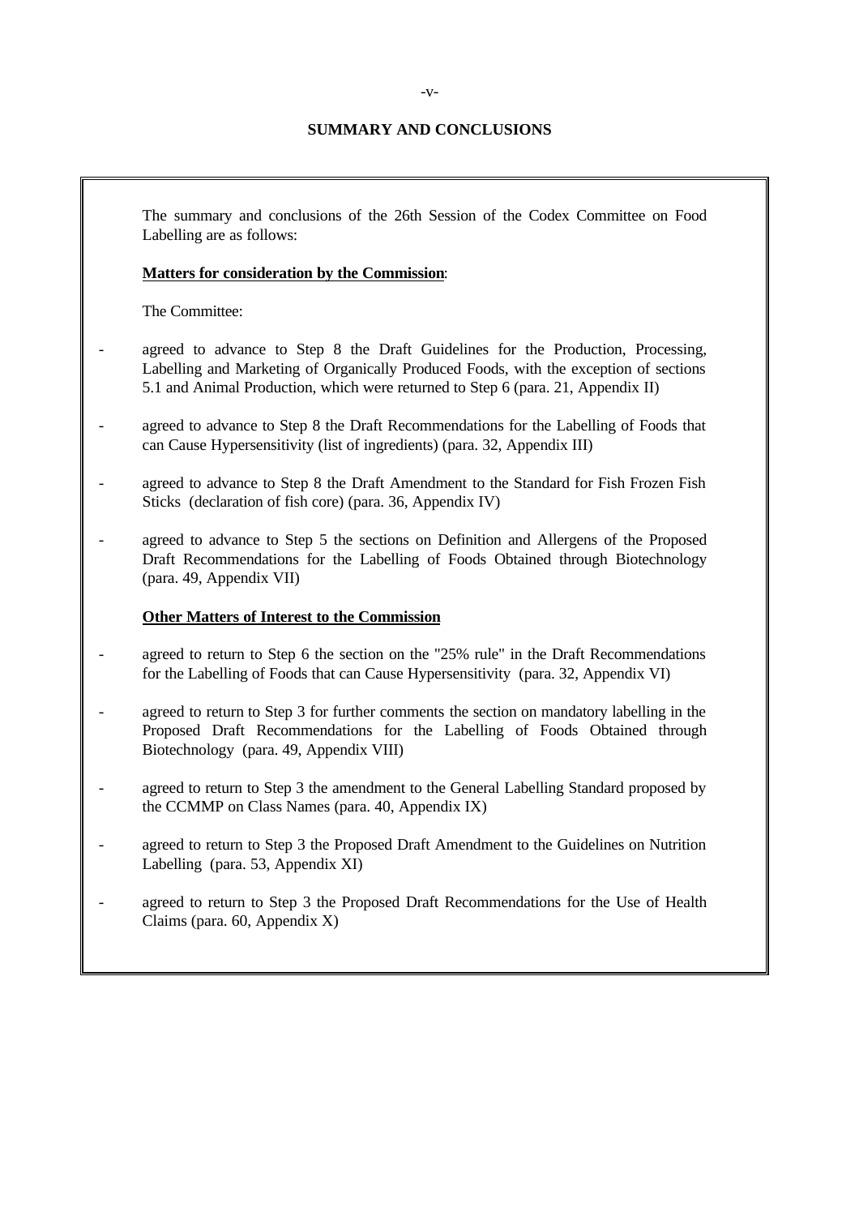## SUMMARY AND CONCLUSIONS

The summary and conclusions of the 26th Session of the Codex Committee on Food Labelling are as follows:

**Matters for consideration by the Commission**:

The Committee:

- agreed to advance to Step 8 the Draft Guidelines for the Production, Processing, Labelling and Marketing of Organically Produced Foods, with the exception of sections 5.1 and Animal Production, which were returned to Step 6 (para. 21, Appendix II)

- agreed to advance to Step 8 the Draft Recommendations for the Labelling of Foods that can Cause Hypersensitivity (list of ingredients) (para. 32, Appendix III)

- agreed to advance to Step 8 the Draft Amendment to the Standard for Fish Frozen Fish Sticks (declaration of fish core) (para. 36, Appendix IV)

- agreed to advance to Step 5 the sections on Definition and Allergens of the Proposed Draft Recommendations for the Labelling of Foods Obtained through Biotechnology (para. 49, Appendix VII)

**Other Matters of Interest to the Commission**

- agreed to return to Step 6 the section on the "25% rule" in the Draft Recommendations for the Labelling of Foods that can Cause Hypersensitivity (para. 32, Appendix VI)

- agreed to return to Step 3 for further comments the section on mandatory labelling in the Proposed Draft Recommendations for the Labelling of Foods Obtained through Biotechnology (para. 49, Appendix VIII)

- agreed to return to Step 3 the amendment to the General Labelling Standard proposed by the CCMMP on Class Names (para. 40, Appendix IX)

- agreed to return to Step 3 the Proposed Draft Amendment to the Guidelines on Nutrition Labelling (para. 53, Appendix XI)

- agreed to return to Step 3 the Proposed Draft Recommendations for the Use of Health Claims (para. 60, Appendix X)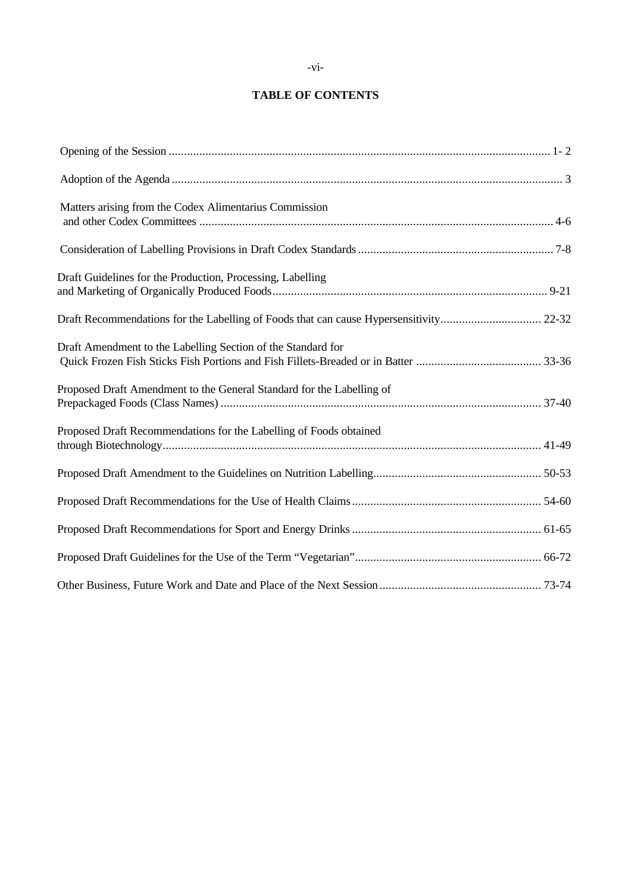# TABLE OF CONTENTS

| | |
|---|---|
| Opening of the Session | 1- 2 |
| Adoption of the Agenda | 3 |
| Matters arising from the Codex Alimentarius Commission and other Codex Committees | 4-6 |
| Consideration of Labelling Provisions in Draft Codex Standards | 7-8 |
| Draft Guidelines for the Production, Processing, Labelling and Marketing of Organically Produced Foods | 9-21 |
| Draft Recommendations for the Labelling of Foods that can cause Hypersensitivity | 22-32 |
| Draft Amendment to the Labelling Section of the Standard for Quick Frozen Fish Sticks Fish Portions and Fish Fillets-Breaded or in Batter | 33-36 |
| Proposed Draft Amendment to the General Standard for the Labelling of Prepackaged Foods (Class Names) | 37-40 |
| Proposed Draft Recommendations for the Labelling of Foods obtained through Biotechnology | 41-49 |
| Proposed Draft Amendment to the Guidelines on Nutrition Labelling | 50-53 |
| Proposed Draft Recommendations for the Use of Health Claims | 54-60 |
| Proposed Draft Recommendations for Sport and Energy Drinks | 61-65 |
| Proposed Draft Guidelines for the Use of the Term "Vegetarian" | 66-72 |
| Other Business, Future Work and Date and Place of the Next Session | 73-74 |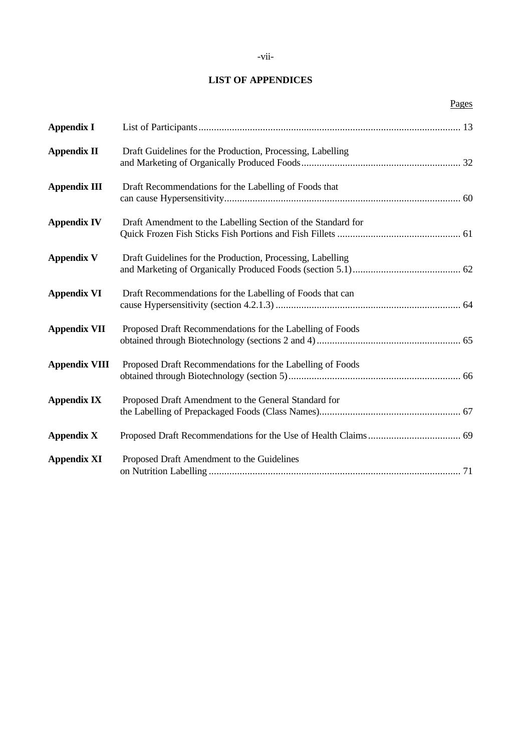## LIST OF APPENDICES

| | | Pages |
|---|---|---|
| **Appendix I** | List of Participants | 13 |
| **Appendix II** | Draft Guidelines for the Production, Processing, Labelling and Marketing of Organically Produced Foods | 32 |
| **Appendix III** | Draft Recommendations for the Labelling of Foods that can cause Hypersensitivity | 60 |
| **Appendix IV** | Draft Amendment to the Labelling Section of the Standard for Quick Frozen Fish Sticks Fish Portions and Fish Fillets | 61 |
| **Appendix V** | Draft Guidelines for the Production, Processing, Labelling and Marketing of Organically Produced Foods (section 5.1) | 62 |
| **Appendix VI** | Draft Recommendations for the Labelling of Foods that can cause Hypersensitivity (section 4.2.1.3) | 64 |
| **Appendix VII** | Proposed Draft Recommendations for the Labelling of Foods obtained through Biotechnology (sections 2 and 4) | 65 |
| **Appendix VIII** | Proposed Draft Recommendations for the Labelling of Foods obtained through Biotechnology (section 5) | 66 |
| **Appendix IX** | Proposed Draft Amendment to the General Standard for the Labelling of Prepackaged Foods (Class Names) | 67 |
| **Appendix X** | Proposed Draft Recommendations for the Use of Health Claims | 69 |
| **Appendix XI** | Proposed Draft Amendment to the Guidelines on Nutrition Labelling | 71 |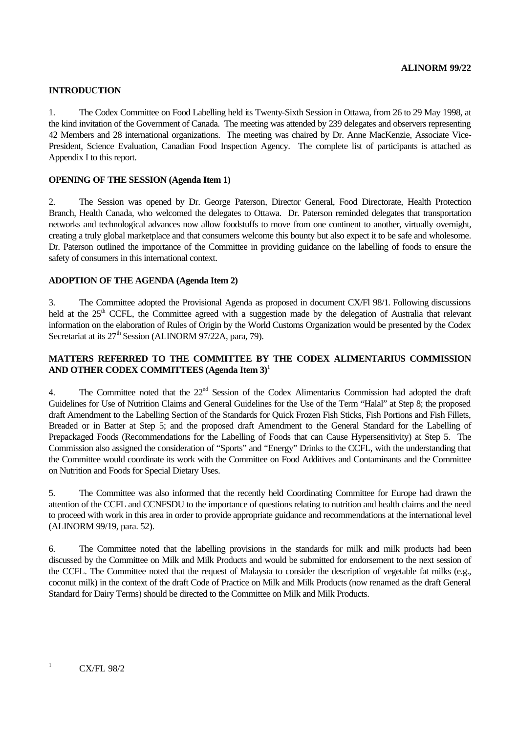**ALINORM 99/22**

## INTRODUCTION

1. The Codex Committee on Food Labelling held its Twenty-Sixth Session in Ottawa, from 26 to 29 May 1998, at the kind invitation of the Government of Canada. The meeting was attended by 239 delegates and observers representing 42 Members and 28 international organizations. The meeting was chaired by Dr. Anne MacKenzie, Associate Vice-President, Science Evaluation, Canadian Food Inspection Agency. The complete list of participants is attached as Appendix I to this report.

## OPENING OF THE SESSION (Agenda Item 1)

2. The Session was opened by Dr. George Paterson, Director General, Food Directorate, Health Protection Branch, Health Canada, who welcomed the delegates to Ottawa. Dr. Paterson reminded delegates that transportation networks and technological advances now allow foodstuffs to move from one continent to another, virtually overnight, creating a truly global marketplace and that consumers welcome this bounty but also expect it to be safe and wholesome. Dr. Paterson outlined the importance of the Committee in providing guidance on the labelling of foods to ensure the safety of consumers in this international context.

## ADOPTION OF THE AGENDA (Agenda Item 2)

3. The Committee adopted the Provisional Agenda as proposed in document CX/Fl 98/1. Following discussions held at the 25th CCFL, the Committee agreed with a suggestion made by the delegation of Australia that relevant information on the elaboration of Rules of Origin by the World Customs Organization would be presented by the Codex Secretariat at its 27th Session (ALINORM 97/22A, para, 79).

## MATTERS REFERRED TO THE COMMITTEE BY THE CODEX ALIMENTARIUS COMMISSION AND OTHER CODEX COMMITTEES (Agenda Item 3)[1]

4. The Committee noted that the 22nd Session of the Codex Alimentarius Commission had adopted the draft Guidelines for Use of Nutrition Claims and General Guidelines for the Use of the Term "Halal" at Step 8; the proposed draft Amendment to the Labelling Section of the Standards for Quick Frozen Fish Sticks, Fish Portions and Fish Fillets, Breaded or in Batter at Step 5; and the proposed draft Amendment to the General Standard for the Labelling of Prepackaged Foods (Recommendations for the Labelling of Foods that can Cause Hypersensitivity) at Step 5. The Commission also assigned the consideration of "Sports" and "Energy" Drinks to the CCFL, with the understanding that the Committee would coordinate its work with the Committee on Food Additives and Contaminants and the Committee on Nutrition and Foods for Special Dietary Uses.

5. The Committee was also informed that the recently held Coordinating Committee for Europe had drawn the attention of the CCFL and CCNFSDU to the importance of questions relating to nutrition and health claims and the need to proceed with work in this area in order to provide appropriate guidance and recommendations at the international level (ALINORM 99/19, para. 52).

6. The Committee noted that the labelling provisions in the standards for milk and milk products had been discussed by the Committee on Milk and Milk Products and would be submitted for endorsement to the next session of the CCFL. The Committee noted that the request of Malaysia to consider the description of vegetable fat milks (e.g., coconut milk) in the context of the draft Code of Practice on Milk and Milk Products (now renamed as the draft General Standard for Dairy Terms) should be directed to the Committee on Milk and Milk Products.

---

[1] CX/FL 98/2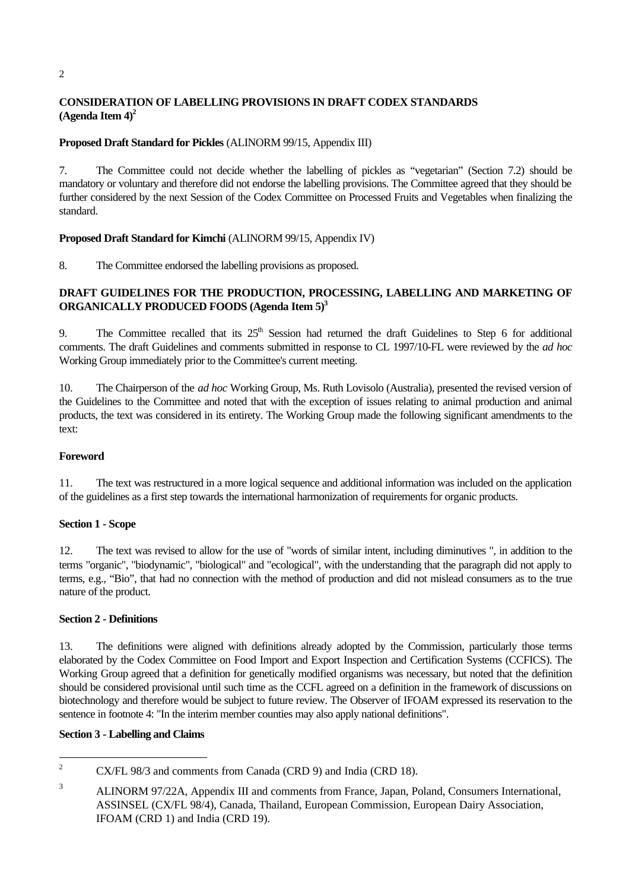## CONSIDERATION OF LABELLING PROVISIONS IN DRAFT CODEX STANDARDS (Agenda Item 4)[2]

**Proposed Draft Standard for Pickles** (ALINORM 99/15, Appendix III)

7. The Committee could not decide whether the labelling of pickles as "vegetarian" (Section 7.2) should be mandatory or voluntary and therefore did not endorse the labelling provisions. The Committee agreed that they should be further considered by the next Session of the Codex Committee on Processed Fruits and Vegetables when finalizing the standard.

**Proposed Draft Standard for Kimchi** (ALINORM 99/15, Appendix IV)

8. The Committee endorsed the labelling provisions as proposed.

## DRAFT GUIDELINES FOR THE PRODUCTION, PROCESSING, LABELLING AND MARKETING OF ORGANICALLY PRODUCED FOODS (Agenda Item 5)[3]

9. The Committee recalled that its 25th Session had returned the draft Guidelines to Step 6 for additional comments. The draft Guidelines and comments submitted in response to CL 1997/10-FL were reviewed by the *ad hoc* Working Group immediately prior to the Committee's current meeting.

10. The Chairperson of the *ad hoc* Working Group, Ms. Ruth Lovisolo (Australia), presented the revised version of the Guidelines to the Committee and noted that with the exception of issues relating to animal production and animal products, the text was considered in its entirety. The Working Group made the following significant amendments to the text:

### Foreword

11. The text was restructured in a more logical sequence and additional information was included on the application of the guidelines as a first step towards the international harmonization of requirements for organic products.

### Section 1 - Scope

12. The text was revised to allow for the use of "words of similar intent, including diminutives ", in addition to the terms "organic", "biodynamic", "biological" and "ecological", with the understanding that the paragraph did not apply to terms, e.g., "Bio", that had no connection with the method of production and did not mislead consumers as to the true nature of the product.

### Section 2 - Definitions

13. The definitions were aligned with definitions already adopted by the Commission, particularly those terms elaborated by the Codex Committee on Food Import and Export Inspection and Certification Systems (CCFICS). The Working Group agreed that a definition for genetically modified organisms was necessary, but noted that the definition should be considered provisional until such time as the CCFL agreed on a definition in the framework of discussions on biotechnology and therefore would be subject to future review. The Observer of IFOAM expressed its reservation to the sentence in footnote 4: "In the interim member counties may also apply national definitions".

### Section 3 - Labelling and Claims

---

[2] CX/FL 98/3 and comments from Canada (CRD 9) and India (CRD 18).

[3] ALINORM 97/22A, Appendix III and comments from France, Japan, Poland, Consumers International, ASSINSEL (CX/FL 98/4), Canada, Thailand, European Commission, European Dairy Association, IFOAM (CRD 1) and India (CRD 19).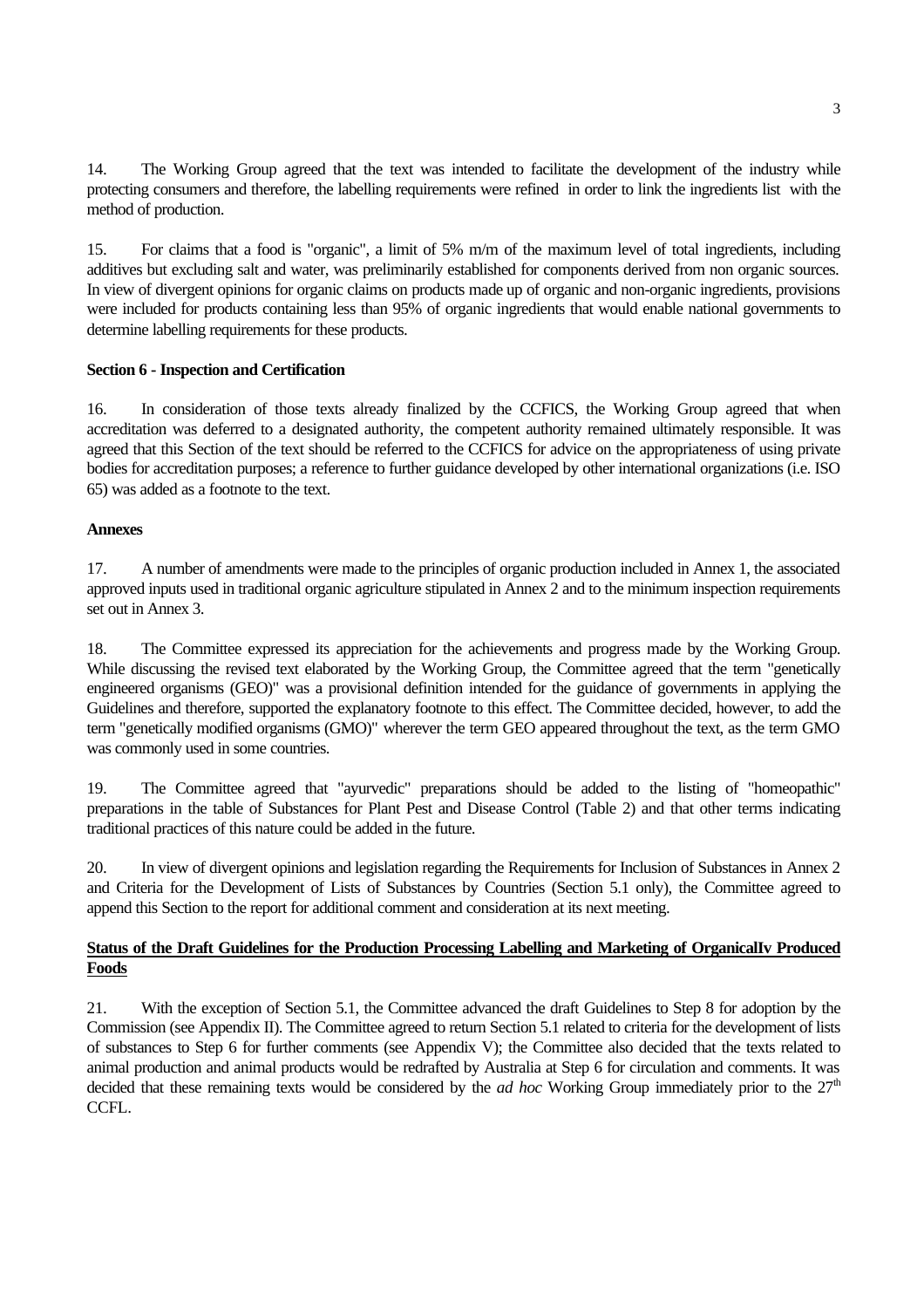14. The Working Group agreed that the text was intended to facilitate the development of the industry while protecting consumers and therefore, the labelling requirements were refined in order to link the ingredients list with the method of production.

15. For claims that a food is "organic", a limit of 5% m/m of the maximum level of total ingredients, including additives but excluding salt and water, was preliminarily established for components derived from non organic sources. In view of divergent opinions for organic claims on products made up of organic and non-organic ingredients, provisions were included for products containing less than 95% of organic ingredients that would enable national governments to determine labelling requirements for these products.

**Section 6 - Inspection and Certification**

16. In consideration of those texts already finalized by the CCFICS, the Working Group agreed that when accreditation was deferred to a designated authority, the competent authority remained ultimately responsible. It was agreed that this Section of the text should be referred to the CCFICS for advice on the appropriateness of using private bodies for accreditation purposes; a reference to further guidance developed by other international organizations (i.e. ISO 65) was added as a footnote to the text.

**Annexes**

17. A number of amendments were made to the principles of organic production included in Annex 1, the associated approved inputs used in traditional organic agriculture stipulated in Annex 2 and to the minimum inspection requirements set out in Annex 3.

18. The Committee expressed its appreciation for the achievements and progress made by the Working Group. While discussing the revised text elaborated by the Working Group, the Committee agreed that the term "genetically engineered organisms (GEO)" was a provisional definition intended for the guidance of governments in applying the Guidelines and therefore, supported the explanatory footnote to this effect. The Committee decided, however, to add the term "genetically modified organisms (GMO)" wherever the term GEO appeared throughout the text, as the term GMO was commonly used in some countries.

19. The Committee agreed that "ayurvedic" preparations should be added to the listing of "homeopathic" preparations in the table of Substances for Plant Pest and Disease Control (Table 2) and that other terms indicating traditional practices of this nature could be added in the future.

20. In view of divergent opinions and legislation regarding the Requirements for Inclusion of Substances in Annex 2 and Criteria for the Development of Lists of Substances by Countries (Section 5.1 only), the Committee agreed to append this Section to the report for additional comment and consideration at its next meeting.

**<u>Status of the Draft Guidelines for the Production Processing Labelling and Marketing of OrganicalIv Produced Foods</u>**

21. With the exception of Section 5.1, the Committee advanced the draft Guidelines to Step 8 for adoption by the Commission (see Appendix II). The Committee agreed to return Section 5.1 related to criteria for the development of lists of substances to Step 6 for further comments (see Appendix V); the Committee also decided that the texts related to animal production and animal products would be redrafted by Australia at Step 6 for circulation and comments. It was decided that these remaining texts would be considered by the *ad hoc* Working Group immediately prior to the 27[th] CCFL.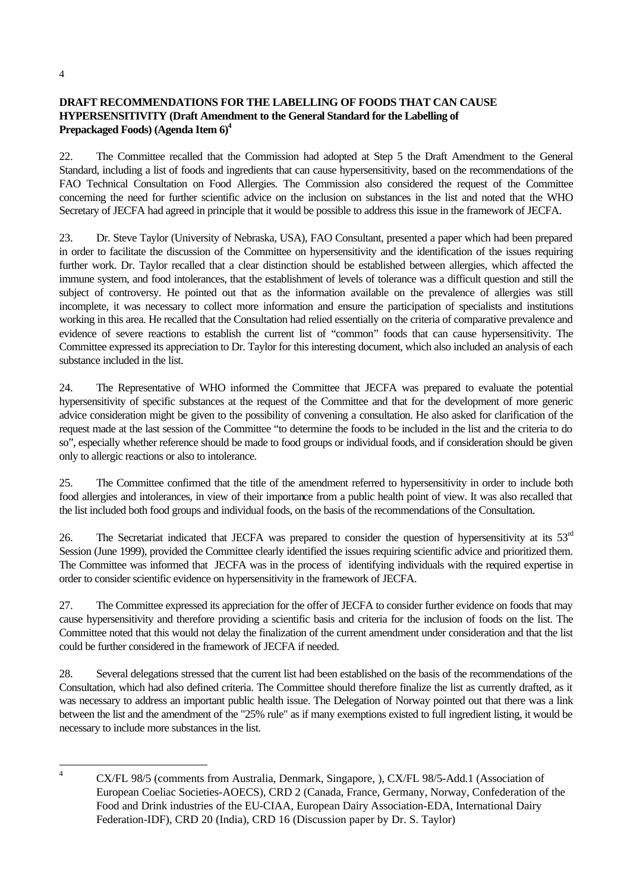**DRAFT RECOMMENDATIONS FOR THE LABELLING OF FOODS THAT CAN CAUSE HYPERSENSITIVITY (Draft Amendment to the General Standard for the Labelling of Prepackaged Foods) (Agenda Item 6)[4]**

22. The Committee recalled that the Commission had adopted at Step 5 the Draft Amendment to the General Standard, including a list of foods and ingredients that can cause hypersensitivity, based on the recommendations of the FAO Technical Consultation on Food Allergies. The Commission also considered the request of the Committee concerning the need for further scientific advice on the inclusion on substances in the list and noted that the WHO Secretary of JECFA had agreed in principle that it would be possible to address this issue in the framework of JECFA.

23. Dr. Steve Taylor (University of Nebraska, USA), FAO Consultant, presented a paper which had been prepared in order to facilitate the discussion of the Committee on hypersensitivity and the identification of the issues requiring further work. Dr. Taylor recalled that a clear distinction should be established between allergies, which affected the immune system, and food intolerances, that the establishment of levels of tolerance was a difficult question and still the subject of controversy. He pointed out that as the information available on the prevalence of allergies was still incomplete, it was necessary to collect more information and ensure the participation of specialists and institutions working in this area. He recalled that the Consultation had relied essentially on the criteria of comparative prevalence and evidence of severe reactions to establish the current list of "common" foods that can cause hypersensitivity. The Committee expressed its appreciation to Dr. Taylor for this interesting document, which also included an analysis of each substance included in the list.

24. The Representative of WHO informed the Committee that JECFA was prepared to evaluate the potential hypersensitivity of specific substances at the request of the Committee and that for the development of more generic advice consideration might be given to the possibility of convening a consultation. He also asked for clarification of the request made at the last session of the Committee "to determine the foods to be included in the list and the criteria to do so", especially whether reference should be made to food groups or individual foods, and if consideration should be given only to allergic reactions or also to intolerance.

25. The Committee confirmed that the title of the amendment referred to hypersensitivity in order to include both food allergies and intolerances, in view of their importance from a public health point of view. It was also recalled that the list included both food groups and individual foods, on the basis of the recommendations of the Consultation.

26. The Secretariat indicated that JECFA was prepared to consider the question of hypersensitivity at its 53rd Session (June 1999), provided the Committee clearly identified the issues requiring scientific advice and prioritized them. The Committee was informed that JECFA was in the process of identifying individuals with the required expertise in order to consider scientific evidence on hypersensitivity in the framework of JECFA.

27. The Committee expressed its appreciation for the offer of JECFA to consider further evidence on foods that may cause hypersensitivity and therefore providing a scientific basis and criteria for the inclusion of foods on the list. The Committee noted that this would not delay the finalization of the current amendment under consideration and that the list could be further considered in the framework of JECFA if needed.

28. Several delegations stressed that the current list had been established on the basis of the recommendations of the Consultation, which had also defined criteria. The Committee should therefore finalize the list as currently drafted, as it was necessary to address an important public health issue. The Delegation of Norway pointed out that there was a link between the list and the amendment of the "25% rule" as if many exemptions existed to full ingredient listing, it would be necessary to include more substances in the list.

---

[4] CX/FL 98/5 (comments from Australia, Denmark, Singapore, ), CX/FL 98/5-Add.1 (Association of European Coeliac Societies-AOECS), CRD 2 (Canada, France, Germany, Norway, Confederation of the Food and Drink industries of the EU-CIAA, European Dairy Association-EDA, International Dairy Federation-IDF), CRD 20 (India), CRD 16 (Discussion paper by Dr. S. Taylor)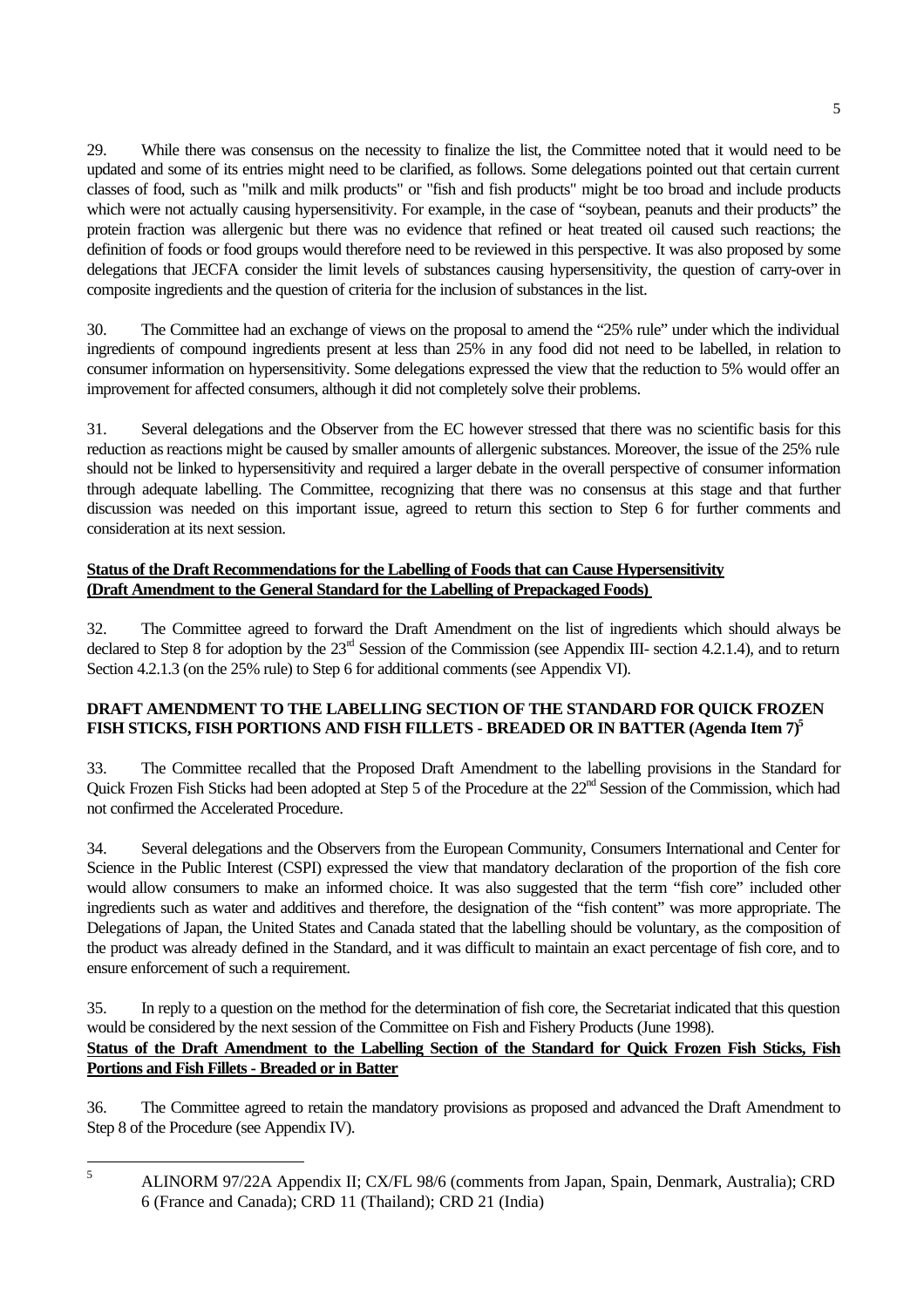29. While there was consensus on the necessity to finalize the list, the Committee noted that it would need to be updated and some of its entries might need to be clarified, as follows. Some delegations pointed out that certain current classes of food, such as "milk and milk products" or "fish and fish products" might be too broad and include products which were not actually causing hypersensitivity. For example, in the case of "soybean, peanuts and their products" the protein fraction was allergenic but there was no evidence that refined or heat treated oil caused such reactions; the definition of foods or food groups would therefore need to be reviewed in this perspective. It was also proposed by some delegations that JECFA consider the limit levels of substances causing hypersensitivity, the question of carry-over in composite ingredients and the question of criteria for the inclusion of substances in the list.

30. The Committee had an exchange of views on the proposal to amend the "25% rule" under which the individual ingredients of compound ingredients present at less than 25% in any food did not need to be labelled, in relation to consumer information on hypersensitivity. Some delegations expressed the view that the reduction to 5% would offer an improvement for affected consumers, although it did not completely solve their problems.

31. Several delegations and the Observer from the EC however stressed that there was no scientific basis for this reduction as reactions might be caused by smaller amounts of allergenic substances. Moreover, the issue of the 25% rule should not be linked to hypersensitivity and required a larger debate in the overall perspective of consumer information through adequate labelling. The Committee, recognizing that there was no consensus at this stage and that further discussion was needed on this important issue, agreed to return this section to Step 6 for further comments and consideration at its next session.

**Status of the Draft Recommendations for the Labelling of Foods that can Cause Hypersensitivity (Draft Amendment to the General Standard for the Labelling of Prepackaged Foods)**

32. The Committee agreed to forward the Draft Amendment on the list of ingredients which should always be declared to Step 8 for adoption by the 23rd Session of the Commission (see Appendix III- section 4.2.1.4), and to return Section 4.2.1.3 (on the 25% rule) to Step 6 for additional comments (see Appendix VI).

## DRAFT AMENDMENT TO THE LABELLING SECTION OF THE STANDARD FOR QUICK FROZEN FISH STICKS, FISH PORTIONS AND FISH FILLETS - BREADED OR IN BATTER (Agenda Item 7)[5]

33. The Committee recalled that the Proposed Draft Amendment to the labelling provisions in the Standard for Quick Frozen Fish Sticks had been adopted at Step 5 of the Procedure at the 22nd Session of the Commission, which had not confirmed the Accelerated Procedure.

34. Several delegations and the Observers from the European Community, Consumers International and Center for Science in the Public Interest (CSPI) expressed the view that mandatory declaration of the proportion of the fish core would allow consumers to make an informed choice. It was also suggested that the term "fish core" included other ingredients such as water and additives and therefore, the designation of the "fish content" was more appropriate. The Delegations of Japan, the United States and Canada stated that the labelling should be voluntary, as the composition of the product was already defined in the Standard, and it was difficult to maintain an exact percentage of fish core, and to ensure enforcement of such a requirement.

35. In reply to a question on the method for the determination of fish core, the Secretariat indicated that this question would be considered by the next session of the Committee on Fish and Fishery Products (June 1998).

**Status of the Draft Amendment to the Labelling Section of the Standard for Quick Frozen Fish Sticks, Fish Portions and Fish Fillets - Breaded or in Batter**

36. The Committee agreed to retain the mandatory provisions as proposed and advanced the Draft Amendment to Step 8 of the Procedure (see Appendix IV).

---

[5] ALINORM 97/22A Appendix II; CX/FL 98/6 (comments from Japan, Spain, Denmark, Australia); CRD 6 (France and Canada); CRD 11 (Thailand); CRD 21 (India)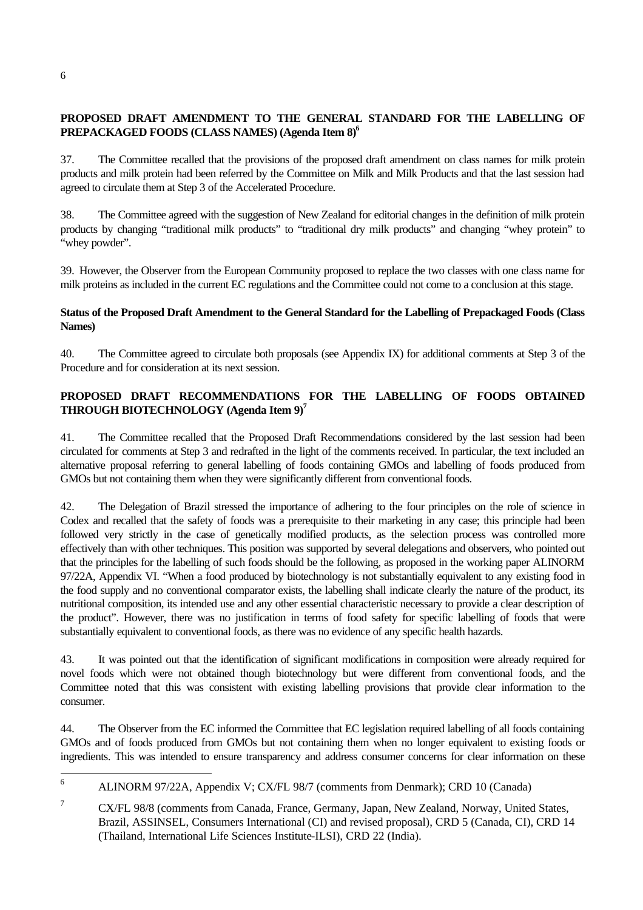## PROPOSED DRAFT AMENDMENT TO THE GENERAL STANDARD FOR THE LABELLING OF PREPACKAGED FOODS (CLASS NAMES) (Agenda Item 8)[6]

37. The Committee recalled that the provisions of the proposed draft amendment on class names for milk protein products and milk protein had been referred by the Committee on Milk and Milk Products and that the last session had agreed to circulate them at Step 3 of the Accelerated Procedure.

38. The Committee agreed with the suggestion of New Zealand for editorial changes in the definition of milk protein products by changing "traditional milk products" to "traditional dry milk products" and changing "whey protein" to "whey powder".

39. However, the Observer from the European Community proposed to replace the two classes with one class name for milk proteins as included in the current EC regulations and the Committee could not come to a conclusion at this stage.

### Status of the Proposed Draft Amendment to the General Standard for the Labelling of Prepackaged Foods (Class Names)

40. The Committee agreed to circulate both proposals (see Appendix IX) for additional comments at Step 3 of the Procedure and for consideration at its next session.

## PROPOSED DRAFT RECOMMENDATIONS FOR THE LABELLING OF FOODS OBTAINED THROUGH BIOTECHNOLOGY (Agenda Item 9)[7]

41. The Committee recalled that the Proposed Draft Recommendations considered by the last session had been circulated for comments at Step 3 and redrafted in the light of the comments received. In particular, the text included an alternative proposal referring to general labelling of foods containing GMOs and labelling of foods produced from GMOs but not containing them when they were significantly different from conventional foods.

42. The Delegation of Brazil stressed the importance of adhering to the four principles on the role of science in Codex and recalled that the safety of foods was a prerequisite to their marketing in any case; this principle had been followed very strictly in the case of genetically modified products, as the selection process was controlled more effectively than with other techniques. This position was supported by several delegations and observers, who pointed out that the principles for the labelling of such foods should be the following, as proposed in the working paper ALINORM 97/22A, Appendix VI. "When a food produced by biotechnology is not substantially equivalent to any existing food in the food supply and no conventional comparator exists, the labelling shall indicate clearly the nature of the product, its nutritional composition, its intended use and any other essential characteristic necessary to provide a clear description of the product". However, there was no justification in terms of food safety for specific labelling of foods that were substantially equivalent to conventional foods, as there was no evidence of any specific health hazards.

43. It was pointed out that the identification of significant modifications in composition were already required for novel foods which were not obtained though biotechnology but were different from conventional foods, and the Committee noted that this was consistent with existing labelling provisions that provide clear information to the consumer.

44. The Observer from the EC informed the Committee that EC legislation required labelling of all foods containing GMOs and of foods produced from GMOs but not containing them when no longer equivalent to existing foods or ingredients. This was intended to ensure transparency and address consumer concerns for clear information on these

---

[6] ALINORM 97/22A, Appendix V; CX/FL 98/7 (comments from Denmark); CRD 10 (Canada)

[7] CX/FL 98/8 (comments from Canada, France, Germany, Japan, New Zealand, Norway, United States, Brazil, ASSINSEL, Consumers International (CI) and revised proposal), CRD 5 (Canada, CI), CRD 14 (Thailand, International Life Sciences Institute-ILSI), CRD 22 (India).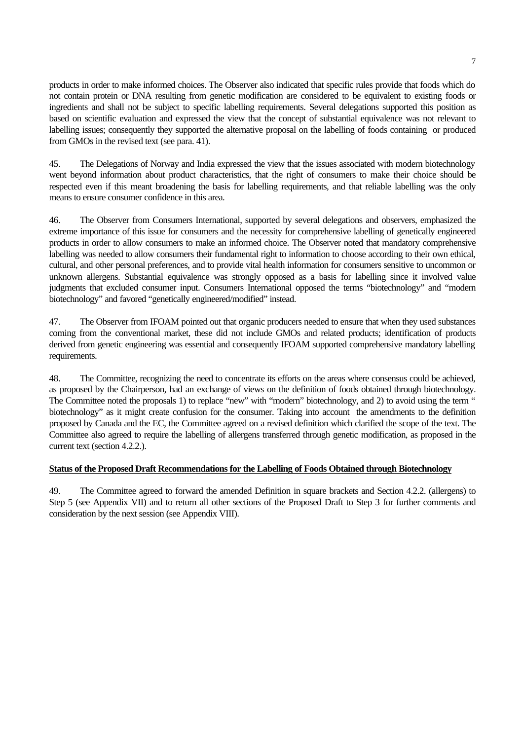products in order to make informed choices. The Observer also indicated that specific rules provide that foods which do not contain protein or DNA resulting from genetic modification are considered to be equivalent to existing foods or ingredients and shall not be subject to specific labelling requirements. Several delegations supported this position as based on scientific evaluation and expressed the view that the concept of substantial equivalence was not relevant to labelling issues; consequently they supported the alternative proposal on the labelling of foods containing or produced from GMOs in the revised text (see para. 41).

45. The Delegations of Norway and India expressed the view that the issues associated with modern biotechnology went beyond information about product characteristics, that the right of consumers to make their choice should be respected even if this meant broadening the basis for labelling requirements, and that reliable labelling was the only means to ensure consumer confidence in this area.

46. The Observer from Consumers International, supported by several delegations and observers, emphasized the extreme importance of this issue for consumers and the necessity for comprehensive labelling of genetically engineered products in order to allow consumers to make an informed choice. The Observer noted that mandatory comprehensive labelling was needed to allow consumers their fundamental right to information to choose according to their own ethical, cultural, and other personal preferences, and to provide vital health information for consumers sensitive to uncommon or unknown allergens. Substantial equivalence was strongly opposed as a basis for labelling since it involved value judgments that excluded consumer input. Consumers International opposed the terms "biotechnology" and "modern biotechnology" and favored "genetically engineered/modified" instead.

47. The Observer from IFOAM pointed out that organic producers needed to ensure that when they used substances coming from the conventional market, these did not include GMOs and related products; identification of products derived from genetic engineering was essential and consequently IFOAM supported comprehensive mandatory labelling requirements.

48. The Committee, recognizing the need to concentrate its efforts on the areas where consensus could be achieved, as proposed by the Chairperson, had an exchange of views on the definition of foods obtained through biotechnology. The Committee noted the proposals 1) to replace "new" with "modern" biotechnology, and 2) to avoid using the term " biotechnology" as it might create confusion for the consumer. Taking into account the amendments to the definition proposed by Canada and the EC, the Committee agreed on a revised definition which clarified the scope of the text. The Committee also agreed to require the labelling of allergens transferred through genetic modification, as proposed in the current text (section 4.2.2.).

**Status of the Proposed Draft Recommendations for the Labelling of Foods Obtained through Biotechnology**

49. The Committee agreed to forward the amended Definition in square brackets and Section 4.2.2. (allergens) to Step 5 (see Appendix VII) and to return all other sections of the Proposed Draft to Step 3 for further comments and consideration by the next session (see Appendix VIII).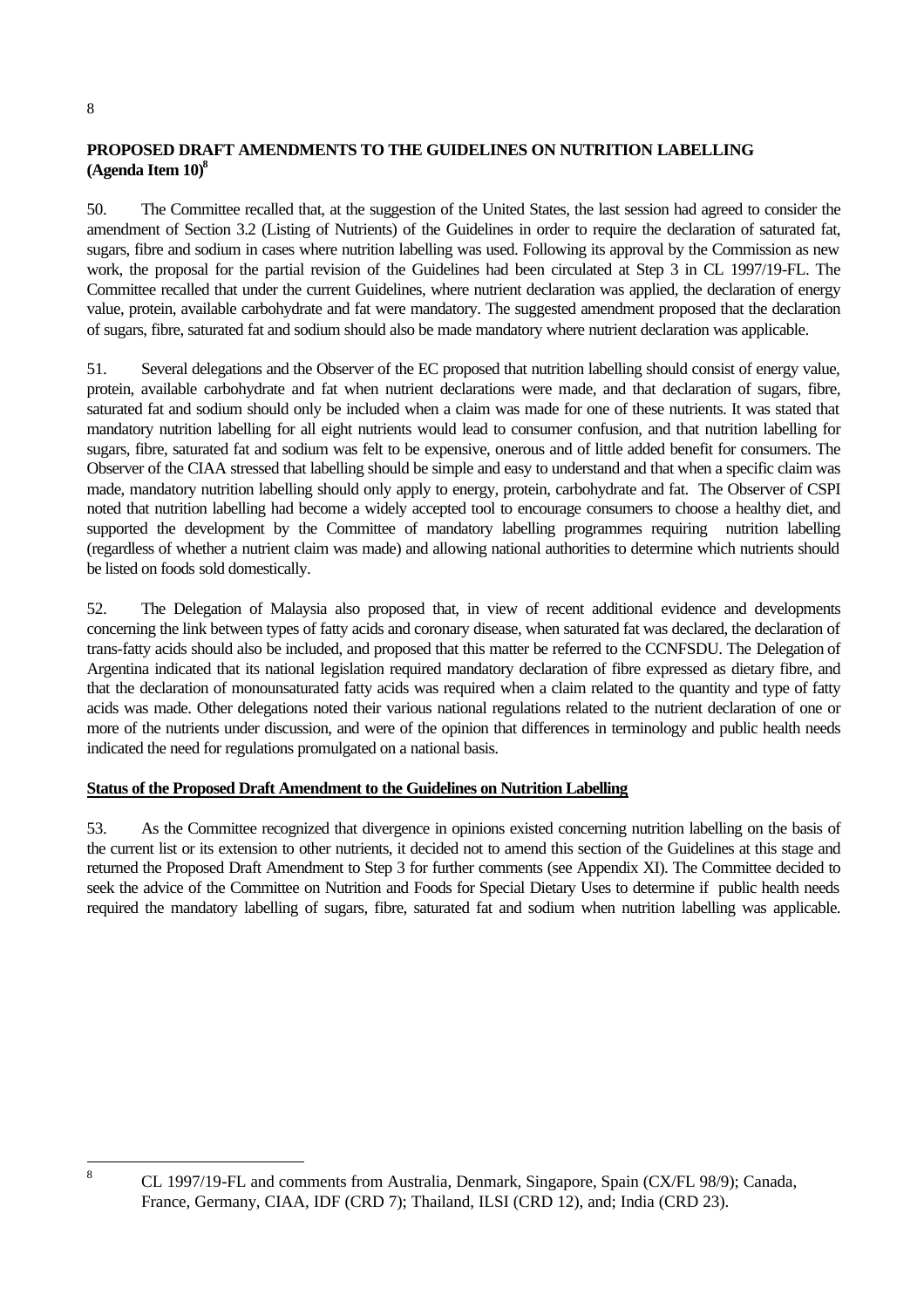## PROPOSED DRAFT AMENDMENTS TO THE GUIDELINES ON NUTRITION LABELLING (Agenda Item 10)[8]

50. The Committee recalled that, at the suggestion of the United States, the last session had agreed to consider the amendment of Section 3.2 (Listing of Nutrients) of the Guidelines in order to require the declaration of saturated fat, sugars, fibre and sodium in cases where nutrition labelling was used. Following its approval by the Commission as new work, the proposal for the partial revision of the Guidelines had been circulated at Step 3 in CL 1997/19-FL. The Committee recalled that under the current Guidelines, where nutrient declaration was applied, the declaration of energy value, protein, available carbohydrate and fat were mandatory. The suggested amendment proposed that the declaration of sugars, fibre, saturated fat and sodium should also be made mandatory where nutrient declaration was applicable.

51. Several delegations and the Observer of the EC proposed that nutrition labelling should consist of energy value, protein, available carbohydrate and fat when nutrient declarations were made, and that declaration of sugars, fibre, saturated fat and sodium should only be included when a claim was made for one of these nutrients. It was stated that mandatory nutrition labelling for all eight nutrients would lead to consumer confusion, and that nutrition labelling for sugars, fibre, saturated fat and sodium was felt to be expensive, onerous and of little added benefit for consumers. The Observer of the CIAA stressed that labelling should be simple and easy to understand and that when a specific claim was made, mandatory nutrition labelling should only apply to energy, protein, carbohydrate and fat. The Observer of CSPI noted that nutrition labelling had become a widely accepted tool to encourage consumers to choose a healthy diet, and supported the development by the Committee of mandatory labelling programmes requiring nutrition labelling (regardless of whether a nutrient claim was made) and allowing national authorities to determine which nutrients should be listed on foods sold domestically.

52. The Delegation of Malaysia also proposed that, in view of recent additional evidence and developments concerning the link between types of fatty acids and coronary disease, when saturated fat was declared, the declaration of trans-fatty acids should also be included, and proposed that this matter be referred to the CCNFSDU. The Delegation of Argentina indicated that its national legislation required mandatory declaration of fibre expressed as dietary fibre, and that the declaration of monounsaturated fatty acids was required when a claim related to the quantity and type of fatty acids was made. Other delegations noted their various national regulations related to the nutrient declaration of one or more of the nutrients under discussion, and were of the opinion that differences in terminology and public health needs indicated the need for regulations promulgated on a national basis.

**Status of the Proposed Draft Amendment to the Guidelines on Nutrition Labelling**

53. As the Committee recognized that divergence in opinions existed concerning nutrition labelling on the basis of the current list or its extension to other nutrients, it decided not to amend this section of the Guidelines at this stage and returned the Proposed Draft Amendment to Step 3 for further comments (see Appendix XI). The Committee decided to seek the advice of the Committee on Nutrition and Foods for Special Dietary Uses to determine if public health needs required the mandatory labelling of sugars, fibre, saturated fat and sodium when nutrition labelling was applicable.

---

[8] CL 1997/19-FL and comments from Australia, Denmark, Singapore, Spain (CX/FL 98/9); Canada, France, Germany, CIAA, IDF (CRD 7); Thailand, ILSI (CRD 12), and; India (CRD 23).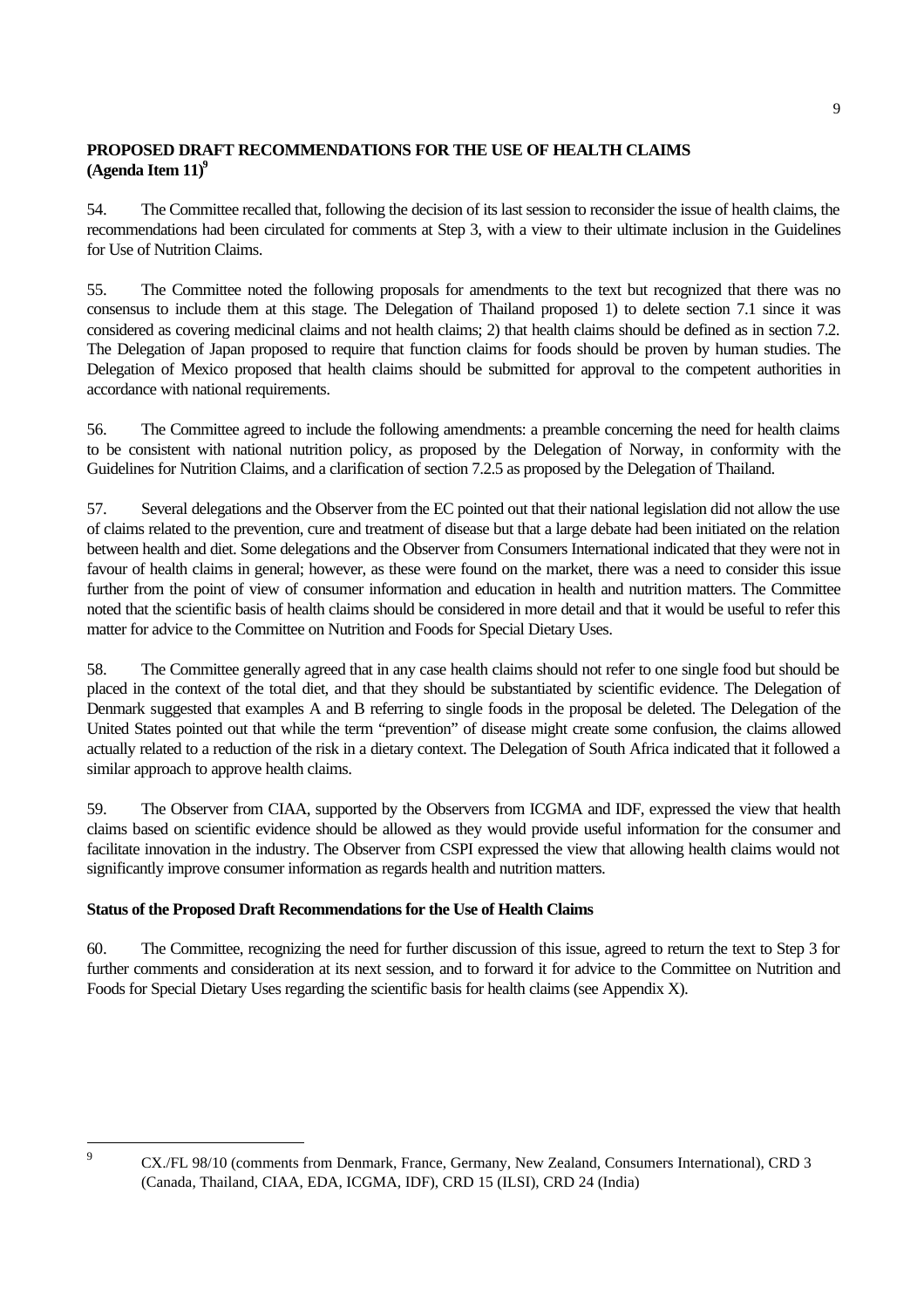## PROPOSED DRAFT RECOMMENDATIONS FOR THE USE OF HEALTH CLAIMS (Agenda Item 11)[9]

54. The Committee recalled that, following the decision of its last session to reconsider the issue of health claims, the recommendations had been circulated for comments at Step 3, with a view to their ultimate inclusion in the Guidelines for Use of Nutrition Claims.

55. The Committee noted the following proposals for amendments to the text but recognized that there was no consensus to include them at this stage. The Delegation of Thailand proposed 1) to delete section 7.1 since it was considered as covering medicinal claims and not health claims; 2) that health claims should be defined as in section 7.2. The Delegation of Japan proposed to require that function claims for foods should be proven by human studies. The Delegation of Mexico proposed that health claims should be submitted for approval to the competent authorities in accordance with national requirements.

56. The Committee agreed to include the following amendments: a preamble concerning the need for health claims to be consistent with national nutrition policy, as proposed by the Delegation of Norway, in conformity with the Guidelines for Nutrition Claims, and a clarification of section 7.2.5 as proposed by the Delegation of Thailand.

57. Several delegations and the Observer from the EC pointed out that their national legislation did not allow the use of claims related to the prevention, cure and treatment of disease but that a large debate had been initiated on the relation between health and diet. Some delegations and the Observer from Consumers International indicated that they were not in favour of health claims in general; however, as these were found on the market, there was a need to consider this issue further from the point of view of consumer information and education in health and nutrition matters. The Committee noted that the scientific basis of health claims should be considered in more detail and that it would be useful to refer this matter for advice to the Committee on Nutrition and Foods for Special Dietary Uses.

58. The Committee generally agreed that in any case health claims should not refer to one single food but should be placed in the context of the total diet, and that they should be substantiated by scientific evidence. The Delegation of Denmark suggested that examples A and B referring to single foods in the proposal be deleted. The Delegation of the United States pointed out that while the term "prevention" of disease might create some confusion, the claims allowed actually related to a reduction of the risk in a dietary context. The Delegation of South Africa indicated that it followed a similar approach to approve health claims.

59. The Observer from CIAA, supported by the Observers from ICGMA and IDF, expressed the view that health claims based on scientific evidence should be allowed as they would provide useful information for the consumer and facilitate innovation in the industry. The Observer from CSPI expressed the view that allowing health claims would not significantly improve consumer information as regards health and nutrition matters.

### Status of the Proposed Draft Recommendations for the Use of Health Claims

60. The Committee, recognizing the need for further discussion of this issue, agreed to return the text to Step 3 for further comments and consideration at its next session, and to forward it for advice to the Committee on Nutrition and Foods for Special Dietary Uses regarding the scientific basis for health claims (see Appendix X).

---

[9] CX./FL 98/10 (comments from Denmark, France, Germany, New Zealand, Consumers International), CRD 3 (Canada, Thailand, CIAA, EDA, ICGMA, IDF), CRD 15 (ILSI), CRD 24 (India)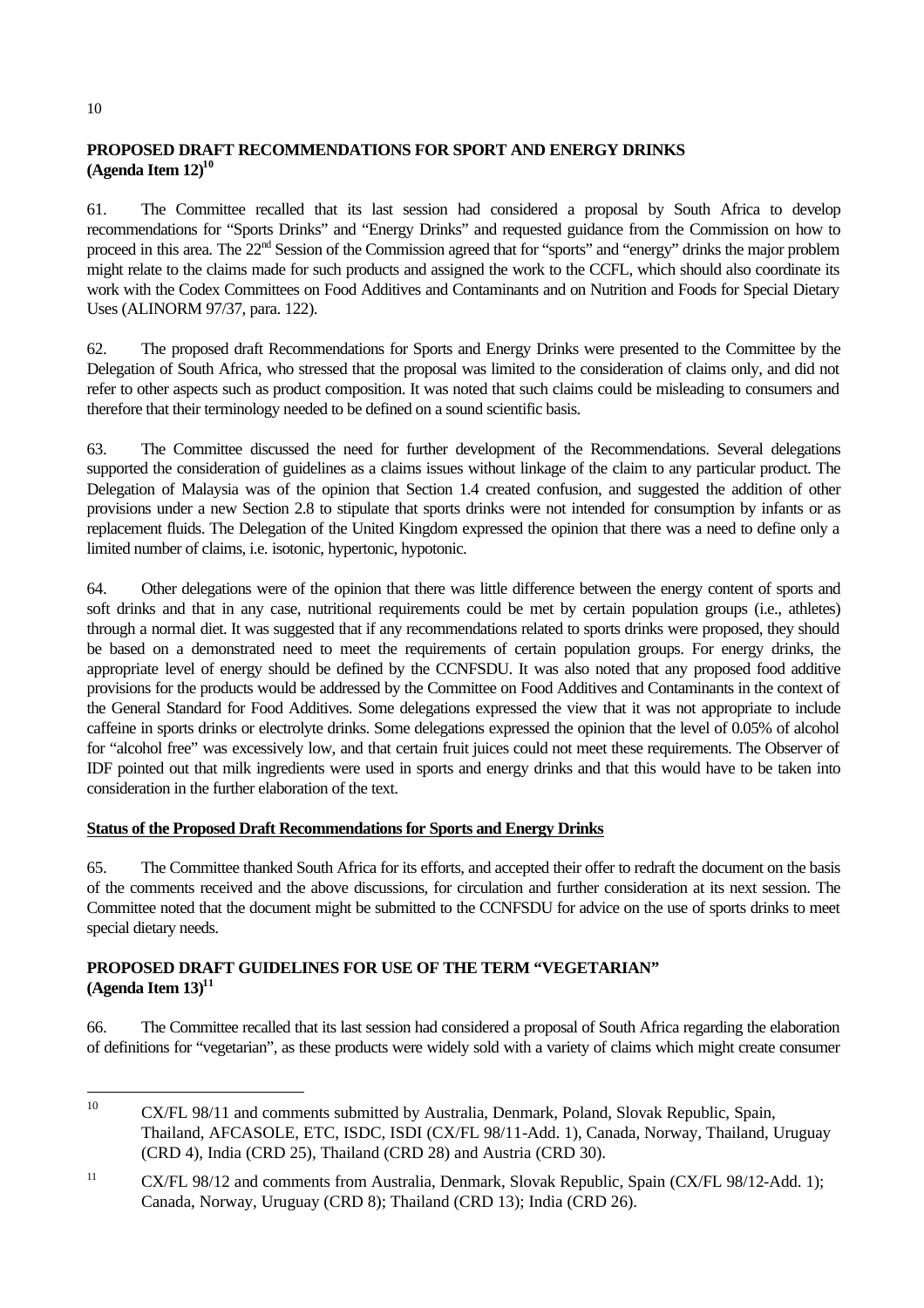## PROPOSED DRAFT RECOMMENDATIONS FOR SPORT AND ENERGY DRINKS (Agenda Item 12)[10]

61. The Committee recalled that its last session had considered a proposal by South Africa to develop recommendations for "Sports Drinks" and "Energy Drinks" and requested guidance from the Commission on how to proceed in this area. The 22nd Session of the Commission agreed that for "sports" and "energy" drinks the major problem might relate to the claims made for such products and assigned the work to the CCFL, which should also coordinate its work with the Codex Committees on Food Additives and Contaminants and on Nutrition and Foods for Special Dietary Uses (ALINORM 97/37, para. 122).

62. The proposed draft Recommendations for Sports and Energy Drinks were presented to the Committee by the Delegation of South Africa, who stressed that the proposal was limited to the consideration of claims only, and did not refer to other aspects such as product composition. It was noted that such claims could be misleading to consumers and therefore that their terminology needed to be defined on a sound scientific basis.

63. The Committee discussed the need for further development of the Recommendations. Several delegations supported the consideration of guidelines as a claims issues without linkage of the claim to any particular product. The Delegation of Malaysia was of the opinion that Section 1.4 created confusion, and suggested the addition of other provisions under a new Section 2.8 to stipulate that sports drinks were not intended for consumption by infants or as replacement fluids. The Delegation of the United Kingdom expressed the opinion that there was a need to define only a limited number of claims, i.e. isotonic, hypertonic, hypotonic.

64. Other delegations were of the opinion that there was little difference between the energy content of sports and soft drinks and that in any case, nutritional requirements could be met by certain population groups (i.e., athletes) through a normal diet. It was suggested that if any recommendations related to sports drinks were proposed, they should be based on a demonstrated need to meet the requirements of certain population groups. For energy drinks, the appropriate level of energy should be defined by the CCNFSDU. It was also noted that any proposed food additive provisions for the products would be addressed by the Committee on Food Additives and Contaminants in the context of the General Standard for Food Additives. Some delegations expressed the view that it was not appropriate to include caffeine in sports drinks or electrolyte drinks. Some delegations expressed the opinion that the level of 0.05% of alcohol for "alcohol free" was excessively low, and that certain fruit juices could not meet these requirements. The Observer of IDF pointed out that milk ingredients were used in sports and energy drinks and that this would have to be taken into consideration in the further elaboration of the text.

### Status of the Proposed Draft Recommendations for Sports and Energy Drinks

65. The Committee thanked South Africa for its efforts, and accepted their offer to redraft the document on the basis of the comments received and the above discussions, for circulation and further consideration at its next session. The Committee noted that the document might be submitted to the CCNFSDU for advice on the use of sports drinks to meet special dietary needs.

## PROPOSED DRAFT GUIDELINES FOR USE OF THE TERM "VEGETARIAN" (Agenda Item 13)[11]

66. The Committee recalled that its last session had considered a proposal of South Africa regarding the elaboration of definitions for "vegetarian", as these products were widely sold with a variety of claims which might create consumer

---

[10] CX/FL 98/11 and comments submitted by Australia, Denmark, Poland, Slovak Republic, Spain, Thailand, AFCASOLE, ETC, ISDC, ISDI (CX/FL 98/11-Add. 1), Canada, Norway, Thailand, Uruguay (CRD 4), India (CRD 25), Thailand (CRD 28) and Austria (CRD 30).

[11] CX/FL 98/12 and comments from Australia, Denmark, Slovak Republic, Spain (CX/FL 98/12-Add. 1); Canada, Norway, Uruguay (CRD 8); Thailand (CRD 13); India (CRD 26).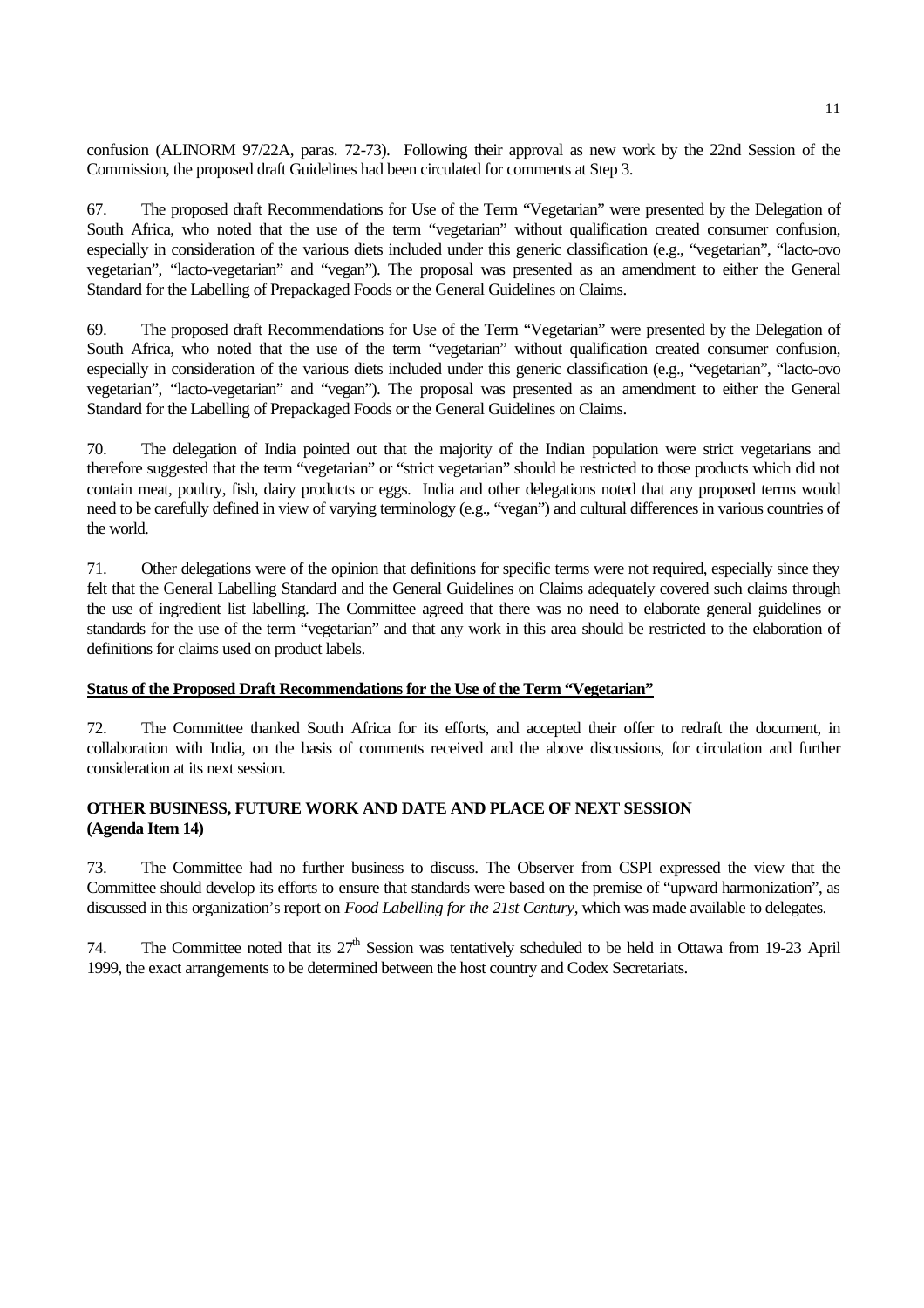confusion (ALINORM 97/22A, paras. 72-73). Following their approval as new work by the 22nd Session of the Commission, the proposed draft Guidelines had been circulated for comments at Step 3.

67. The proposed draft Recommendations for Use of the Term "Vegetarian" were presented by the Delegation of South Africa, who noted that the use of the term "vegetarian" without qualification created consumer confusion, especially in consideration of the various diets included under this generic classification (e.g., "vegetarian", "lacto-ovo vegetarian", "lacto-vegetarian" and "vegan"). The proposal was presented as an amendment to either the General Standard for the Labelling of Prepackaged Foods or the General Guidelines on Claims.

69. The proposed draft Recommendations for Use of the Term "Vegetarian" were presented by the Delegation of South Africa, who noted that the use of the term "vegetarian" without qualification created consumer confusion, especially in consideration of the various diets included under this generic classification (e.g., "vegetarian", "lacto-ovo vegetarian", "lacto-vegetarian" and "vegan"). The proposal was presented as an amendment to either the General Standard for the Labelling of Prepackaged Foods or the General Guidelines on Claims.

70. The delegation of India pointed out that the majority of the Indian population were strict vegetarians and therefore suggested that the term "vegetarian" or "strict vegetarian" should be restricted to those products which did not contain meat, poultry, fish, dairy products or eggs. India and other delegations noted that any proposed terms would need to be carefully defined in view of varying terminology (e.g., "vegan") and cultural differences in various countries of the world.

71. Other delegations were of the opinion that definitions for specific terms were not required, especially since they felt that the General Labelling Standard and the General Guidelines on Claims adequately covered such claims through the use of ingredient list labelling. The Committee agreed that there was no need to elaborate general guidelines or standards for the use of the term "vegetarian" and that any work in this area should be restricted to the elaboration of definitions for claims used on product labels.

**Status of the Proposed Draft Recommendations for the Use of the Term "Vegetarian"**

72. The Committee thanked South Africa for its efforts, and accepted their offer to redraft the document, in collaboration with India, on the basis of comments received and the above discussions, for circulation and further consideration at its next session.

## OTHER BUSINESS, FUTURE WORK AND DATE AND PLACE OF NEXT SESSION (Agenda Item 14)

73. The Committee had no further business to discuss. The Observer from CSPI expressed the view that the Committee should develop its efforts to ensure that standards were based on the premise of "upward harmonization", as discussed in this organization's report on *Food Labelling for the 21st Century*, which was made available to delegates.

74. The Committee noted that its 27th Session was tentatively scheduled to be held in Ottawa from 19-23 April 1999, the exact arrangements to be determined between the host country and Codex Secretariats.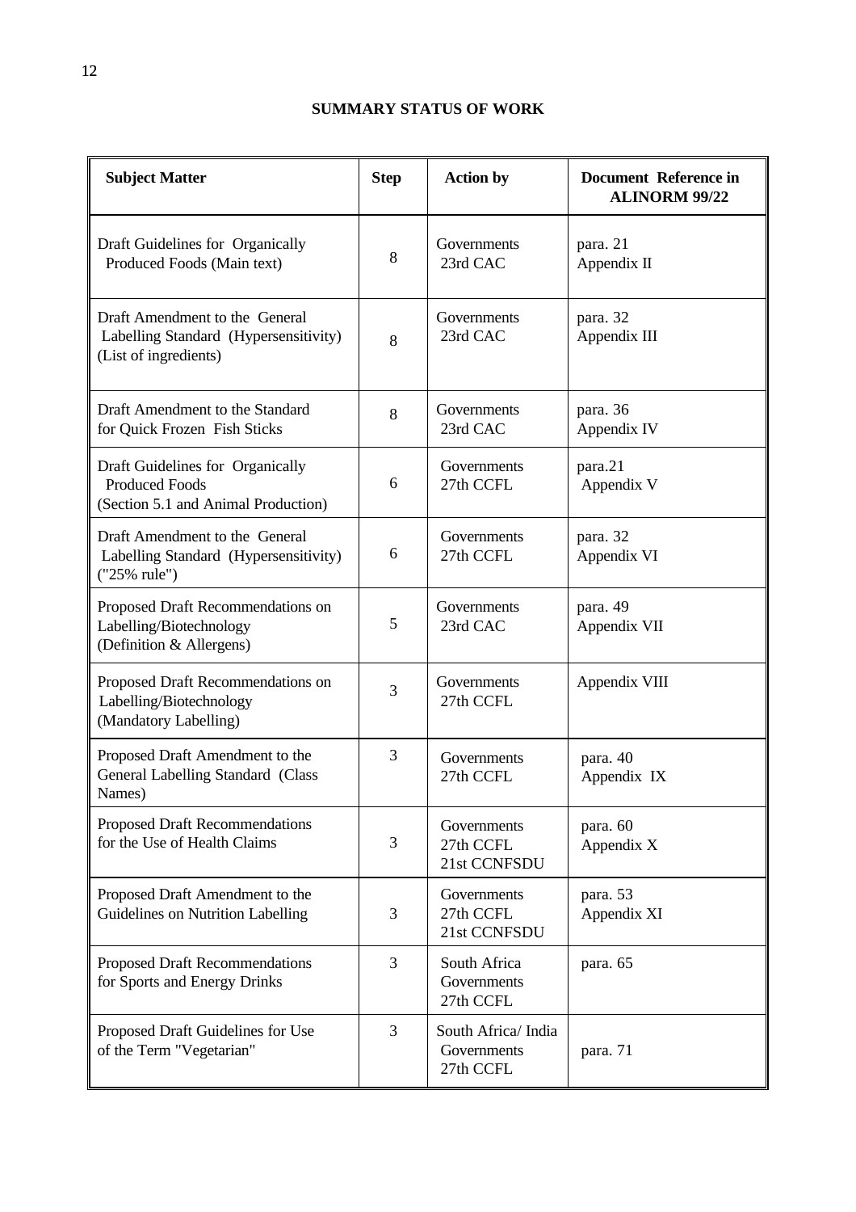## SUMMARY STATUS OF WORK

| Subject Matter | Step | Action by | Document Reference in ALINORM 99/22 |
|---|---|---|---|
| Draft Guidelines for Organically Produced Foods (Main text) | 8 | Governments 23rd CAC | para. 21 Appendix II |
| Draft Amendment to the General Labelling Standard (Hypersensitivity) (List of ingredients) | 8 | Governments 23rd CAC | para. 32 Appendix III |
| Draft Amendment to the Standard for Quick Frozen Fish Sticks | 8 | Governments 23rd CAC | para. 36 Appendix IV |
| Draft Guidelines for Organically Produced Foods (Section 5.1 and Animal Production) | 6 | Governments 27th CCFL | para.21 Appendix V |
| Draft Amendment to the General Labelling Standard (Hypersensitivity) ("25% rule") | 6 | Governments 27th CCFL | para. 32 Appendix VI |
| Proposed Draft Recommendations on Labelling/Biotechnology (Definition & Allergens) | 5 | Governments 23rd CAC | para. 49 Appendix VII |
| Proposed Draft Recommendations on Labelling/Biotechnology (Mandatory Labelling) | 3 | Governments 27th CCFL | Appendix VIII |
| Proposed Draft Amendment to the General Labelling Standard (Class Names) | 3 | Governments 27th CCFL | para. 40 Appendix IX |
| Proposed Draft Recommendations for the Use of Health Claims | 3 | Governments 27th CCFL 21st CCNFSDU | para. 60 Appendix X |
| Proposed Draft Amendment to the Guidelines on Nutrition Labelling | 3 | Governments 27th CCFL 21st CCNFSDU | para. 53 Appendix XI |
| Proposed Draft Recommendations for Sports and Energy Drinks | 3 | South Africa Governments 27th CCFL | para. 65 |
| Proposed Draft Guidelines for Use of the Term "Vegetarian" | 3 | South Africa/ India Governments 27th CCFL | para. 71 |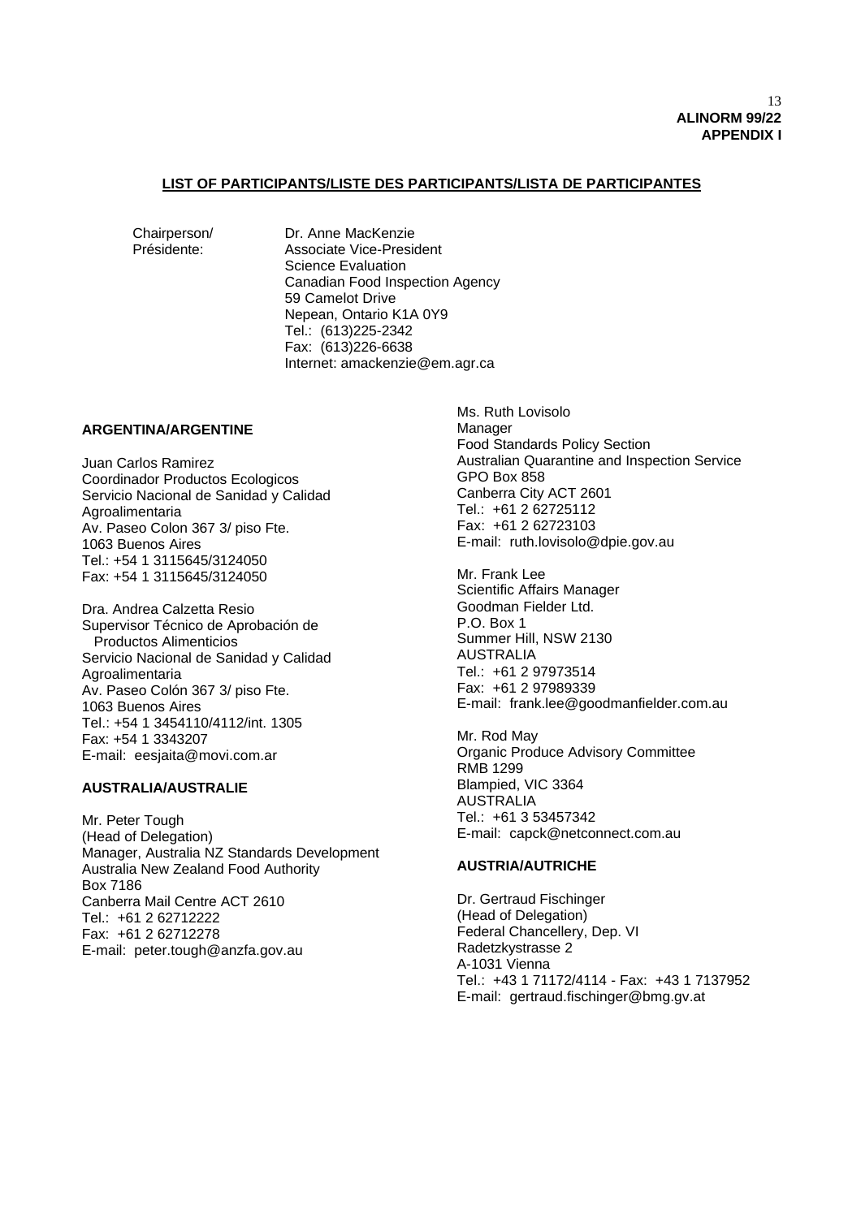**LIST OF PARTICIPANTS/LISTE DES PARTICIPANTS/LISTA DE PARTICIPANTES**

Chairperson/
Présidente:

Dr. Anne MacKenzie
Associate Vice-President
Science Evaluation
Canadian Food Inspection Agency
59 Camelot Drive
Nepean, Ontario K1A 0Y9
Tel.: (613)225-2342
Fax: (613)226-6638
Internet: amackenzie@em.agr.ca

**ARGENTINA/ARGENTINE**

Juan Carlos Ramirez
Coordinador Productos Ecologicos
Servicio Nacional de Sanidad y Calidad Agroalimentaria
Av. Paseo Colon 367 3/ piso Fte.
1063 Buenos Aires
Tel.: +54 1 3115645/3124050
Fax: +54 1 3115645/3124050

Dra. Andrea Calzetta Resio
Supervisor Técnico de Aprobación de Productos Alimenticios
Servicio Nacional de Sanidad y Calidad Agroalimentaria
Av. Paseo Colón 367 3/ piso Fte.
1063 Buenos Aires
Tel.: +54 1 3454110/4112/int. 1305
Fax: +54 1 3343207
E-mail: eesjaita@movi.com.ar

**AUSTRALIA/AUSTRALIE**

Mr. Peter Tough
(Head of Delegation)
Manager, Australia NZ Standards Development
Australia New Zealand Food Authority
Box 7186
Canberra Mail Centre ACT 2610
Tel.: +61 2 62712222
Fax: +61 2 62712278
E-mail: peter.tough@anzfa.gov.au

Ms. Ruth Lovisolo
Manager
Food Standards Policy Section
Australian Quarantine and Inspection Service
GPO Box 858
Canberra City ACT 2601
Tel.: +61 2 62725112
Fax: +61 2 62723103
E-mail: ruth.lovisolo@dpie.gov.au

Mr. Frank Lee
Scientific Affairs Manager
Goodman Fielder Ltd.
P.O. Box 1
Summer Hill, NSW 2130
AUSTRALIA
Tel.: +61 2 97973514
Fax: +61 2 97989339
E-mail: frank.lee@goodmanfielder.com.au

Mr. Rod May
Organic Produce Advisory Committee
RMB 1299
Blampied, VIC 3364
AUSTRALIA
Tel.: +61 3 53457342
E-mail: capck@netconnect.com.au

**AUSTRIA/AUTRICHE**

Dr. Gertraud Fischinger
(Head of Delegation)
Federal Chancellery, Dep. VI
Radetzkystrasse 2
A-1031 Vienna
Tel.: +43 1 71172/4114 - Fax: +43 1 7137952
E-mail: gertraud.fischinger@bmg.gv.at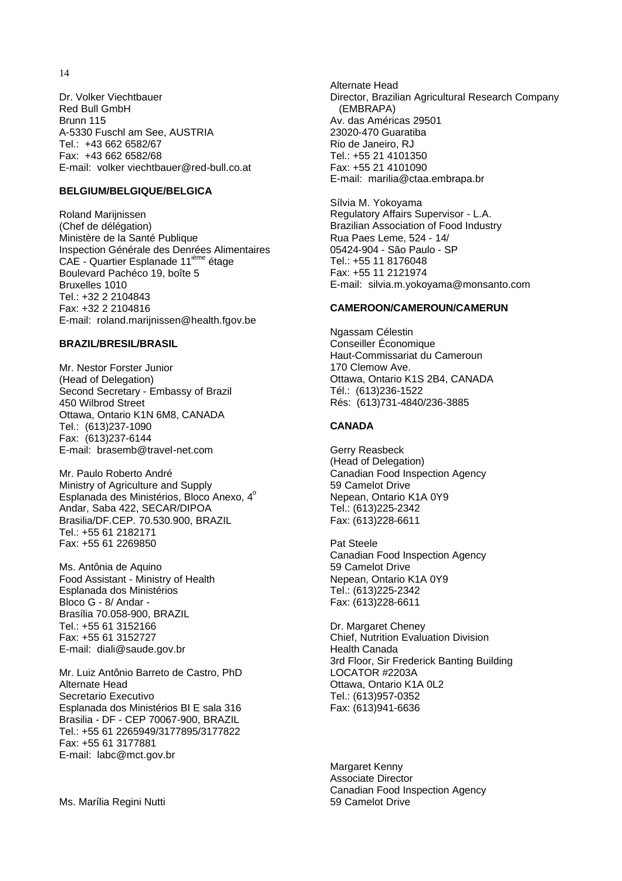Dr. Volker Viechtbauer
Red Bull GmbH
Brunn 115
A-5330 Fuschl am See, AUSTRIA
Tel.: +43 662 6582/67
Fax: +43 662 6582/68
E-mail: volker viechtbauer@red-bull.co.at

**BELGIUM/BELGIQUE/BELGICA**

Roland Marijnissen
(Chef de délégation)
Ministère de la Santé Publique
Inspection Générale des Denrées Alimentaires
CAE - Quartier Esplanade 11[ième] étage
Boulevard Pachéco 19, boîte 5
Bruxelles 1010
Tel.: +32 2 2104843
Fax: +32 2 2104816
E-mail: roland.marijnissen@health.fgov.be

**BRAZIL/BRESIL/BRASIL**

Mr. Nestor Forster Junior
(Head of Delegation)
Second Secretary - Embassy of Brazil
450 Wilbrod Street
Ottawa, Ontario K1N 6M8, CANADA
Tel.: (613)237-1090
Fax: (613)237-6144
E-mail: brasemb@travel-net.com

Mr. Paulo Roberto André
Ministry of Agriculture and Supply
Esplanada des Ministérios, Bloco Anexo, 4º Andar, Saba 422, SECAR/DIPOA
Brasilia/DF.CEP. 70.530.900, BRAZIL
Tel.: +55 61 2182171
Fax: +55 61 2269850

Ms. Antônia de Aquino
Food Assistant - Ministry of Health
Esplanada dos Ministérios
Bloco G - 8/ Andar -
Brasília 70.058-900, BRAZIL
Tel.: +55 61 3152166
Fax: +55 61 3152727
E-mail: diali@saude.gov.br

Mr. Luiz Antônio Barreto de Castro, PhD
Alternate Head
Secretario Executivo
Esplanada dos Ministérios BI E sala 316
Brasilia - DF - CEP 70067-900, BRAZIL
Tel.: +55 61 2265949/3177895/3177822
Fax: +55 61 3177881
E-mail: labc@mct.gov.br

Ms. Marília Regini Nutti
Alternate Head
Director, Brazilian Agricultural Research Company (EMBRAPA)
Av. das Américas 29501
23020-470 Guaratiba
Rio de Janeiro, RJ
Tel.: +55 21 4101350
Fax: +55 21 4101090
E-mail: marilia@ctaa.embrapa.br

Sílvia M. Yokoyama
Regulatory Affairs Supervisor - L.A.
Brazilian Association of Food Industry
Rua Paes Leme, 524 - 14/
05424-904 - São Paulo - SP
Tel.: +55 11 8176048
Fax: +55 11 2121974
E-mail: silvia.m.yokoyama@monsanto.com

**CAMEROON/CAMEROUN/CAMERUN**

Ngassam Célestin
Conseiller Économique
Haut-Commissariat du Cameroun
170 Clemow Ave.
Ottawa, Ontario K1S 2B4, CANADA
Tél.: (613)236-1522
Rés: (613)731-4840/236-3885

**CANADA**

Gerry Reasbeck
(Head of Delegation)
Canadian Food Inspection Agency
59 Camelot Drive
Nepean, Ontario K1A 0Y9
Tel.: (613)225-2342
Fax: (613)228-6611

Pat Steele
Canadian Food Inspection Agency
59 Camelot Drive
Nepean, Ontario K1A 0Y9
Tel.: (613)225-2342
Fax: (613)228-6611

Dr. Margaret Cheney
Chief, Nutrition Evaluation Division
Health Canada
3rd Floor, Sir Frederick Banting Building
LOCATOR #2203A
Ottawa, Ontario K1A 0L2
Tel.: (613)957-0352
Fax: (613)941-6636

Margaret Kenny
Associate Director
Canadian Food Inspection Agency
59 Camelot Drive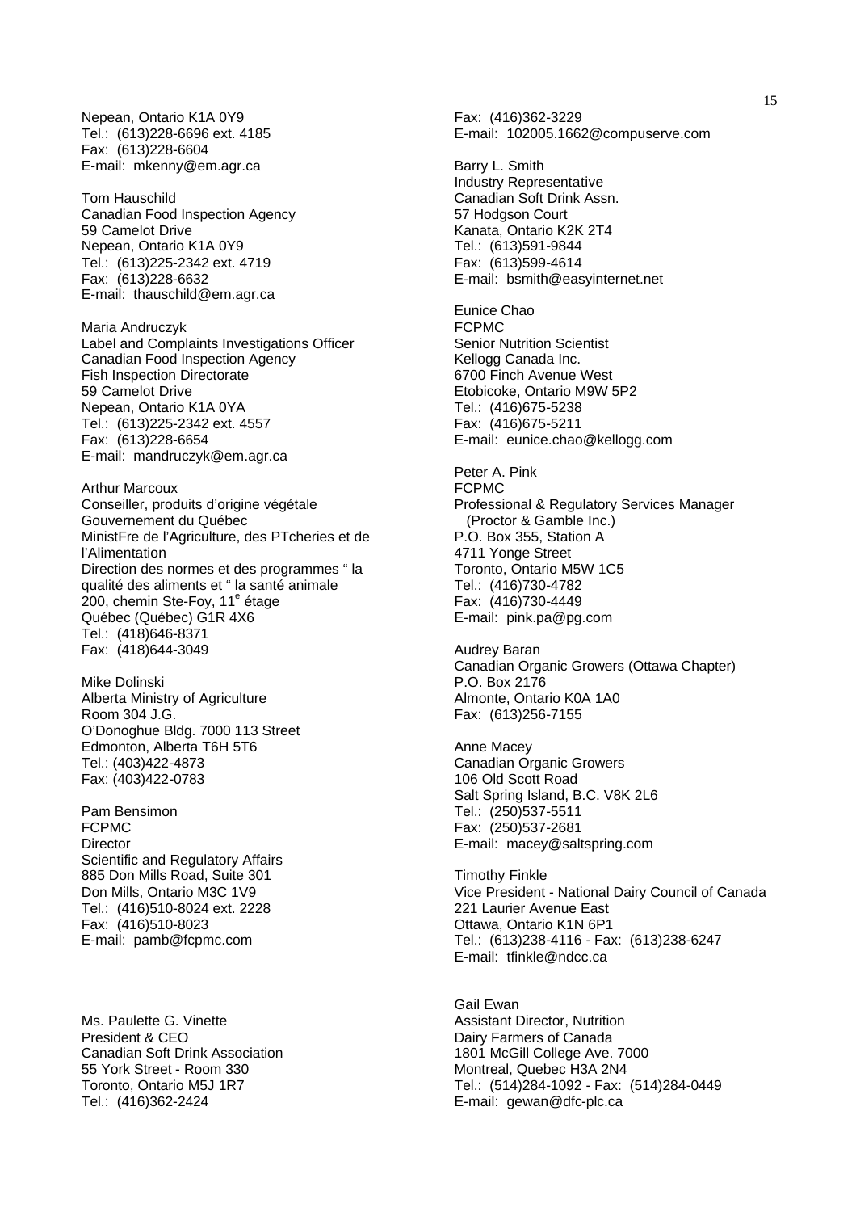Nepean, Ontario K1A 0Y9
Tel.: (613)228-6696 ext. 4185
Fax: (613)228-6604
E-mail: mkenny@em.agr.ca

Tom Hauschild
Canadian Food Inspection Agency
59 Camelot Drive
Nepean, Ontario K1A 0Y9
Tel.: (613)225-2342 ext. 4719
Fax: (613)228-6632
E-mail: thauschild@em.agr.ca

Maria Andruczyk
Label and Complaints Investigations Officer
Canadian Food Inspection Agency
Fish Inspection Directorate
59 Camelot Drive
Nepean, Ontario K1A 0YA
Tel.: (613)225-2342 ext. 4557
Fax: (613)228-6654
E-mail: mandruczyk@em.agr.ca

Arthur Marcoux
Conseiller, produits d'origine végétale
Gouvernement du Québec
MinistFre de l'Agriculture, des PTcheries et de l'Alimentation
Direction des normes et des programmes " la qualité des aliments et " la santé animale
200, chemin Ste-Foy, 11[e] étage
Québec (Québec) G1R 4X6
Tel.: (418)646-8371
Fax: (418)644-3049

Mike Dolinski
Alberta Ministry of Agriculture
Room 304 J.G.
O'Donoghue Bldg. 7000 113 Street
Edmonton, Alberta T6H 5T6
Tel.: (403)422-4873
Fax: (403)422-0783

Pam Bensimon
FCPMC
Director
Scientific and Regulatory Affairs
885 Don Mills Road, Suite 301
Don Mills, Ontario M3C 1V9
Tel.: (416)510-8024 ext. 2228
Fax: (416)510-8023
E-mail: pamb@fcpmc.com

Ms. Paulette G. Vinette
President & CEO
Canadian Soft Drink Association
55 York Street - Room 330
Toronto, Ontario M5J 1R7
Tel.: (416)362-2424
Fax: (416)362-3229
E-mail: 102005.1662@compuserve.com

Barry L. Smith
Industry Representative
Canadian Soft Drink Assn.
57 Hodgson Court
Kanata, Ontario K2K 2T4
Tel.: (613)591-9844
Fax: (613)599-4614
E-mail: bsmith@easyinternet.net

Eunice Chao
FCPMC
Senior Nutrition Scientist
Kellogg Canada Inc.
6700 Finch Avenue West
Etobicoke, Ontario M9W 5P2
Tel.: (416)675-5238
Fax: (416)675-5211
E-mail: eunice.chao@kellogg.com

Peter A. Pink
FCPMC
Professional & Regulatory Services Manager (Proctor & Gamble Inc.)
P.O. Box 355, Station A
4711 Yonge Street
Toronto, Ontario M5W 1C5
Tel.: (416)730-4782
Fax: (416)730-4449
E-mail: pink.pa@pg.com

Audrey Baran
Canadian Organic Growers (Ottawa Chapter)
P.O. Box 2176
Almonte, Ontario K0A 1A0
Fax: (613)256-7155

Anne Macey
Canadian Organic Growers
106 Old Scott Road
Salt Spring Island, B.C. V8K 2L6
Tel.: (250)537-5511
Fax: (250)537-2681
E-mail: macey@saltspring.com

Timothy Finkle
Vice President - National Dairy Council of Canada
221 Laurier Avenue East
Ottawa, Ontario K1N 6P1
Tel.: (613)238-4116 - Fax: (613)238-6247
E-mail: tfinkle@ndcc.ca

Gail Ewan
Assistant Director, Nutrition
Dairy Farmers of Canada
1801 McGill College Ave. 7000
Montreal, Quebec H3A 2N4
Tel.: (514)284-1092 - Fax: (514)284-0449
E-mail: gewan@dfc-plc.ca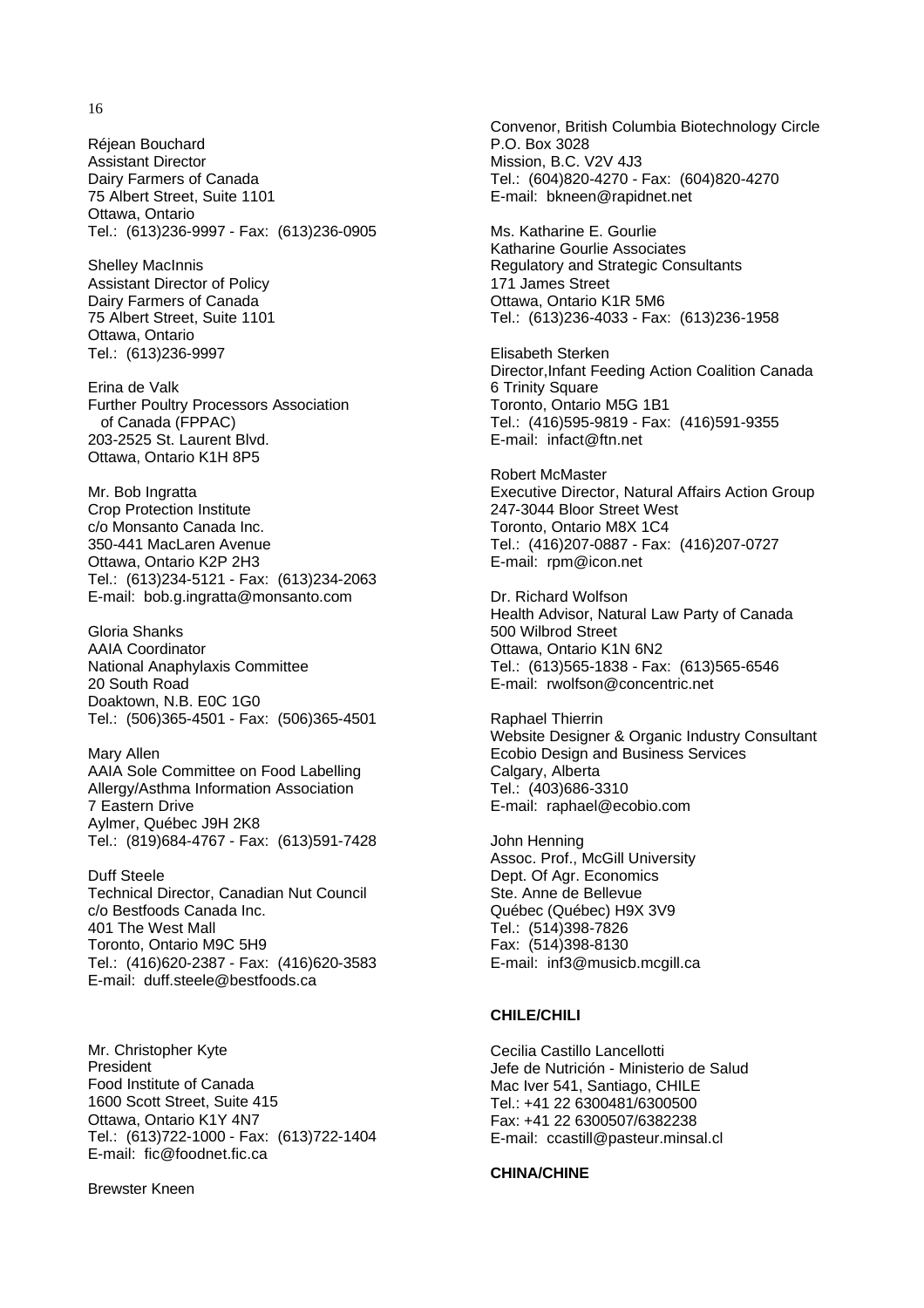Réjean Bouchard
Assistant Director
Dairy Farmers of Canada
75 Albert Street, Suite 1101
Ottawa, Ontario
Tel.: (613)236-9997 - Fax: (613)236-0905

Shelley MacInnis
Assistant Director of Policy
Dairy Farmers of Canada
75 Albert Street, Suite 1101
Ottawa, Ontario
Tel.: (613)236-9997

Erina de Valk
Further Poultry Processors Association of Canada (FPPAC)
203-2525 St. Laurent Blvd.
Ottawa, Ontario K1H 8P5

Mr. Bob Ingratta
Crop Protection Institute
c/o Monsanto Canada Inc.
350-441 MacLaren Avenue
Ottawa, Ontario K2P 2H3
Tel.: (613)234-5121 - Fax: (613)234-2063
E-mail: bob.g.ingratta@monsanto.com

Gloria Shanks
AAIA Coordinator
National Anaphylaxis Committee
20 South Road
Doaktown, N.B. E0C 1G0
Tel.: (506)365-4501 - Fax: (506)365-4501

Mary Allen
AAIA Sole Committee on Food Labelling
Allergy/Asthma Information Association
7 Eastern Drive
Aylmer, Québec J9H 2K8
Tel.: (819)684-4767 - Fax: (613)591-7428

Duff Steele
Technical Director, Canadian Nut Council
c/o Bestfoods Canada Inc.
401 The West Mall
Toronto, Ontario M9C 5H9
Tel.: (416)620-2387 - Fax: (416)620-3583
E-mail: duff.steele@bestfoods.ca

Mr. Christopher Kyte
President
Food Institute of Canada
1600 Scott Street, Suite 415
Ottawa, Ontario K1Y 4N7
Tel.: (613)722-1000 - Fax: (613)722-1404
E-mail: fic@foodnet.fic.ca

Brewster Kneen
Convenor, British Columbia Biotechnology Circle
P.O. Box 3028
Mission, B.C. V2V 4J3
Tel.: (604)820-4270 - Fax: (604)820-4270
E-mail: bkneen@rapidnet.net

Ms. Katharine E. Gourlie
Katharine Gourlie Associates
Regulatory and Strategic Consultants
171 James Street
Ottawa, Ontario K1R 5M6
Tel.: (613)236-4033 - Fax: (613)236-1958

Elisabeth Sterken
Director,Infant Feeding Action Coalition Canada
6 Trinity Square
Toronto, Ontario M5G 1B1
Tel.: (416)595-9819 - Fax: (416)591-9355
E-mail: infact@ftn.net

Robert McMaster
Executive Director, Natural Affairs Action Group
247-3044 Bloor Street West
Toronto, Ontario M8X 1C4
Tel.: (416)207-0887 - Fax: (416)207-0727
E-mail: rpm@icon.net

Dr. Richard Wolfson
Health Advisor, Natural Law Party of Canada
500 Wilbrod Street
Ottawa, Ontario K1N 6N2
Tel.: (613)565-1838 - Fax: (613)565-6546
E-mail: rwolfson@concentric.net

Raphael Thierrin
Website Designer & Organic Industry Consultant
Ecobio Design and Business Services
Calgary, Alberta
Tel.: (403)686-3310
E-mail: raphael@ecobio.com

John Henning
Assoc. Prof., McGill University
Dept. Of Agr. Economics
Ste. Anne de Bellevue
Québec (Québec) H9X 3V9
Tel.: (514)398-7826
Fax: (514)398-8130
E-mail: inf3@musicb.mcgill.ca

**CHILE/CHILI**

Cecilia Castillo Lancellotti
Jefe de Nutrición - Ministerio de Salud
Mac Iver 541, Santiago, CHILE
Tel.: +41 22 6300481/6300500
Fax: +41 22 6300507/6382238
E-mail: ccastill@pasteur.minsal.cl

**CHINA/CHINE**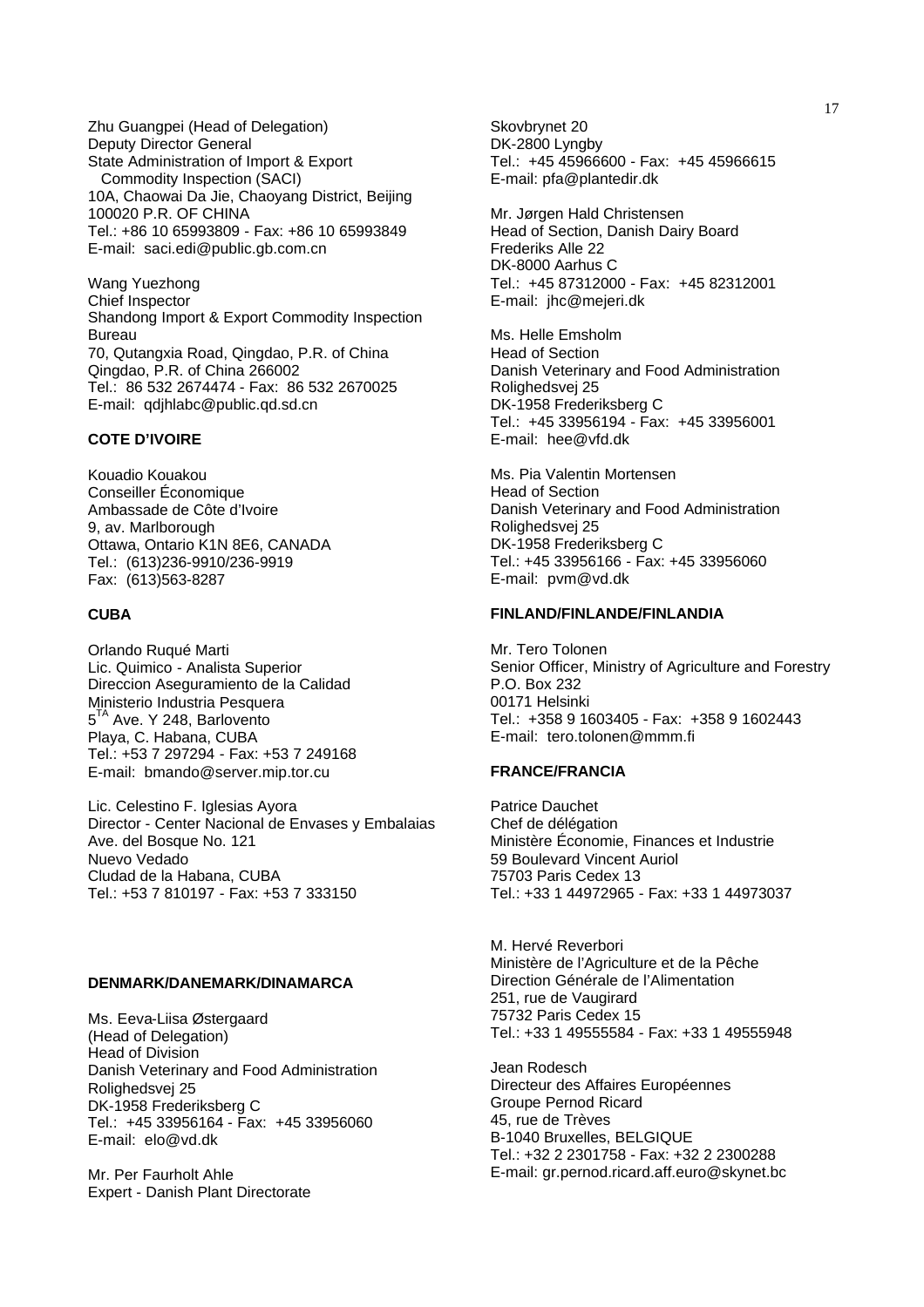Zhu Guangpei (Head of Delegation)
Deputy Director General
State Administration of Import & Export Commodity Inspection (SACI)
10A, Chaowai Da Jie, Chaoyang District, Beijing
100020 P.R. OF CHINA
Tel.: +86 10 65993809 - Fax: +86 10 65993849
E-mail: saci.edi@public.gb.com.cn

Wang Yuezhong
Chief Inspector
Shandong Import & Export Commodity Inspection Bureau
70, Qutangxia Road, Qingdao, P.R. of China
Qingdao, P.R. of China 266002
Tel.: 86 532 2674474 - Fax: 86 532 2670025
E-mail: qdjhlabc@public.qd.sd.cn

**COTE D'IVOIRE**

Kouadio Kouakou
Conseiller Économique
Ambassade de Côte d'Ivoire
9, av. Marlborough
Ottawa, Ontario K1N 8E6, CANADA
Tel.: (613)236-9910/236-9919
Fax: (613)563-8287

**CUBA**

Orlando Ruqué Marti
Lic. Quimico - Analista Superior
Direccion Aseguramiento de la Calidad
Ministerio Industria Pesquera
5[TA] Ave. Y 248, Barlovento
Playa, C. Habana, CUBA
Tel.: +53 7 297294 - Fax: +53 7 249168
E-mail: bmando@server.mip.tor.cu

Lic. Celestino F. Iglesias Ayora
Director - Center Nacional de Envases y Embalaias
Ave. del Bosque No. 121
Nuevo Vedado
Cludad de la Habana, CUBA
Tel.: +53 7 810197 - Fax: +53 7 333150

**DENMARK/DANEMARK/DINAMARCA**

Ms. Eeva-Liisa Østergaard
(Head of Delegation)
Head of Division
Danish Veterinary and Food Administration
Rolighedsvej 25
DK-1958 Frederiksberg C
Tel.: +45 33956164 - Fax: +45 33956060
E-mail: elo@vd.dk

Mr. Per Faurholt Ahle
Expert - Danish Plant Directorate
Skovbrynet 20
DK-2800 Lyngby
Tel.: +45 45966600 - Fax: +45 45966615
E-mail: pfa@plantedir.dk

Mr. Jørgen Hald Christensen
Head of Section, Danish Dairy Board
Frederiks Alle 22
DK-8000 Aarhus C
Tel.: +45 87312000 - Fax: +45 82312001
E-mail: jhc@mejeri.dk

Ms. Helle Emsholm
Head of Section
Danish Veterinary and Food Administration
Rolighedsvej 25
DK-1958 Frederiksberg C
Tel.: +45 33956194 - Fax: +45 33956001
E-mail: hee@vfd.dk

Ms. Pia Valentin Mortensen
Head of Section
Danish Veterinary and Food Administration
Rolighedsvej 25
DK-1958 Frederiksberg C
Tel.: +45 33956166 - Fax: +45 33956060
E-mail: pvm@vd.dk

**FINLAND/FINLANDE/FINLANDIA**

Mr. Tero Tolonen
Senior Officer, Ministry of Agriculture and Forestry
P.O. Box 232
00171 Helsinki
Tel.: +358 9 1603405 - Fax: +358 9 1602443
E-mail: tero.tolonen@mmm.fi

**FRANCE/FRANCIA**

Patrice Dauchet
Chef de délégation
Ministère Économie, Finances et Industrie
59 Boulevard Vincent Auriol
75703 Paris Cedex 13
Tel.: +33 1 44972965 - Fax: +33 1 44973037

M. Hervé Reverbori
Ministère de l'Agriculture et de la Pêche
Direction Générale de l'Alimentation
251, rue de Vaugirard
75732 Paris Cedex 15
Tel.: +33 1 49555584 - Fax: +33 1 49555948

Jean Rodesch
Directeur des Affaires Européennes
Groupe Pernod Ricard
45, rue de Trèves
B-1040 Bruxelles, BELGIQUE
Tel.: +32 2 2301758 - Fax: +32 2 2300288
E-mail: gr.pernod.ricard.aff.euro@skynet.bc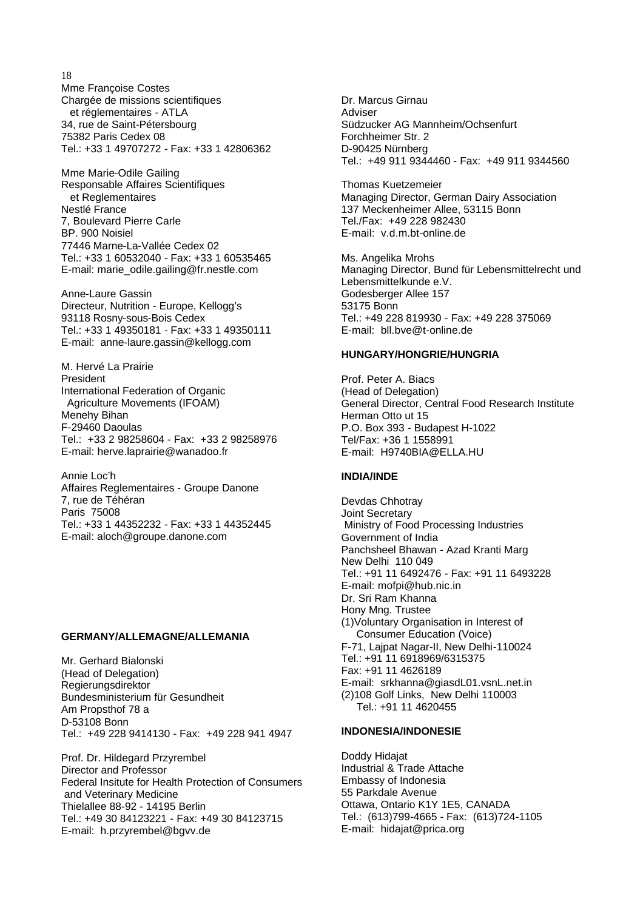Mme Françoise Costes
Chargée de missions scientifiques
et réglementaires - ATLA
34, rue de Saint-Pétersbourg
75382 Paris Cedex 08
Tel.: +33 1 49707272 - Fax: +33 1 42806362

Mme Marie-Odile Gailing
Responsable Affaires Scientifiques
et Reglementaires
Nestlé France
7, Boulevard Pierre Carle
BP. 900 Noisiel
77446 Marne-La-Vallée Cedex 02
Tel.: +33 1 60532040 - Fax: +33 1 60535465
E-mail: marie_odile.gailing@fr.nestle.com

Anne-Laure Gassin
Directeur, Nutrition - Europe, Kellogg's
93118 Rosny-sous-Bois Cedex
Tel.: +33 1 49350181 - Fax: +33 1 49350111
E-mail: anne-laure.gassin@kellogg.com

M. Hervé La Prairie
President
International Federation of Organic
Agriculture Movements (IFOAM)
Menehy Bihan
F-29460 Daoulas
Tel.: +33 2 98258604 - Fax: +33 2 98258976
E-mail: herve.laprairie@wanadoo.fr

Annie Loc'h
Affaires Reglementaires - Groupe Danone
7, rue de Téhéran
Paris 75008
Tel.: +33 1 44352232 - Fax: +33 1 44352445
E-mail: aloch@groupe.danone.com

**GERMANY/ALLEMAGNE/ALLEMANIA**

Mr. Gerhard Bialonski
(Head of Delegation)
Regierungsdirektor
Bundesministerium für Gesundheit
Am Propsthof 78 a
D-53108 Bonn
Tel.: +49 228 9414130 - Fax: +49 228 941 4947

Prof. Dr. Hildegard Przyrembel
Director and Professor
Federal Insitute for Health Protection of Consumers
and Veterinary Medicine
Thielallee 88-92 - 14195 Berlin
Tel.: +49 30 84123221 - Fax: +49 30 84123715
E-mail: h.przyrembel@bgvv.de

Dr. Marcus Girnau
Adviser
Südzucker AG Mannheim/Ochsenfurt
Forchheimer Str. 2
D-90425 Nürnberg
Tel.: +49 911 9344460 - Fax: +49 911 9344560

Thomas Kuetzemeier
Managing Director, German Dairy Association
137 Meckenheimer Allee, 53115 Bonn
Tel./Fax: +49 228 982430
E-mail: v.d.m.bt-online.de

Ms. Angelika Mrohs
Managing Director, Bund für Lebensmittelrecht und Lebensmittelkunde e.V.
Godesberger Allee 157
53175 Bonn
Tel.: +49 228 819930 - Fax: +49 228 375069
E-mail: bll.bve@t-online.de

**HUNGARY/HONGRIE/HUNGRIA**

Prof. Peter A. Biacs
(Head of Delegation)
General Director, Central Food Research Institute
Herman Otto ut 15
P.O. Box 393 - Budapest H-1022
Tel/Fax: +36 1 1558991
E-mail: H9740BIA@ELLA.HU

**INDIA/INDE**

Devdas Chhotray
Joint Secretary
Ministry of Food Processing Industries
Government of India
Panchsheel Bhawan - Azad Kranti Marg
New Delhi 110 049
Tel.: +91 11 6492476 - Fax: +91 11 6493228
E-mail: mofpi@hub.nic.in
Dr. Sri Ram Khanna
Hony Mng. Trustee
(1)Voluntary Organisation in Interest of
Consumer Education (Voice)
F-71, Lajpat Nagar-II, New Delhi-110024
Tel.: +91 11 6918969/6315375
Fax: +91 11 4626189
E-mail: srkhanna@giasdL01.vsnL.net.in
(2)108 Golf Links, New Delhi 110003
Tel.: +91 11 4620455

**INDONESIA/INDONESIE**

Doddy Hidajat
Industrial & Trade Attache
Embassy of Indonesia
55 Parkdale Avenue
Ottawa, Ontario K1Y 1E5, CANADA
Tel.: (613)799-4665 - Fax: (613)724-1105
E-mail: hidajat@prica.org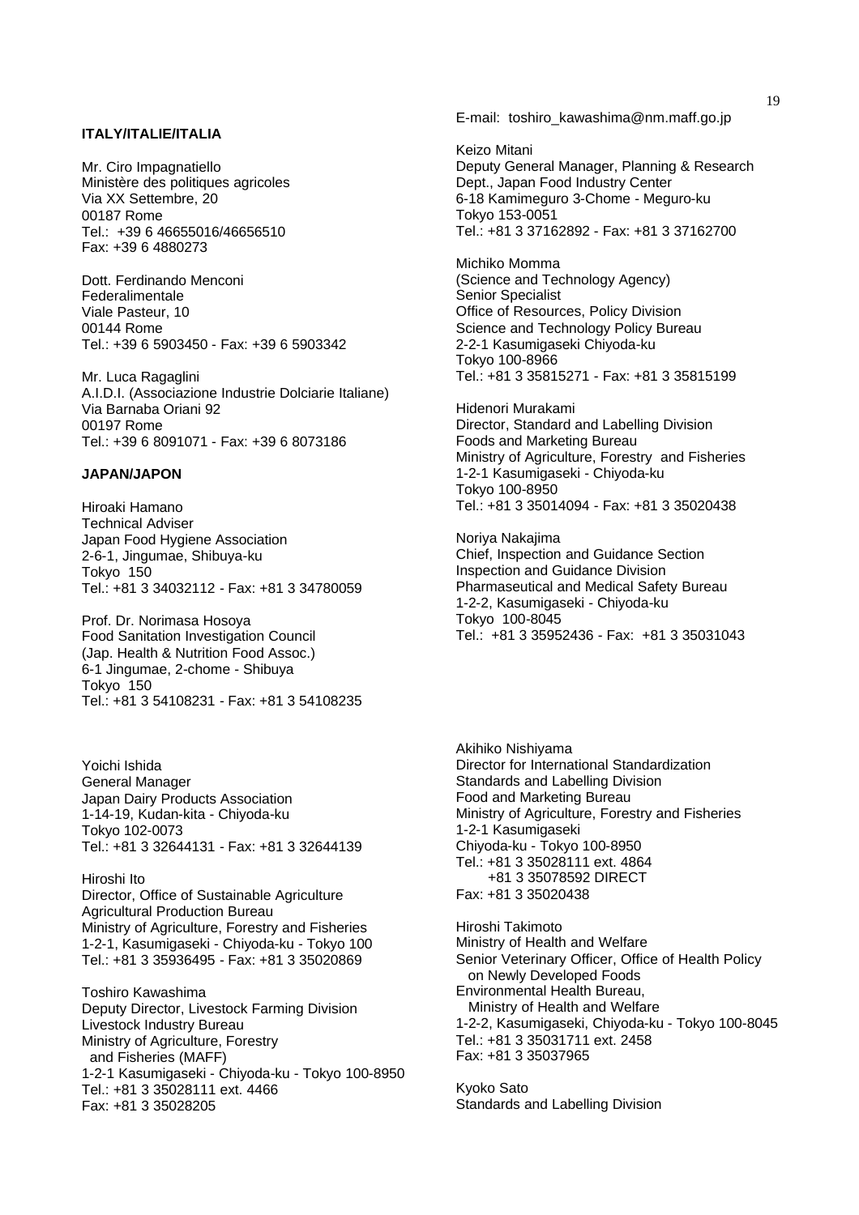**ITALY/ITALIE/ITALIA**

Mr. Ciro Impagnatiello
Ministère des politiques agricoles
Via XX Settembre, 20
00187 Rome
Tel.: +39 6 46655016/46656510
Fax: +39 6 4880273

Dott. Ferdinando Menconi
Federalimentale
Viale Pasteur, 10
00144 Rome
Tel.: +39 6 5903450 - Fax: +39 6 5903342

Mr. Luca Ragaglini
A.I.D.I. (Associazione Industrie Dolciarie Italiane)
Via Barnaba Oriani 92
00197 Rome
Tel.: +39 6 8091071 - Fax: +39 6 8073186

**JAPAN/JAPON**

Hiroaki Hamano
Technical Adviser
Japan Food Hygiene Association
2-6-1, Jingumae, Shibuya-ku
Tokyo 150
Tel.: +81 3 34032112 - Fax: +81 3 34780059

Prof. Dr. Norimasa Hosoya
Food Sanitation Investigation Council
(Jap. Health & Nutrition Food Assoc.)
6-1 Jingumae, 2-chome - Shibuya
Tokyo 150
Tel.: +81 3 54108231 - Fax: +81 3 54108235

Yoichi Ishida
General Manager
Japan Dairy Products Association
1-14-19, Kudan-kita - Chiyoda-ku
Tokyo 102-0073
Tel.: +81 3 32644131 - Fax: +81 3 32644139

Hiroshi Ito
Director, Office of Sustainable Agriculture
Agricultural Production Bureau
Ministry of Agriculture, Forestry and Fisheries
1-2-1, Kasumigaseki - Chiyoda-ku - Tokyo 100
Tel.: +81 3 35936495 - Fax: +81 3 35020869

Toshiro Kawashima
Deputy Director, Livestock Farming Division
Livestock Industry Bureau
Ministry of Agriculture, Forestry
and Fisheries (MAFF)
1-2-1 Kasumigaseki - Chiyoda-ku - Tokyo 100-8950
Tel.: +81 3 35028111 ext. 4466
Fax: +81 3 35028205
E-mail: toshiro_kawashima@nm.maff.go.jp

Keizo Mitani
Deputy General Manager, Planning & Research
Dept., Japan Food Industry Center
6-18 Kamimeguro 3-Chome - Meguro-ku
Tokyo 153-0051
Tel.: +81 3 37162892 - Fax: +81 3 37162700

Michiko Momma
(Science and Technology Agency)
Senior Specialist
Office of Resources, Policy Division
Science and Technology Policy Bureau
2-2-1 Kasumigaseki Chiyoda-ku
Tokyo 100-8966
Tel.: +81 3 35815271 - Fax: +81 3 35815199

Hidenori Murakami
Director, Standard and Labelling Division
Foods and Marketing Bureau
Ministry of Agriculture, Forestry and Fisheries
1-2-1 Kasumigaseki - Chiyoda-ku
Tokyo 100-8950
Tel.: +81 3 35014094 - Fax: +81 3 35020438

Noriya Nakajima
Chief, Inspection and Guidance Section
Inspection and Guidance Division
Pharmaceutical and Medical Safety Bureau
1-2-2, Kasumigaseki - Chiyoda-ku
Tokyo 100-8045
Tel.: +81 3 35952436 - Fax: +81 3 35031043

Akihiko Nishiyama
Director for International Standardization
Standards and Labelling Division
Food and Marketing Bureau
Ministry of Agriculture, Forestry and Fisheries
1-2-1 Kasumigaseki
Chiyoda-ku - Tokyo 100-8950
Tel.: +81 3 35028111 ext. 4864
+81 3 35078592 DIRECT
Fax: +81 3 35020438

Hiroshi Takimoto
Ministry of Health and Welfare
Senior Veterinary Officer, Office of Health Policy
on Newly Developed Foods
Environmental Health Bureau,
Ministry of Health and Welfare
1-2-2, Kasumigaseki, Chiyoda-ku - Tokyo 100-8045
Tel.: +81 3 35031711 ext. 2458
Fax: +81 3 35037965

Kyoko Sato
Standards and Labelling Division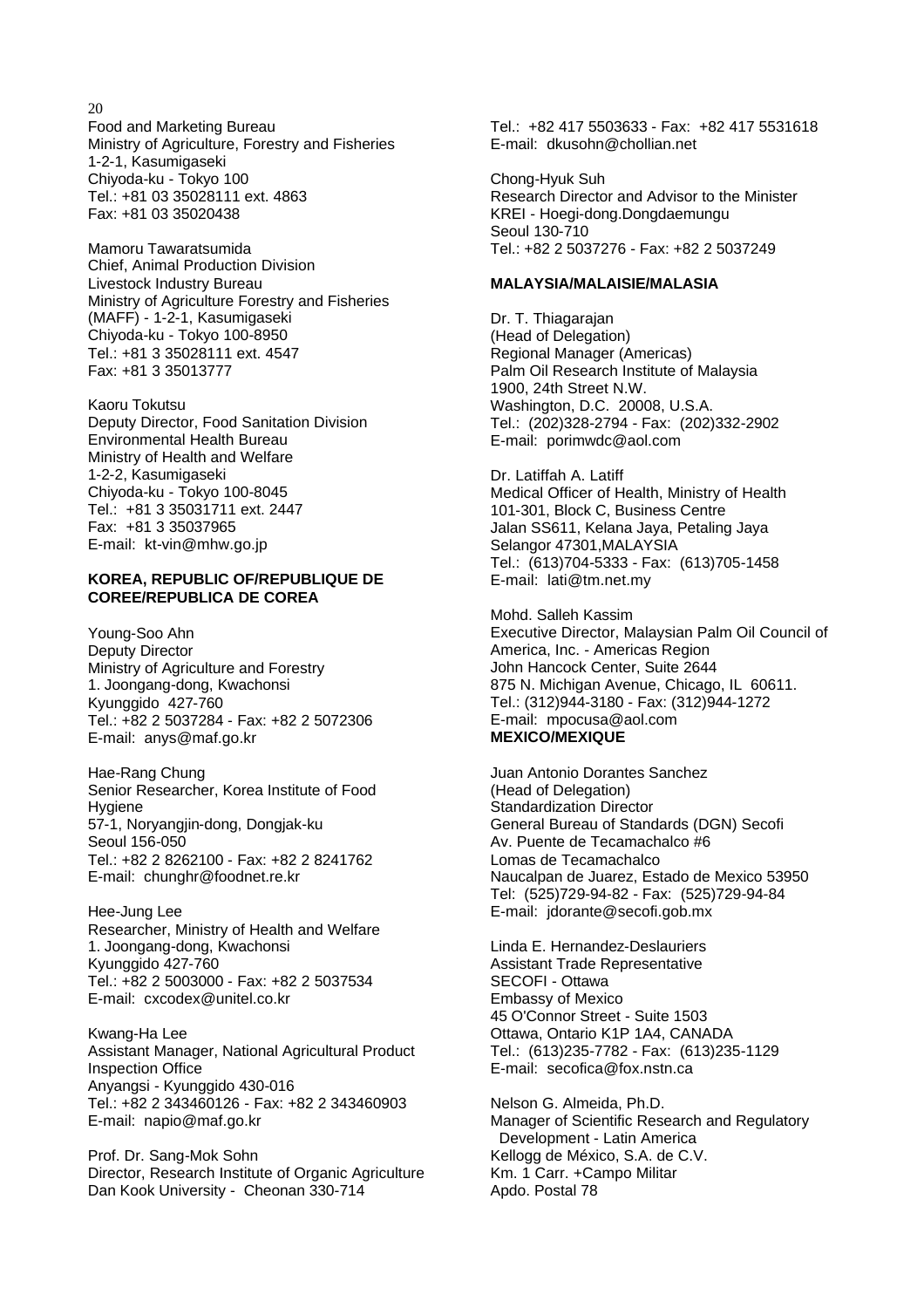Food and Marketing Bureau
Ministry of Agriculture, Forestry and Fisheries
1-2-1, Kasumigaseki
Chiyoda-ku - Tokyo 100
Tel.: +81 03 35028111 ext. 4863
Fax: +81 03 35020438

Mamoru Tawaratsumida
Chief, Animal Production Division
Livestock Industry Bureau
Ministry of Agriculture Forestry and Fisheries (MAFF) - 1-2-1, Kasumigaseki
Chiyoda-ku - Tokyo 100-8950
Tel.: +81 3 35028111 ext. 4547
Fax: +81 3 35013777

Kaoru Tokutsu
Deputy Director, Food Sanitation Division
Environmental Health Bureau
Ministry of Health and Welfare
1-2-2, Kasumigaseki
Chiyoda-ku - Tokyo 100-8045
Tel.: +81 3 35031711 ext. 2447
Fax: +81 3 35037965
E-mail: kt-vin@mhw.go.jp

**KOREA, REPUBLIC OF/REPUBLIQUE DE COREE/REPUBLICA DE COREA**

Young-Soo Ahn
Deputy Director
Ministry of Agriculture and Forestry
1. Joongang-dong, Kwachonsi
Kyunggido 427-760
Tel.: +82 2 5037284 - Fax: +82 2 5072306
E-mail: anys@maf.go.kr

Hae-Rang Chung
Senior Researcher, Korea Institute of Food Hygiene
57-1, Noryangjin-dong, Dongjak-ku
Seoul 156-050
Tel.: +82 2 8262100 - Fax: +82 2 8241762
E-mail: chunghr@foodnet.re.kr

Hee-Jung Lee
Researcher, Ministry of Health and Welfare
1. Joongang-dong, Kwachonsi
Kyunggido 427-760
Tel.: +82 2 5003000 - Fax: +82 2 5037534
E-mail: cxcodex@unitel.co.kr

Kwang-Ha Lee
Assistant Manager, National Agricultural Product Inspection Office
Anyangsi - Kyunggido 430-016
Tel.: +82 2 343460126 - Fax: +82 2 343460903
E-mail: napio@maf.go.kr

Prof. Dr. Sang-Mok Sohn
Director, Research Institute of Organic Agriculture
Dan Kook University - Cheonan 330-714
Tel.: +82 417 5503633 - Fax: +82 417 5531618
E-mail: dkusohn@chollian.net

Chong-Hyuk Suh
Research Director and Advisor to the Minister
KREI - Hoegi-dong.Dongdaemungu
Seoul 130-710
Tel.: +82 2 5037276 - Fax: +82 2 5037249

**MALAYSIA/MALAISIE/MALASIA**

Dr. T. Thiagarajan
(Head of Delegation)
Regional Manager (Americas)
Palm Oil Research Institute of Malaysia
1900, 24th Street N.W.
Washington, D.C. 20008, U.S.A.
Tel.: (202)328-2794 - Fax: (202)332-2902
E-mail: porimwdc@aol.com

Dr. Latiffah A. Latiff
Medical Officer of Health, Ministry of Health
101-301, Block C, Business Centre
Jalan SS611, Kelana Jaya, Petaling Jaya
Selangor 47301,MALAYSIA
Tel.: (613)704-5333 - Fax: (613)705-1458
E-mail: lati@tm.net.my

Mohd. Salleh Kassim
Executive Director, Malaysian Palm Oil Council of America, Inc. - Americas Region
John Hancock Center, Suite 2644
875 N. Michigan Avenue, Chicago, IL 60611.
Tel.: (312)944-3180 - Fax: (312)944-1272
E-mail: mpocusa@aol.com

**MEXICO/MEXIQUE**

Juan Antonio Dorantes Sanchez
(Head of Delegation)
Standardization Director
General Bureau of Standards (DGN) Secofi
Av. Puente de Tecamachalco #6
Lomas de Tecamachalco
Naucalpan de Juarez, Estado de Mexico 53950
Tel: (525)729-94-82 - Fax: (525)729-94-84
E-mail: jdorante@secofi.gob.mx

Linda E. Hernandez-Deslauriers
Assistant Trade Representative
SECOFI - Ottawa
Embassy of Mexico
45 O'Connor Street - Suite 1503
Ottawa, Ontario K1P 1A4, CANADA
Tel.: (613)235-7782 - Fax: (613)235-1129
E-mail: secofica@fox.nstn.ca

Nelson G. Almeida, Ph.D.
Manager of Scientific Research and Regulatory Development - Latin America
Kellogg de México, S.A. de C.V.
Km. 1 Carr. +Campo Militar
Apdo. Postal 78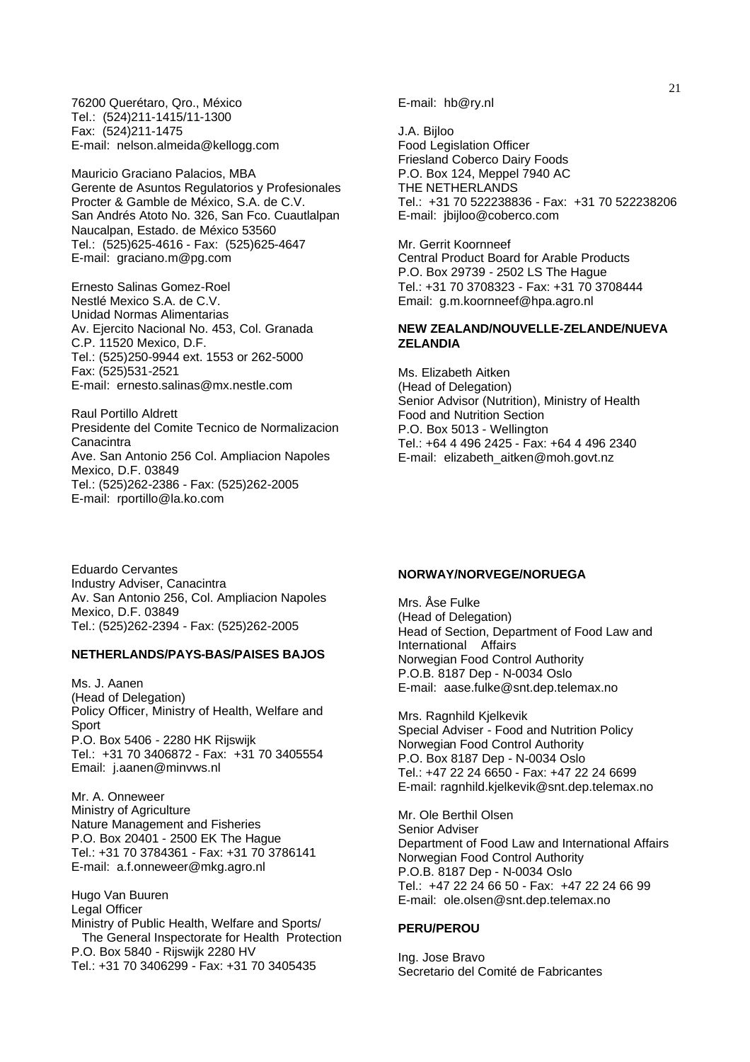76200 Querétaro, Qro., México
Tel.: (524)211-1415/11-1300
Fax: (524)211-1475
E-mail: nelson.almeida@kellogg.com

Mauricio Graciano Palacios, MBA
Gerente de Asuntos Regulatorios y Profesionales
Procter & Gamble de México, S.A. de C.V.
San Andrés Atoto No. 326, San Fco. Cuautlalpan
Naucalpan, Estado. de México 53560
Tel.: (525)625-4616 - Fax: (525)625-4647
E-mail: graciano.m@pg.com

Ernesto Salinas Gomez-Roel
Nestlé Mexico S.A. de C.V.
Unidad Normas Alimentarias
Av. Ejercito Nacional No. 453, Col. Granada
C.P. 11520 Mexico, D.F.
Tel.: (525)250-9944 ext. 1553 or 262-5000
Fax: (525)531-2521
E-mail: ernesto.salinas@mx.nestle.com

Raul Portillo Aldrett
Presidente del Comite Tecnico de Normalizacion Canacintra
Ave. San Antonio 256 Col. Ampliacion Napoles
Mexico, D.F. 03849
Tel.: (525)262-2386 - Fax: (525)262-2005
E-mail: rportillo@la.ko.com

Eduardo Cervantes
Industry Adviser, Canacintra
Av. San Antonio 256, Col. Ampliacion Napoles
Mexico, D.F. 03849
Tel.: (525)262-2394 - Fax: (525)262-2005

**NETHERLANDS/PAYS-BAS/PAISES BAJOS**

Ms. J. Aanen
(Head of Delegation)
Policy Officer, Ministry of Health, Welfare and Sport
P.O. Box 5406 - 2280 HK Rijswijk
Tel.: +31 70 3406872 - Fax: +31 70 3405554
Email: j.aanen@minvws.nl

Mr. A. Onneweer
Ministry of Agriculture
Nature Management and Fisheries
P.O. Box 20401 - 2500 EK The Hague
Tel.: +31 70 3784361 - Fax: +31 70 3786141
E-mail: a.f.onneweer@mkg.agro.nl

Hugo Van Buuren
Legal Officer
Ministry of Public Health, Welfare and Sports/
The General Inspectorate for Health Protection
P.O. Box 5840 - Rijswijk 2280 HV
Tel.: +31 70 3406299 - Fax: +31 70 3405435
E-mail: hb@ry.nl

J.A. Bijloo
Food Legislation Officer
Friesland Coberco Dairy Foods
P.O. Box 124, Meppel 7940 AC
THE NETHERLANDS
Tel.: +31 70 522238836 - Fax: +31 70 522238206
E-mail: jbijloo@coberco.com

Mr. Gerrit Koornneef
Central Product Board for Arable Products
P.O. Box 29739 - 2502 LS The Hague
Tel.: +31 70 3708323 - Fax: +31 70 3708444
Email: g.m.koornneef@hpa.agro.nl

**NEW ZEALAND/NOUVELLE-ZELANDE/NUEVA ZELANDIA**

Ms. Elizabeth Aitken
(Head of Delegation)
Senior Advisor (Nutrition), Ministry of Health
Food and Nutrition Section
P.O. Box 5013 - Wellington
Tel.: +64 4 496 2425 - Fax: +64 4 496 2340
E-mail: elizabeth_aitken@moh.govt.nz

**NORWAY/NORVEGE/NORUEGA**

Mrs. Åse Fulke
(Head of Delegation)
Head of Section, Department of Food Law and International Affairs
Norwegian Food Control Authority
P.O.B. 8187 Dep - N-0034 Oslo
E-mail: aase.fulke@snt.dep.telemax.no

Mrs. Ragnhild Kjelkevik
Special Adviser - Food and Nutrition Policy
Norwegian Food Control Authority
P.O. Box 8187 Dep - N-0034 Oslo
Tel.: +47 22 24 6650 - Fax: +47 22 24 6699
E-mail: ragnhild.kjelkevik@snt.dep.telemax.no

Mr. Ole Berthil Olsen
Senior Adviser
Department of Food Law and International Affairs
Norwegian Food Control Authority
P.O.B. 8187 Dep - N-0034 Oslo
Tel.: +47 22 24 66 50 - Fax: +47 22 24 66 99
E-mail: ole.olsen@snt.dep.telemax.no

**PERU/PEROU**

Ing. Jose Bravo
Secretario del Comité de Fabricantes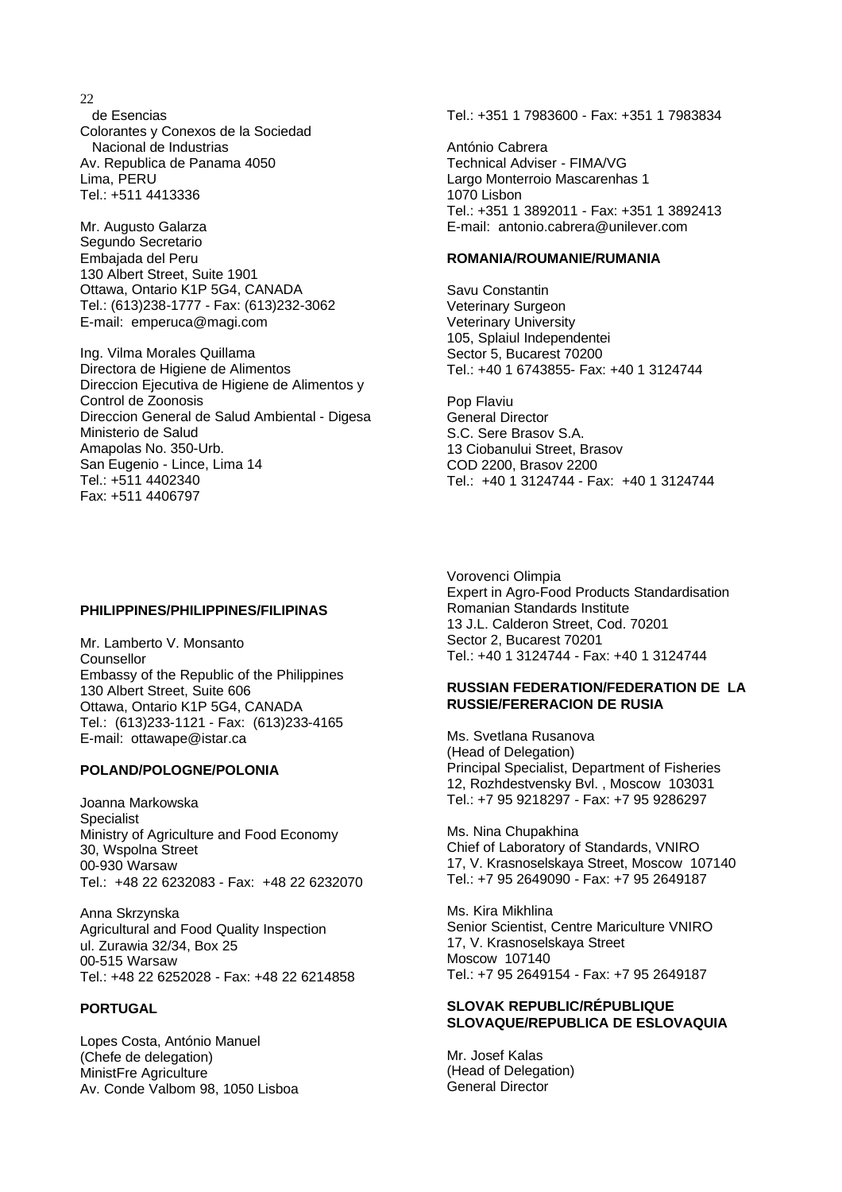de Esencias
Colorantes y Conexos de la Sociedad
Nacional de Industrias
Av. Republica de Panama 4050
Lima, PERU
Tel.: +511 4413336

Mr. Augusto Galarza
Segundo Secretario
Embajada del Peru
130 Albert Street, Suite 1901
Ottawa, Ontario K1P 5G4, CANADA
Tel.: (613)238-1777 - Fax: (613)232-3062
E-mail: emperuca@magi.com

Ing. Vilma Morales Quillama
Directora de Higiene de Alimentos
Direccion Ejecutiva de Higiene de Alimentos y Control de Zoonosis
Direccion General de Salud Ambiental - Digesa
Ministerio de Salud
Amapolas No. 350-Urb.
San Eugenio - Lince, Lima 14
Tel.: +511 4402340
Fax: +511 4406797

**PHILIPPINES/PHILIPPINES/FILIPINAS**

Mr. Lamberto V. Monsanto
Counsellor
Embassy of the Republic of the Philippines
130 Albert Street, Suite 606
Ottawa, Ontario K1P 5G4, CANADA
Tel.: (613)233-1121 - Fax: (613)233-4165
E-mail: ottawape@istar.ca

**POLAND/POLOGNE/POLONIA**

Joanna Markowska
Specialist
Ministry of Agriculture and Food Economy
30, Wspolna Street
00-930 Warsaw
Tel.: +48 22 6232083 - Fax: +48 22 6232070

Anna Skrzynska
Agricultural and Food Quality Inspection
ul. Zurawia 32/34, Box 25
00-515 Warsaw
Tel.: +48 22 6252028 - Fax: +48 22 6214858

**PORTUGAL**

Lopes Costa, António Manuel
(Chefe de delegation)
MinistFre Agriculture
Av. Conde Valbom 98, 1050 Lisboa
Tel.: +351 1 7983600 - Fax: +351 1 7983834

António Cabrera
Technical Adviser - FIMA/VG
Largo Monterroio Mascarenhas 1
1070 Lisbon
Tel.: +351 1 3892011 - Fax: +351 1 3892413
E-mail: antonio.cabrera@unilever.com

**ROMANIA/ROUMANIE/RUMANIA**

Savu Constantin
Veterinary Surgeon
Veterinary University
105, Splaiul Independentei
Sector 5, Bucarest 70200
Tel.: +40 1 6743855- Fax: +40 1 3124744

Pop Flaviu
General Director
S.C. Sere Brasov S.A.
13 Ciobanului Street, Brasov
COD 2200, Brasov 2200
Tel.: +40 1 3124744 - Fax: +40 1 3124744

Vorovenci Olimpia
Expert in Agro-Food Products Standardisation
Romanian Standards Institute
13 J.L. Calderon Street, Cod. 70201
Sector 2, Bucarest 70201
Tel.: +40 1 3124744 - Fax: +40 1 3124744

**RUSSIAN FEDERATION/FEDERATION DE LA RUSSIE/FERERACION DE RUSIA**

Ms. Svetlana Rusanova
(Head of Delegation)
Principal Specialist, Department of Fisheries
12, Rozhdestvensky Bvl. , Moscow 103031
Tel.: +7 95 9218297 - Fax: +7 95 9286297

Ms. Nina Chupakhina
Chief of Laboratory of Standards, VNIRO
17, V. Krasnoselskaya Street, Moscow 107140
Tel.: +7 95 2649090 - Fax: +7 95 2649187

Ms. Kira Mikhlina
Senior Scientist, Centre Mariculture VNIRO
17, V. Krasnoselskaya Street
Moscow 107140
Tel.: +7 95 2649154 - Fax: +7 95 2649187

**SLOVAK REPUBLIC/RÉPUBLIQUE SLOVAQUE/REPUBLICA DE ESLOVAQUIA**

Mr. Josef Kalas
(Head of Delegation)
General Director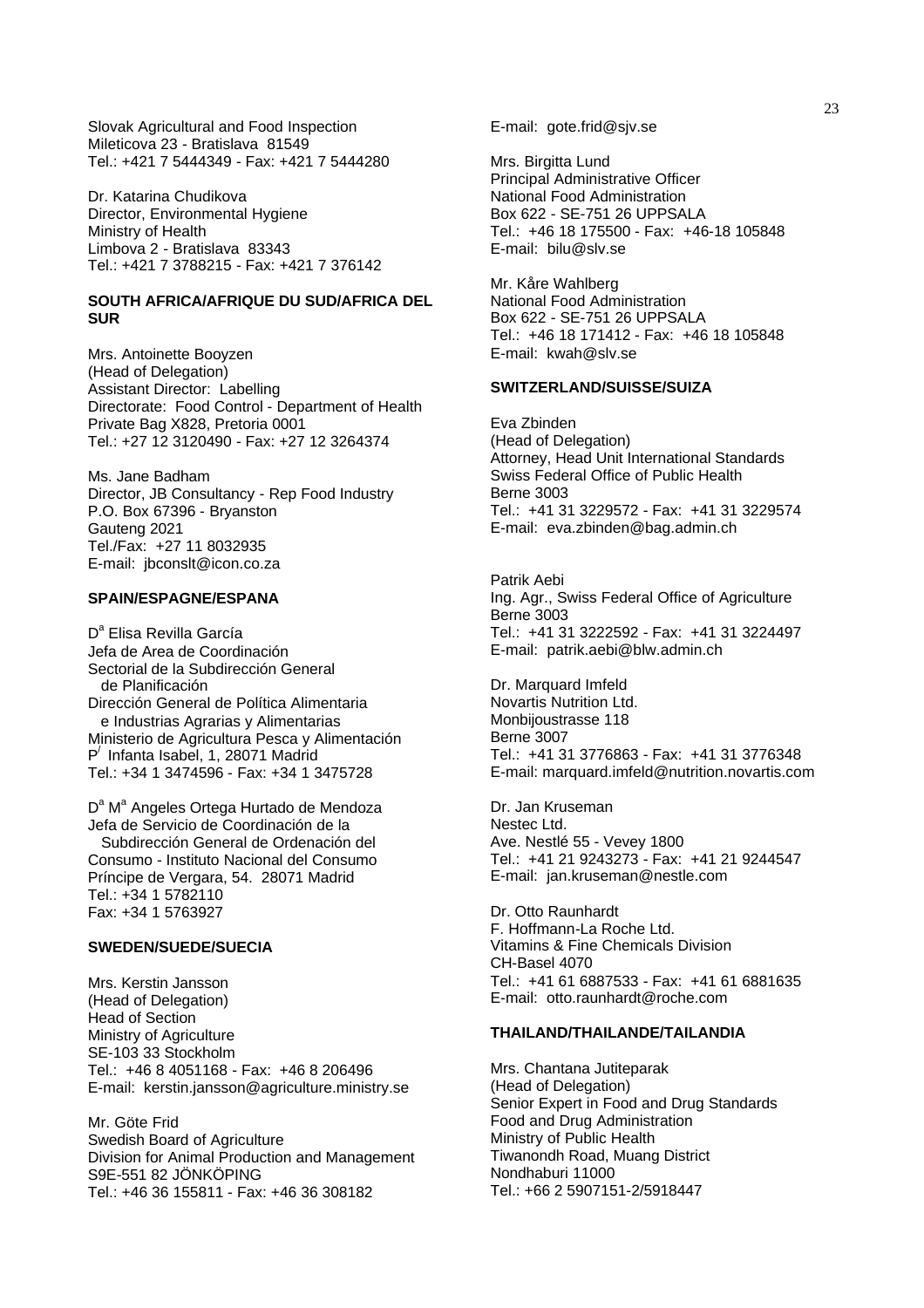Slovak Agricultural and Food Inspection
Mileticova 23 - Bratislava 81549
Tel.: +421 7 5444349 - Fax: +421 7 5444280

Dr. Katarina Chudikova
Director, Environmental Hygiene
Ministry of Health
Limbova 2 - Bratislava 83343
Tel.: +421 7 3788215 - Fax: +421 7 376142

**SOUTH AFRICA/AFRIQUE DU SUD/AFRICA DEL SUR**

Mrs. Antoinette Booyzen
(Head of Delegation)
Assistant Director: Labelling
Directorate: Food Control - Department of Health
Private Bag X828, Pretoria 0001
Tel.: +27 12 3120490 - Fax: +27 12 3264374

Ms. Jane Badham
Director, JB Consultancy - Rep Food Industry
P.O. Box 67396 - Bryanston
Gauteng 2021
Tel./Fax: +27 11 8032935
E-mail: jbconslt@icon.co.za

**SPAIN/ESPAGNE/ESPANA**

D[a] Elisa Revilla García
Jefa de Area de Coordinación
Sectorial de la Subdirección General
de Planificación
Dirección General de Política Alimentaria
e Industrias Agrarias y Alimentarias
Ministerio de Agricultura Pesca y Alimentación
P/ Infanta Isabel, 1, 28071 Madrid
Tel.: +34 1 3474596 - Fax: +34 1 3475728

D[a] M[a] Angeles Ortega Hurtado de Mendoza
Jefa de Servicio de Coordinación de la
Subdirección General de Ordenación del
Consumo - Instituto Nacional del Consumo
Príncipe de Vergara, 54. 28071 Madrid
Tel.: +34 1 5782110
Fax: +34 1 5763927

**SWEDEN/SUEDE/SUECIA**

Mrs. Kerstin Jansson
(Head of Delegation)
Head of Section
Ministry of Agriculture
SE-103 33 Stockholm
Tel.: +46 8 4051168 - Fax: +46 8 206496
E-mail: kerstin.jansson@agriculture.ministry.se

Mr. Göte Frid
Swedish Board of Agriculture
Division for Animal Production and Management
S9E-551 82 JÖNKÖPING
Tel.: +46 36 155811 - Fax: +46 36 308182
E-mail: gote.frid@sjv.se

Mrs. Birgitta Lund
Principal Administrative Officer
National Food Administration
Box 622 - SE-751 26 UPPSALA
Tel.: +46 18 175500 - Fax: +46-18 105848
E-mail: bilu@slv.se

Mr. Kåre Wahlberg
National Food Administration
Box 622 - SE-751 26 UPPSALA
Tel.: +46 18 171412 - Fax: +46 18 105848
E-mail: kwah@slv.se

**SWITZERLAND/SUISSE/SUIZA**

Eva Zbinden
(Head of Delegation)
Attorney, Head Unit International Standards
Swiss Federal Office of Public Health
Berne 3003
Tel.: +41 31 3229572 - Fax: +41 31 3229574
E-mail: eva.zbinden@bag.admin.ch

Patrik Aebi
Ing. Agr., Swiss Federal Office of Agriculture
Berne 3003
Tel.: +41 31 3222592 - Fax: +41 31 3224497
E-mail: patrik.aebi@blw.admin.ch

Dr. Marquard Imfeld
Novartis Nutrition Ltd.
Monbijoustrasse 118
Berne 3007
Tel.: +41 31 3776863 - Fax: +41 31 3776348
E-mail: marquard.imfeld@nutrition.novartis.com

Dr. Jan Kruseman
Nestec Ltd.
Ave. Nestlé 55 - Vevey 1800
Tel.: +41 21 9243273 - Fax: +41 21 9244547
E-mail: jan.kruseman@nestle.com

Dr. Otto Raunhardt
F. Hoffmann-La Roche Ltd.
Vitamins & Fine Chemicals Division
CH-Basel 4070
Tel.: +41 61 6887533 - Fax: +41 61 6881635
E-mail: otto.raunhardt@roche.com

**THAILAND/THAILANDE/TAILANDIA**

Mrs. Chantana Jutiteparak
(Head of Delegation)
Senior Expert in Food and Drug Standards
Food and Drug Administration
Ministry of Public Health
Tiwanondh Road, Muang District
Nondhaburi 11000
Tel.: +66 2 5907151-2/5918447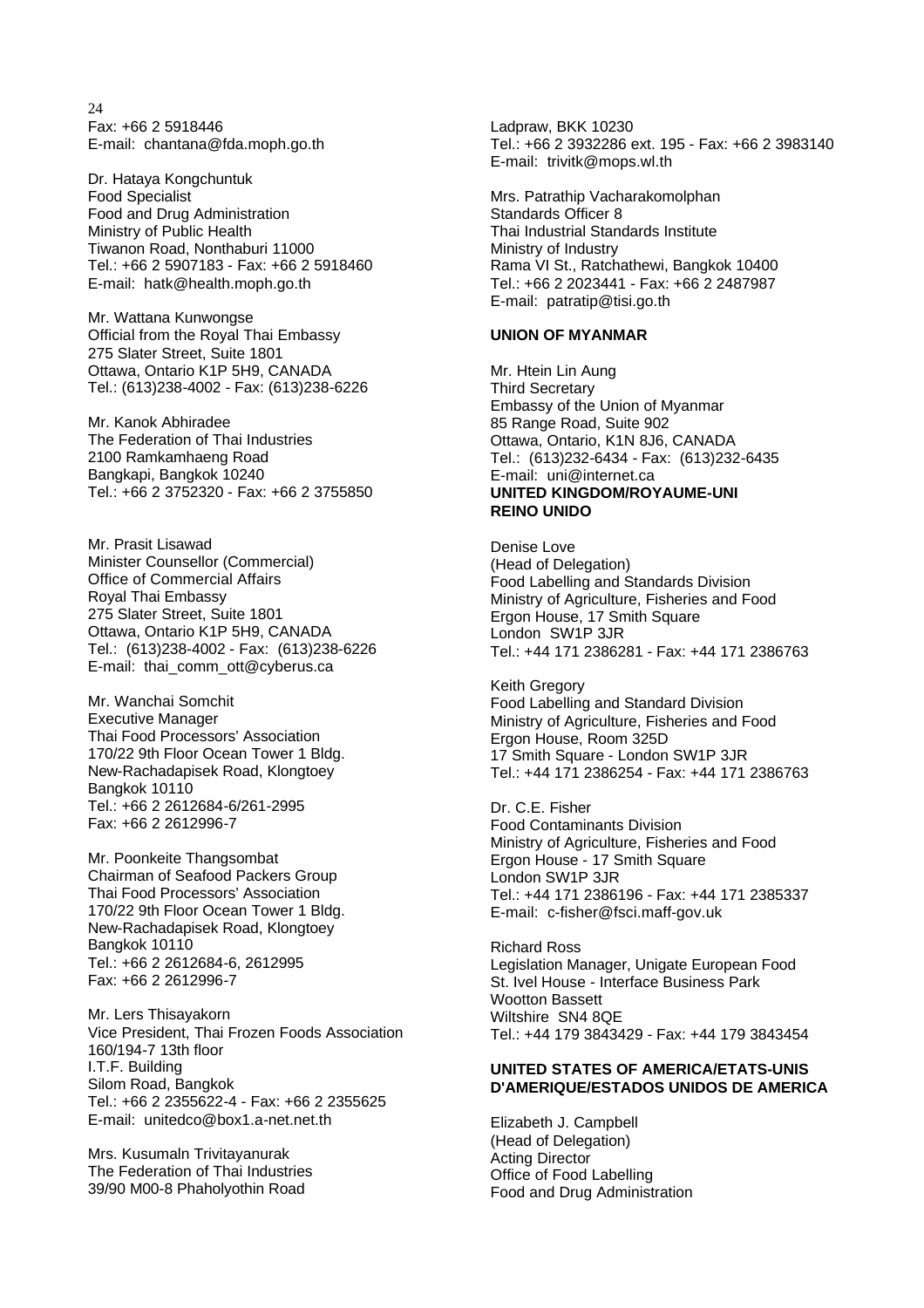Fax: +66 2 5918446
E-mail: chantana@fda.moph.go.th

Dr. Hataya Kongchuntuk
Food Specialist
Food and Drug Administration
Ministry of Public Health
Tiwanon Road, Nonthaburi 11000
Tel.: +66 2 5907183 - Fax: +66 2 5918460
E-mail: hatk@health.moph.go.th

Mr. Wattana Kunwongse
Official from the Royal Thai Embassy
275 Slater Street, Suite 1801
Ottawa, Ontario K1P 5H9, CANADA
Tel.: (613)238-4002 - Fax: (613)238-6226

Mr. Kanok Abhiradee
The Federation of Thai Industries
2100 Ramkamhaeng Road
Bangkapi, Bangkok 10240
Tel.: +66 2 3752320 - Fax: +66 2 3755850

Mr. Prasit Lisawad
Minister Counsellor (Commercial)
Office of Commercial Affairs
Royal Thai Embassy
275 Slater Street, Suite 1801
Ottawa, Ontario K1P 5H9, CANADA
Tel.: (613)238-4002 - Fax: (613)238-6226
E-mail: thai_comm_ott@cyberus.ca

Mr. Wanchai Somchit
Executive Manager
Thai Food Processors' Association
170/22 9th Floor Ocean Tower 1 Bldg.
New-Rachadapisek Road, Klongtoey
Bangkok 10110
Tel.: +66 2 2612684-6/261-2995
Fax: +66 2 2612996-7

Mr. Poonkeite Thangsombat
Chairman of Seafood Packers Group
Thai Food Processors' Association
170/22 9th Floor Ocean Tower 1 Bldg.
New-Rachadapisek Road, Klongtoey
Bangkok 10110
Tel.: +66 2 2612684-6, 2612995
Fax: +66 2 2612996-7

Mr. Lers Thisayakorn
Vice President, Thai Frozen Foods Association
160/194-7 13th floor
I.T.F. Building
Silom Road, Bangkok
Tel.: +66 2 2355622-4 - Fax: +66 2 2355625
E-mail: unitedco@box1.a-net.net.th

Mrs. Kusumaln Trivitayanurak
The Federation of Thai Industries
39/90 M00-8 Phaholyothin Road
Ladpraw, BKK 10230
Tel.: +66 2 3932286 ext. 195 - Fax: +66 2 3983140
E-mail: trivitk@mops.wl.th

Mrs. Patrathip Vacharakomolphan
Standards Officer 8
Thai Industrial Standards Institute
Ministry of Industry
Rama VI St., Ratchathewi, Bangkok 10400
Tel.: +66 2 2023441 - Fax: +66 2 2487987
E-mail: patratip@tisi.go.th

**UNION OF MYANMAR**

Mr. Htein Lin Aung
Third Secretary
Embassy of the Union of Myanmar
85 Range Road, Suite 902
Ottawa, Ontario, K1N 8J6, CANADA
Tel.: (613)232-6434 - Fax: (613)232-6435
E-mail: uni@internet.ca

**UNITED KINGDOM/ROYAUME-UNI
REINO UNIDO**

Denise Love
(Head of Delegation)
Food Labelling and Standards Division
Ministry of Agriculture, Fisheries and Food
Ergon House, 17 Smith Square
London SW1P 3JR
Tel.: +44 171 2386281 - Fax: +44 171 2386763

Keith Gregory
Food Labelling and Standard Division
Ministry of Agriculture, Fisheries and Food
Ergon House, Room 325D
17 Smith Square - London SW1P 3JR
Tel.: +44 171 2386254 - Fax: +44 171 2386763

Dr. C.E. Fisher
Food Contaminants Division
Ministry of Agriculture, Fisheries and Food
Ergon House - 17 Smith Square
London SW1P 3JR
Tel.: +44 171 2386196 - Fax: +44 171 2385337
E-mail: c-fisher@fsci.maff-gov.uk

Richard Ross
Legislation Manager, Unigate European Food
St. Ivel House - Interface Business Park
Wootton Bassett
Wiltshire SN4 8QE
Tel.: +44 179 3843429 - Fax: +44 179 3843454

**UNITED STATES OF AMERICA/ETATS-UNIS D'AMERIQUE/ESTADOS UNIDOS DE AMERICA**

Elizabeth J. Campbell
(Head of Delegation)
Acting Director
Office of Food Labelling
Food and Drug Administration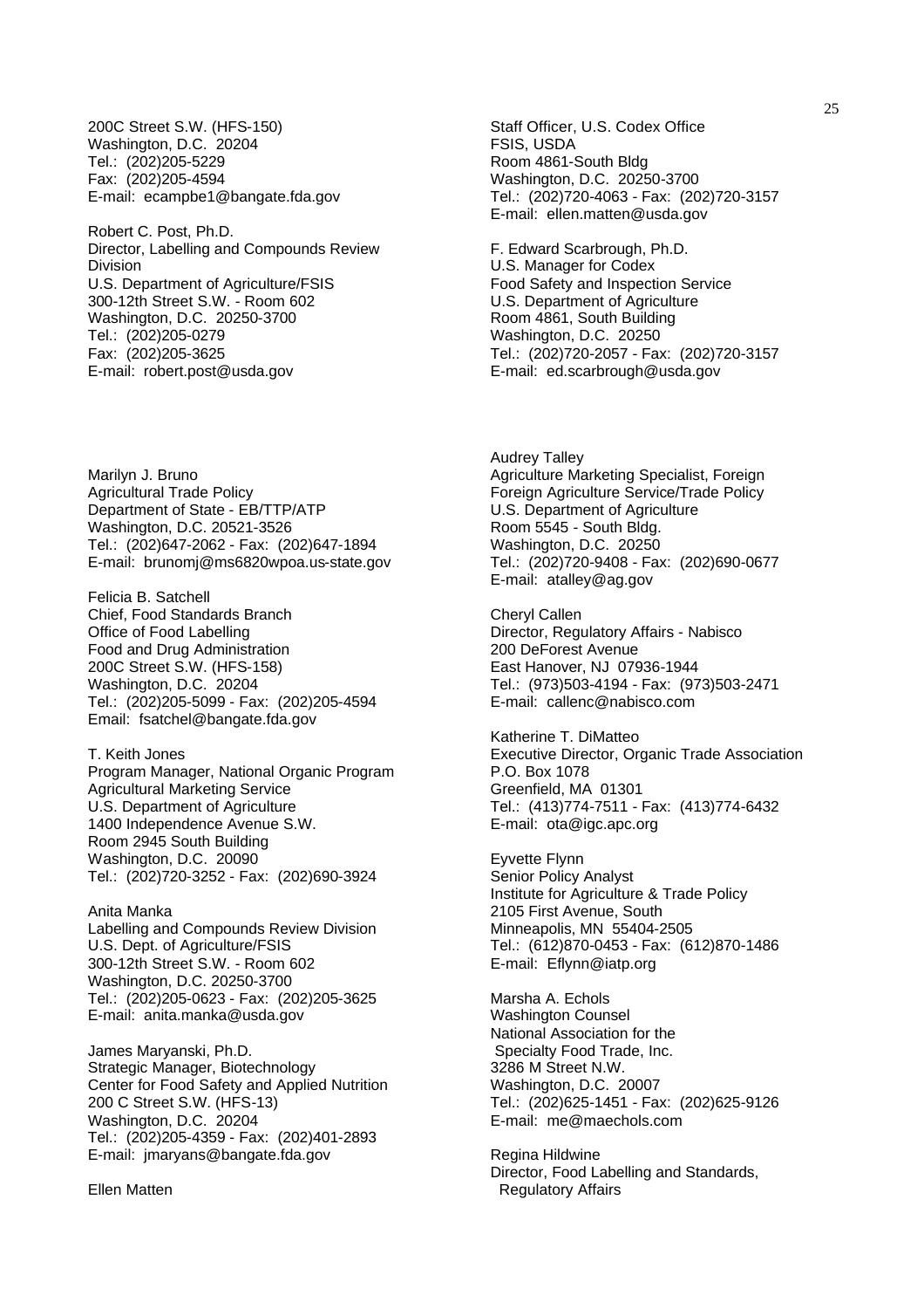200C Street S.W. (HFS-150)
Washington, D.C. 20204
Tel.: (202)205-5229
Fax: (202)205-4594
E-mail: ecampbe1@bangate.fda.gov

Robert C. Post, Ph.D.
Director, Labelling and Compounds Review Division
U.S. Department of Agriculture/FSIS
300-12th Street S.W. - Room 602
Washington, D.C. 20250-3700
Tel.: (202)205-0279
Fax: (202)205-3625
E-mail: robert.post@usda.gov

Marilyn J. Bruno
Agricultural Trade Policy
Department of State - EB/TTP/ATP
Washington, D.C. 20521-3526
Tel.: (202)647-2062 - Fax: (202)647-1894
E-mail: brunomj@ms6820wpoa.us-state.gov

Felicia B. Satchell
Chief, Food Standards Branch
Office of Food Labelling
Food and Drug Administration
200C Street S.W. (HFS-158)
Washington, D.C. 20204
Tel.: (202)205-5099 - Fax: (202)205-4594
Email: fsatchel@bangate.fda.gov

T. Keith Jones
Program Manager, National Organic Program
Agricultural Marketing Service
U.S. Department of Agriculture
1400 Independence Avenue S.W.
Room 2945 South Building
Washington, D.C. 20090
Tel.: (202)720-3252 - Fax: (202)690-3924

Anita Manka
Labelling and Compounds Review Division
U.S. Dept. of Agriculture/FSIS
300-12th Street S.W. - Room 602
Washington, D.C. 20250-3700
Tel.: (202)205-0623 - Fax: (202)205-3625
E-mail: anita.manka@usda.gov

James Maryanski, Ph.D.
Strategic Manager, Biotechnology
Center for Food Safety and Applied Nutrition
200 C Street S.W. (HFS-13)
Washington, D.C. 20204
Tel.: (202)205-4359 - Fax: (202)401-2893
E-mail: jmaryans@bangate.fda.gov

Ellen Matten
Staff Officer, U.S. Codex Office
FSIS, USDA
Room 4861-South Bldg
Washington, D.C. 20250-3700
Tel.: (202)720-4063 - Fax: (202)720-3157
E-mail: ellen.matten@usda.gov

F. Edward Scarbrough, Ph.D.
U.S. Manager for Codex
Food Safety and Inspection Service
U.S. Department of Agriculture
Room 4861, South Building
Washington, D.C. 20250
Tel.: (202)720-2057 - Fax: (202)720-3157
E-mail: ed.scarbrough@usda.gov

Audrey Talley
Agriculture Marketing Specialist, Foreign
Foreign Agriculture Service/Trade Policy
U.S. Department of Agriculture
Room 5545 - South Bldg.
Washington, D.C. 20250
Tel.: (202)720-9408 - Fax: (202)690-0677
E-mail: atalley@ag.gov

Cheryl Callen
Director, Regulatory Affairs - Nabisco
200 DeForest Avenue
East Hanover, NJ 07936-1944
Tel.: (973)503-4194 - Fax: (973)503-2471
E-mail: callenc@nabisco.com

Katherine T. DiMatteo
Executive Director, Organic Trade Association
P.O. Box 1078
Greenfield, MA 01301
Tel.: (413)774-7511 - Fax: (413)774-6432
E-mail: ota@igc.apc.org

Eyvette Flynn
Senior Policy Analyst
Institute for Agriculture & Trade Policy
2105 First Avenue, South
Minneapolis, MN 55404-2505
Tel.: (612)870-0453 - Fax: (612)870-1486
E-mail: Eflynn@iatp.org

Marsha A. Echols
Washington Counsel
National Association for the Specialty Food Trade, Inc.
3286 M Street N.W.
Washington, D.C. 20007
Tel.: (202)625-1451 - Fax: (202)625-9126
E-mail: me@maechols.com

Regina Hildwine
Director, Food Labelling and Standards, Regulatory Affairs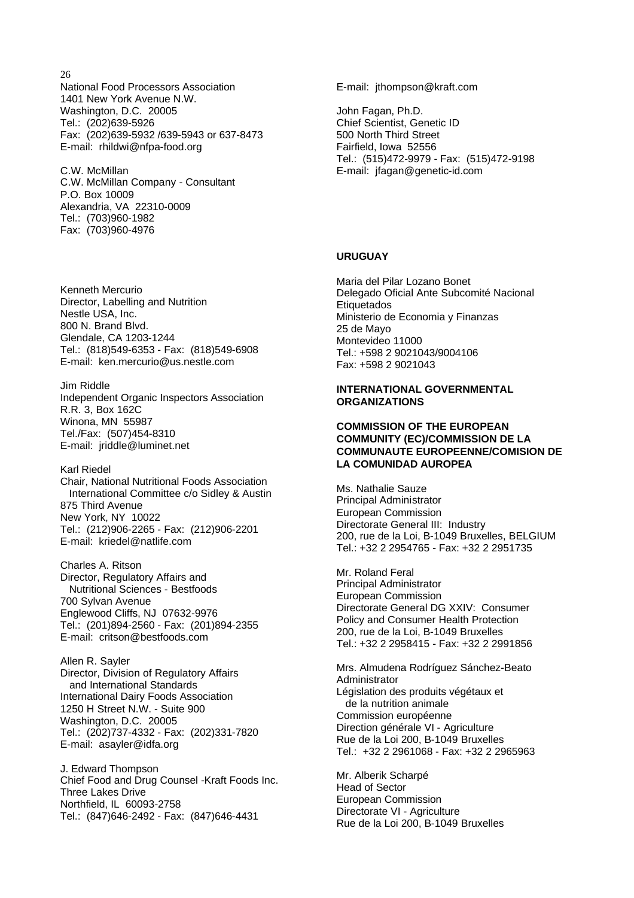National Food Processors Association
1401 New York Avenue N.W.
Washington, D.C. 20005
Tel.: (202)639-5926
Fax: (202)639-5932 /639-5943 or 637-8473
E-mail: rhildwi@nfpa-food.org

C.W. McMillan
C.W. McMillan Company - Consultant
P.O. Box 10009
Alexandria, VA 22310-0009
Tel.: (703)960-1982
Fax: (703)960-4976

Kenneth Mercurio
Director, Labelling and Nutrition
Nestle USA, Inc.
800 N. Brand Blvd.
Glendale, CA 1203-1244
Tel.: (818)549-6353 - Fax: (818)549-6908
E-mail: ken.mercurio@us.nestle.com

Jim Riddle
Independent Organic Inspectors Association
R.R. 3, Box 162C
Winona, MN 55987
Tel./Fax: (507)454-8310
E-mail: jriddle@luminet.net

Karl Riedel
Chair, National Nutritional Foods Association
International Committee c/o Sidley & Austin
875 Third Avenue
New York, NY 10022
Tel.: (212)906-2265 - Fax: (212)906-2201
E-mail: kriedel@natlife.com

Charles A. Ritson
Director, Regulatory Affairs and
Nutritional Sciences - Bestfoods
700 Sylvan Avenue
Englewood Cliffs, NJ 07632-9976
Tel.: (201)894-2560 - Fax: (201)894-2355
E-mail: critson@bestfoods.com

Allen R. Sayler
Director, Division of Regulatory Affairs
and International Standards
International Dairy Foods Association
1250 H Street N.W. - Suite 900
Washington, D.C. 20005
Tel.: (202)737-4332 - Fax: (202)331-7820
E-mail: asayler@idfa.org

J. Edward Thompson
Chief Food and Drug Counsel -Kraft Foods Inc.
Three Lakes Drive
Northfield, IL 60093-2758
Tel.: (847)646-2492 - Fax: (847)646-4431
E-mail: jthompson@kraft.com

John Fagan, Ph.D.
Chief Scientist, Genetic ID
500 North Third Street
Fairfield, Iowa 52556
Tel.: (515)472-9979 - Fax: (515)472-9198
E-mail: jfagan@genetic-id.com

**URUGUAY**

Maria del Pilar Lozano Bonet
Delegado Oficial Ante Subcomité Nacional
Etiquetados
Ministerio de Economia y Finanzas
25 de Mayo
Montevideo 11000
Tel.: +598 2 9021043/9004106
Fax: +598 2 9021043

**INTERNATIONAL GOVERNMENTAL ORGANIZATIONS**

**COMMISSION OF THE EUROPEAN COMMUNITY (EC)/COMMISSION DE LA COMMUNAUTE EUROPEENNE/COMISION DE LA COMUNIDAD AUROPEA**

Ms. Nathalie Sauze
Principal Administrator
European Commission
Directorate General III: Industry
200, rue de la Loi, B-1049 Bruxelles, BELGIUM
Tel.: +32 2 2954765 - Fax: +32 2 2951735

Mr. Roland Feral
Principal Administrator
European Commission
Directorate General DG XXIV: Consumer
Policy and Consumer Health Protection
200, rue de la Loi, B-1049 Bruxelles
Tel.: +32 2 2958415 - Fax: +32 2 2991856

Mrs. Almudena Rodríguez Sánchez-Beato
Administrator
Législation des produits végétaux et
de la nutrition animale
Commission européenne
Direction générale VI - Agriculture
Rue de la Loi 200, B-1049 Bruxelles
Tel.: +32 2 2961068 - Fax: +32 2 2965963

Mr. Alberik Scharpé
Head of Sector
European Commission
Directorate VI - Agriculture
Rue de la Loi 200, B-1049 Bruxelles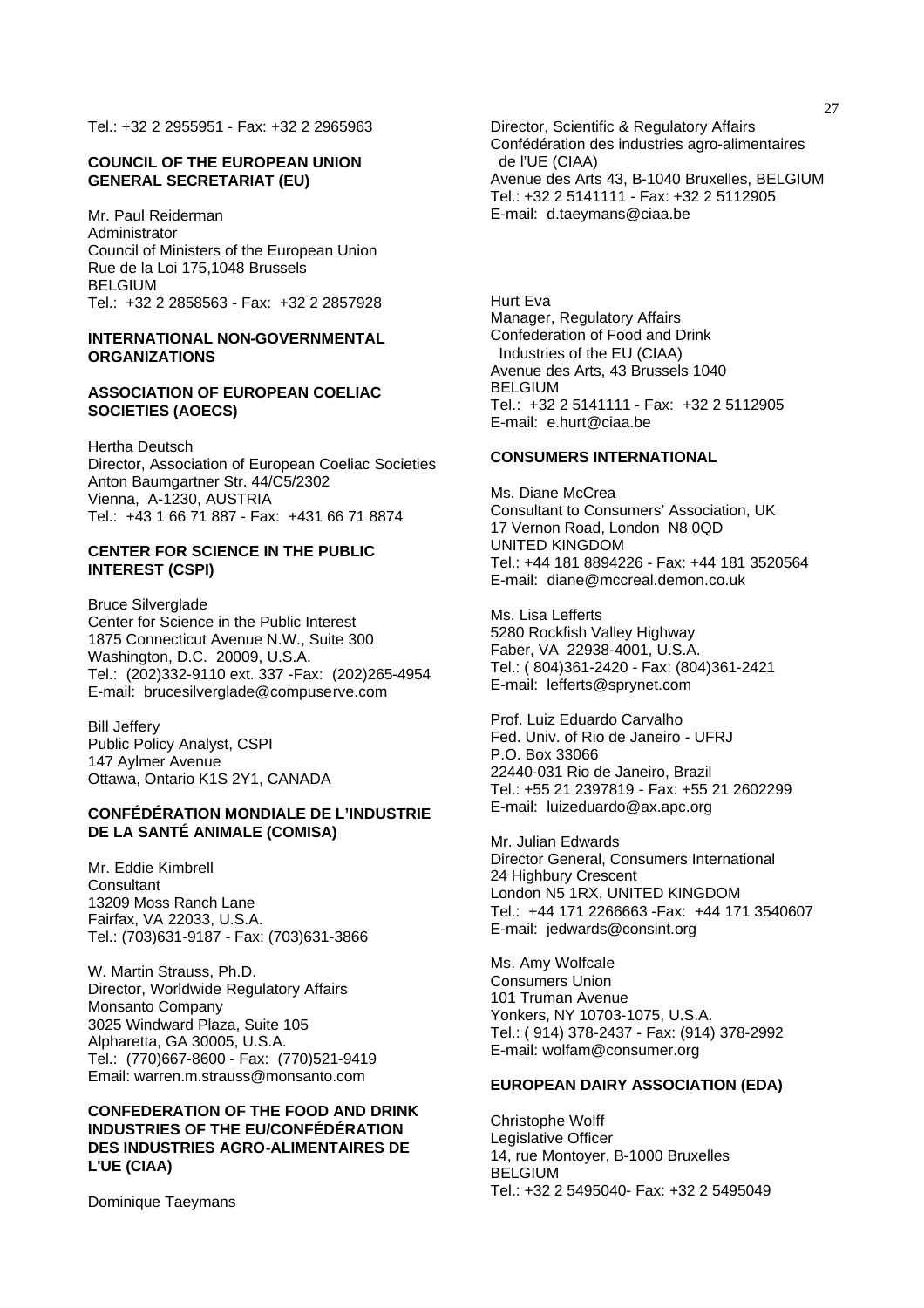Tel.: +32 2 2955951 - Fax: +32 2 2965963

**COUNCIL OF THE EUROPEAN UNION GENERAL SECRETARIAT (EU)**

Mr. Paul Reiderman
Administrator
Council of Ministers of the European Union
Rue de la Loi 175,1048 Brussels
BELGIUM
Tel.: +32 2 2858563 - Fax: +32 2 2857928

**INTERNATIONAL NON-GOVERNMENTAL ORGANIZATIONS**

**ASSOCIATION OF EUROPEAN COELIAC SOCIETIES (AOECS)**

Hertha Deutsch
Director, Association of European Coeliac Societies
Anton Baumgartner Str. 44/C5/2302
Vienna, A-1230, AUSTRIA
Tel.: +43 1 66 71 887 - Fax: +431 66 71 8874

**CENTER FOR SCIENCE IN THE PUBLIC INTEREST (CSPI)**

Bruce Silverglade
Center for Science in the Public Interest
1875 Connecticut Avenue N.W., Suite 300
Washington, D.C. 20009, U.S.A.
Tel.: (202)332-9110 ext. 337 -Fax: (202)265-4954
E-mail: brucesilverglade@compuserve.com

Bill Jeffery
Public Policy Analyst, CSPI
147 Aylmer Avenue
Ottawa, Ontario K1S 2Y1, CANADA

**CONFÉDÉRATION MONDIALE DE L'INDUSTRIE DE LA SANTÉ ANIMALE (COMISA)**

Mr. Eddie Kimbrell
Consultant
13209 Moss Ranch Lane
Fairfax, VA 22033, U.S.A.
Tel.: (703)631-9187 - Fax: (703)631-3866

W. Martin Strauss, Ph.D.
Director, Worldwide Regulatory Affairs
Monsanto Company
3025 Windward Plaza, Suite 105
Alpharetta, GA 30005, U.S.A.
Tel.: (770)667-8600 - Fax: (770)521-9419
Email: warren.m.strauss@monsanto.com

**CONFEDERATION OF THE FOOD AND DRINK INDUSTRIES OF THE EU/CONFÉDÉRATION DES INDUSTRIES AGRO-ALIMENTAIRES DE L'UE (CIAA)**

Dominique Taeymans
Director, Scientific & Regulatory Affairs
Confédération des industries agro-alimentaires de l'UE (CIAA)
Avenue des Arts 43, B-1040 Bruxelles, BELGIUM
Tel.: +32 2 5141111 - Fax: +32 2 5112905
E-mail: d.taeymans@ciaa.be

Hurt Eva
Manager, Regulatory Affairs
Confederation of Food and Drink Industries of the EU (CIAA)
Avenue des Arts, 43 Brussels 1040
BELGIUM
Tel.: +32 2 5141111 - Fax: +32 2 5112905
E-mail: e.hurt@ciaa.be

**CONSUMERS INTERNATIONAL**

Ms. Diane McCrea
Consultant to Consumers' Association, UK
17 Vernon Road, London N8 0QD
UNITED KINGDOM
Tel.: +44 181 8894226 - Fax: +44 181 3520564
E-mail: diane@mccreal.demon.co.uk

Ms. Lisa Lefferts
5280 Rockfish Valley Highway
Faber, VA 22938-4001, U.S.A.
Tel.: ( 804)361-2420 - Fax: (804)361-2421
E-mail: lefferts@sprynet.com

Prof. Luiz Eduardo Carvalho
Fed. Univ. of Rio de Janeiro - UFRJ
P.O. Box 33066
22440-031 Rio de Janeiro, Brazil
Tel.: +55 21 2397819 - Fax: +55 21 2602299
E-mail: luizeduardo@ax.apc.org

Mr. Julian Edwards
Director General, Consumers International
24 Highbury Crescent
London N5 1RX, UNITED KINGDOM
Tel.: +44 171 2266663 -Fax: +44 171 3540607
E-mail: jedwards@consint.org

Ms. Amy Wolfcale
Consumers Union
101 Truman Avenue
Yonkers, NY 10703-1075, U.S.A.
Tel.: ( 914) 378-2437 - Fax: (914) 378-2992
E-mail: wolfam@consumer.org

**EUROPEAN DAIRY ASSOCIATION (EDA)**

Christophe Wolff
Legislative Officer
14, rue Montoyer, B-1000 Bruxelles
BELGIUM
Tel.: +32 2 5495040- Fax: +32 2 5495049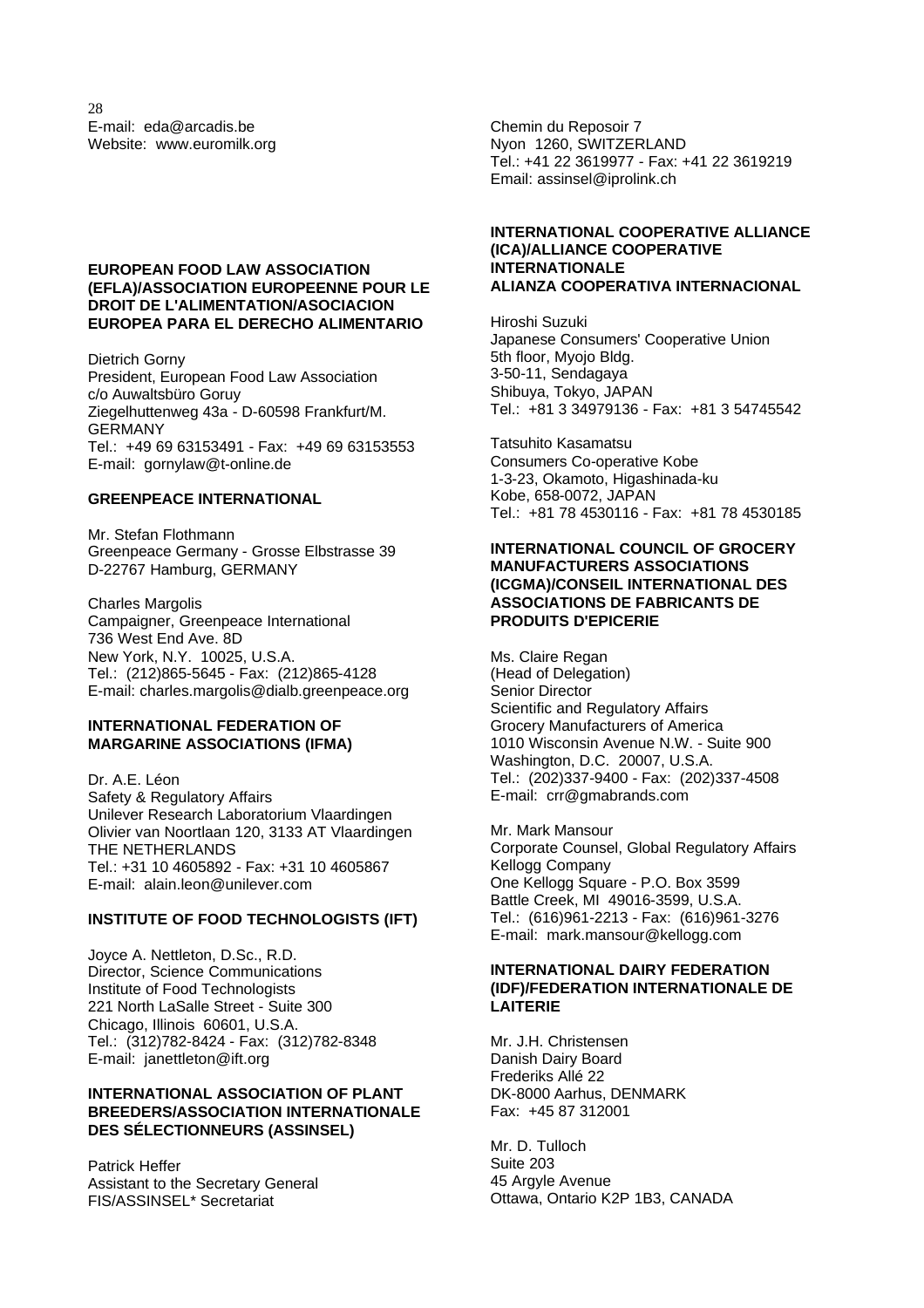E-mail: eda@arcadis.be
Website: www.euromilk.org

**EUROPEAN FOOD LAW ASSOCIATION (EFLA)/ASSOCIATION EUROPEENNE POUR LE DROIT DE L'ALIMENTATION/ASOCIACION EUROPEA PARA EL DERECHO ALIMENTARIO**

Dietrich Gorny
President, European Food Law Association
c/o Auwaltsbüro Goruy
Ziegelhuttenweg 43a - D-60598 Frankfurt/M.
GERMANY
Tel.: +49 69 63153491 - Fax: +49 69 63153553
E-mail: gornylaw@t-online.de

**GREENPEACE INTERNATIONAL**

Mr. Stefan Flothmann
Greenpeace Germany - Grosse Elbstrasse 39
D-22767 Hamburg, GERMANY

Charles Margolis
Campaigner, Greenpeace International
736 West End Ave. 8D
New York, N.Y. 10025, U.S.A.
Tel.: (212)865-5645 - Fax: (212)865-4128
E-mail: charles.margolis@dialb.greenpeace.org

**INTERNATIONAL FEDERATION OF MARGARINE ASSOCIATIONS (IFMA)**

Dr. A.E. Léon
Safety & Regulatory Affairs
Unilever Research Laboratorium Vlaardingen
Olivier van Noortlaan 120, 3133 AT Vlaardingen
THE NETHERLANDS
Tel.: +31 10 4605892 - Fax: +31 10 4605867
E-mail: alain.leon@unilever.com

**INSTITUTE OF FOOD TECHNOLOGISTS (IFT)**

Joyce A. Nettleton, D.Sc., R.D.
Director, Science Communications
Institute of Food Technologists
221 North LaSalle Street - Suite 300
Chicago, Illinois 60601, U.S.A.
Tel.: (312)782-8424 - Fax: (312)782-8348
E-mail: janettleton@ift.org

**INTERNATIONAL ASSOCIATION OF PLANT BREEDERS/ASSOCIATION INTERNATIONALE DES SÉLECTIONNEURS (ASSINSEL)**

Patrick Heffer
Assistant to the Secretary General
FIS/ASSINSEL* Secretariat
Chemin du Reposoir 7
Nyon 1260, SWITZERLAND
Tel.: +41 22 3619977 - Fax: +41 22 3619219
Email: assinsel@iprolink.ch

**INTERNATIONAL COOPERATIVE ALLIANCE (ICA)/ALLIANCE COOPERATIVE INTERNATIONALE ALIANZA COOPERATIVA INTERNACIONAL**

Hiroshi Suzuki
Japanese Consumers' Cooperative Union
5th floor, Myojo Bldg.
3-50-11, Sendagaya
Shibuya, Tokyo, JAPAN
Tel.: +81 3 34979136 - Fax: +81 3 54745542

Tatsuhito Kasamatsu
Consumers Co-operative Kobe
1-3-23, Okamoto, Higashinada-ku
Kobe, 658-0072, JAPAN
Tel.: +81 78 4530116 - Fax: +81 78 4530185

**INTERNATIONAL COUNCIL OF GROCERY MANUFACTURERS ASSOCIATIONS (ICGMA)/CONSEIL INTERNATIONAL DES ASSOCIATIONS DE FABRICANTS DE PRODUITS D'EPICERIE**

Ms. Claire Regan
(Head of Delegation)
Senior Director
Scientific and Regulatory Affairs
Grocery Manufacturers of America
1010 Wisconsin Avenue N.W. - Suite 900
Washington, D.C. 20007, U.S.A.
Tel.: (202)337-9400 - Fax: (202)337-4508
E-mail: crr@gmabrands.com

Mr. Mark Mansour
Corporate Counsel, Global Regulatory Affairs
Kellogg Company
One Kellogg Square - P.O. Box 3599
Battle Creek, MI 49016-3599, U.S.A.
Tel.: (616)961-2213 - Fax: (616)961-3276
E-mail: mark.mansour@kellogg.com

**INTERNATIONAL DAIRY FEDERATION (IDF)/FEDERATION INTERNATIONALE DE LAITERIE**

Mr. J.H. Christensen
Danish Dairy Board
Frederiks Allé 22
DK-8000 Aarhus, DENMARK
Fax: +45 87 312001

Mr. D. Tulloch
Suite 203
45 Argyle Avenue
Ottawa, Ontario K2P 1B3, CANADA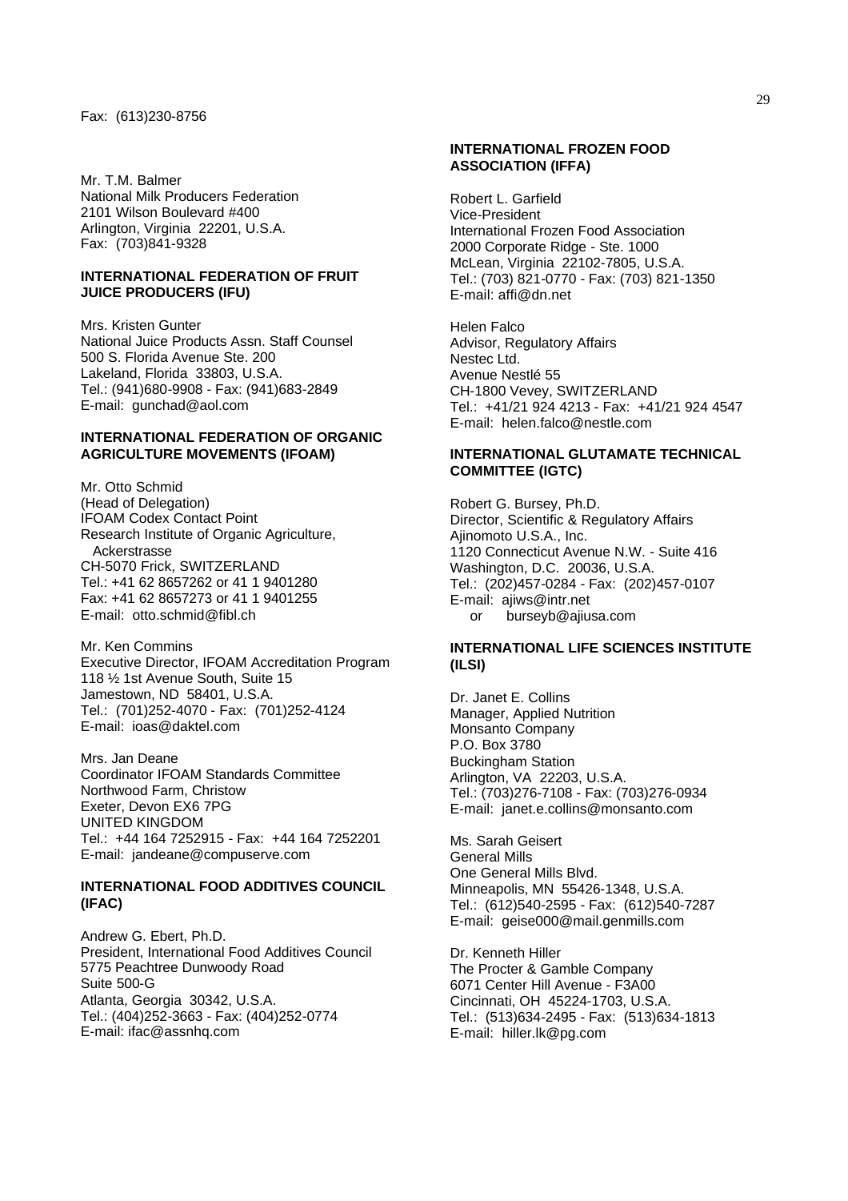Fax: (613)230-8756

Mr. T.M. Balmer
National Milk Producers Federation
2101 Wilson Boulevard #400
Arlington, Virginia 22201, U.S.A.
Fax: (703)841-9328

**INTERNATIONAL FEDERATION OF FRUIT JUICE PRODUCERS (IFU)**

Mrs. Kristen Gunter
National Juice Products Assn. Staff Counsel
500 S. Florida Avenue Ste. 200
Lakeland, Florida 33803, U.S.A.
Tel.: (941)680-9908 - Fax: (941)683-2849
E-mail: gunchad@aol.com

**INTERNATIONAL FEDERATION OF ORGANIC AGRICULTURE MOVEMENTS (IFOAM)**

Mr. Otto Schmid
(Head of Delegation)
IFOAM Codex Contact Point
Research Institute of Organic Agriculture, Ackerstrasse
CH-5070 Frick, SWITZERLAND
Tel.: +41 62 8657262 or 41 1 9401280
Fax: +41 62 8657273 or 41 1 9401255
E-mail: otto.schmid@fibl.ch

Mr. Ken Commins
Executive Director, IFOAM Accreditation Program
118 ½ 1st Avenue South, Suite 15
Jamestown, ND 58401, U.S.A.
Tel.: (701)252-4070 - Fax: (701)252-4124
E-mail: ioas@daktel.com

Mrs. Jan Deane
Coordinator IFOAM Standards Committee
Northwood Farm, Christow
Exeter, Devon EX6 7PG
UNITED KINGDOM
Tel.: +44 164 7252915 - Fax: +44 164 7252201
E-mail: jandeane@compuserve.com

**INTERNATIONAL FOOD ADDITIVES COUNCIL (IFAC)**

Andrew G. Ebert, Ph.D.
President, International Food Additives Council
5775 Peachtree Dunwoody Road
Suite 500-G
Atlanta, Georgia 30342, U.S.A.
Tel.: (404)252-3663 - Fax: (404)252-0774
E-mail: ifac@assnhq.com

**INTERNATIONAL FROZEN FOOD ASSOCIATION (IFFA)**

Robert L. Garfield
Vice-President
International Frozen Food Association
2000 Corporate Ridge - Ste. 1000
McLean, Virginia 22102-7805, U.S.A.
Tel.: (703) 821-0770 - Fax: (703) 821-1350
E-mail: affi@dn.net

Helen Falco
Advisor, Regulatory Affairs
Nestec Ltd.
Avenue Nestlé 55
CH-1800 Vevey, SWITZERLAND
Tel.: +41/21 924 4213 - Fax: +41/21 924 4547
E-mail: helen.falco@nestle.com

**INTERNATIONAL GLUTAMATE TECHNICAL COMMITTEE (IGTC)**

Robert G. Bursey, Ph.D.
Director, Scientific & Regulatory Affairs
Ajinomoto U.S.A., Inc.
1120 Connecticut Avenue N.W. - Suite 416
Washington, D.C. 20036, U.S.A.
Tel.: (202)457-0284 - Fax: (202)457-0107
E-mail: ajiws@intr.net
or burseyb@ajiusa.com

**INTERNATIONAL LIFE SCIENCES INSTITUTE (ILSI)**

Dr. Janet E. Collins
Manager, Applied Nutrition
Monsanto Company
P.O. Box 3780
Buckingham Station
Arlington, VA 22203, U.S.A.
Tel.: (703)276-7108 - Fax: (703)276-0934
E-mail: janet.e.collins@monsanto.com

Ms. Sarah Geisert
General Mills
One General Mills Blvd.
Minneapolis, MN 55426-1348, U.S.A.
Tel.: (612)540-2595 - Fax: (612)540-7287
E-mail: geise000@mail.genmills.com

Dr. Kenneth Hiller
The Procter & Gamble Company
6071 Center Hill Avenue - F3A00
Cincinnati, OH 45224-1703, U.S.A.
Tel.: (513)634-2495 - Fax: (513)634-1813
E-mail: hiller.lk@pg.com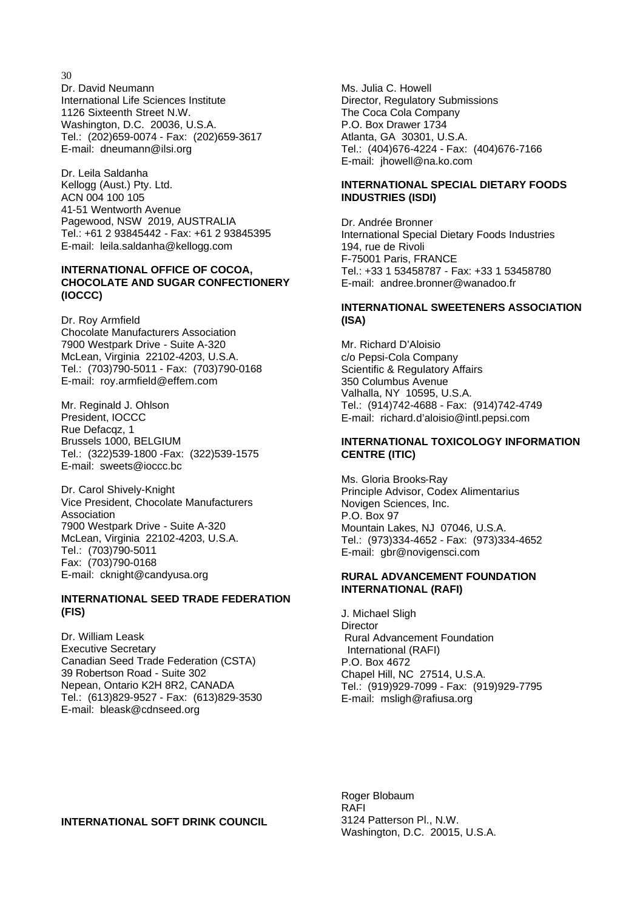Dr. David Neumann
International Life Sciences Institute
1126 Sixteenth Street N.W.
Washington, D.C. 20036, U.S.A.
Tel.: (202)659-0074 - Fax: (202)659-3617
E-mail: dneumann@ilsi.org

Dr. Leila Saldanha
Kellogg (Aust.) Pty. Ltd.
ACN 004 100 105
41-51 Wentworth Avenue
Pagewood, NSW 2019, AUSTRALIA
Tel.: +61 2 93845442 - Fax: +61 2 93845395
E-mail: leila.saldanha@kellogg.com

**INTERNATIONAL OFFICE OF COCOA, CHOCOLATE AND SUGAR CONFECTIONERY (IOCCC)**

Dr. Roy Armfield
Chocolate Manufacturers Association
7900 Westpark Drive - Suite A-320
McLean, Virginia 22102-4203, U.S.A.
Tel.: (703)790-5011 - Fax: (703)790-0168
E-mail: roy.armfield@effem.com

Mr. Reginald J. Ohlson
President, IOCCC
Rue Defacqz, 1
Brussels 1000, BELGIUM
Tel.: (322)539-1800 -Fax: (322)539-1575
E-mail: sweets@ioccc.bc

Dr. Carol Shively-Knight
Vice President, Chocolate Manufacturers Association
7900 Westpark Drive - Suite A-320
McLean, Virginia 22102-4203, U.S.A.
Tel.: (703)790-5011
Fax: (703)790-0168
E-mail: cknight@candyusa.org

**INTERNATIONAL SEED TRADE FEDERATION (FIS)**

Dr. William Leask
Executive Secretary
Canadian Seed Trade Federation (CSTA)
39 Robertson Road - Suite 302
Nepean, Ontario K2H 8R2, CANADA
Tel.: (613)829-9527 - Fax: (613)829-3530
E-mail: bleask@cdnseed.org

**INTERNATIONAL SOFT DRINK COUNCIL**

Ms. Julia C. Howell
Director, Regulatory Submissions
The Coca Cola Company
P.O. Box Drawer 1734
Atlanta, GA 30301, U.S.A.
Tel.: (404)676-4224 - Fax: (404)676-7166
E-mail: jhowell@na.ko.com

**INTERNATIONAL SPECIAL DIETARY FOODS INDUSTRIES (ISDI)**

Dr. Andrée Bronner
International Special Dietary Foods Industries
194, rue de Rivoli
F-75001 Paris, FRANCE
Tel.: +33 1 53458787 - Fax: +33 1 53458780
E-mail: andree.bronner@wanadoo.fr

**INTERNATIONAL SWEETENERS ASSOCIATION (ISA)**

Mr. Richard D'Aloisio
c/o Pepsi-Cola Company
Scientific & Regulatory Affairs
350 Columbus Avenue
Valhalla, NY 10595, U.S.A.
Tel.: (914)742-4688 - Fax: (914)742-4749
E-mail: richard.d'aloisio@intl.pepsi.com

**INTERNATIONAL TOXICOLOGY INFORMATION CENTRE (ITIC)**

Ms. Gloria Brooks-Ray
Principle Advisor, Codex Alimentarius
Novigen Sciences, Inc.
P.O. Box 97
Mountain Lakes, NJ 07046, U.S.A.
Tel.: (973)334-4652 - Fax: (973)334-4652
E-mail: gbr@novigensci.com

**RURAL ADVANCEMENT FOUNDATION INTERNATIONAL (RAFI)**

J. Michael Sligh
Director
Rural Advancement Foundation International (RAFI)
P.O. Box 4672
Chapel Hill, NC 27514, U.S.A.
Tel.: (919)929-7099 - Fax: (919)929-7795
E-mail: msligh@rafiusa.org

Roger Blobaum
RAFI
3124 Patterson Pl., N.W.
Washington, D.C. 20015, U.S.A.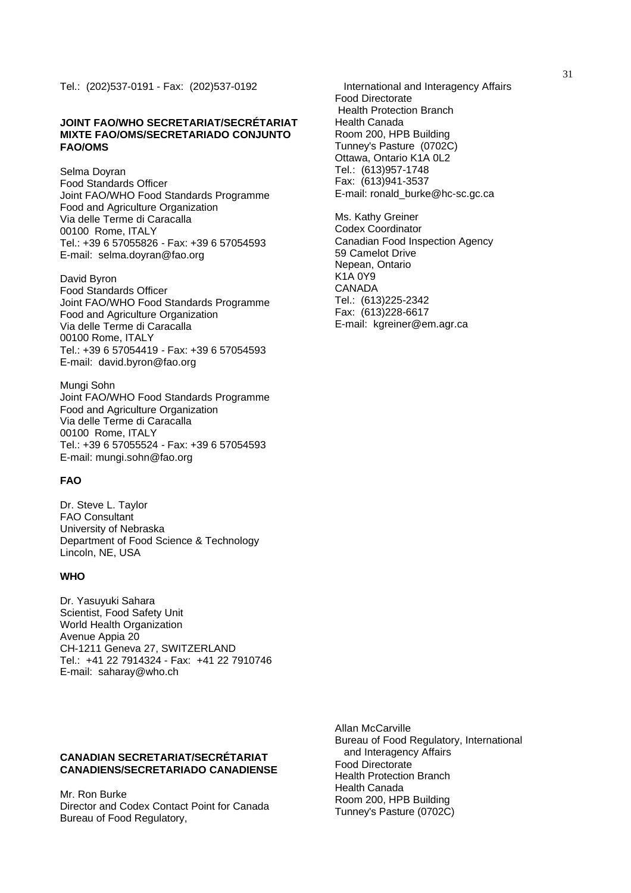Tel.: (202)537-0191 - Fax: (202)537-0192

**JOINT FAO/WHO SECRETARIAT/SECRÉTARIAT MIXTE FAO/OMS/SECRETARIADO CONJUNTO FAO/OMS**

Selma Doyran
Food Standards Officer
Joint FAO/WHO Food Standards Programme
Food and Agriculture Organization
Via delle Terme di Caracalla
00100 Rome, ITALY
Tel.: +39 6 57055826 - Fax: +39 6 57054593
E-mail: selma.doyran@fao.org

David Byron
Food Standards Officer
Joint FAO/WHO Food Standards Programme
Food and Agriculture Organization
Via delle Terme di Caracalla
00100 Rome, ITALY
Tel.: +39 6 57054419 - Fax: +39 6 57054593
E-mail: david.byron@fao.org

Mungi Sohn
Joint FAO/WHO Food Standards Programme
Food and Agriculture Organization
Via delle Terme di Caracalla
00100 Rome, ITALY
Tel.: +39 6 57055524 - Fax: +39 6 57054593
E-mail: mungi.sohn@fao.org

**FAO**

Dr. Steve L. Taylor
FAO Consultant
University of Nebraska
Department of Food Science & Technology
Lincoln, NE, USA

**WHO**

Dr. Yasuyuki Sahara
Scientist, Food Safety Unit
World Health Organization
Avenue Appia 20
CH-1211 Geneva 27, SWITZERLAND
Tel.: +41 22 7914324 - Fax: +41 22 7910746
E-mail: saharay@who.ch

**CANADIAN SECRETARIAT/SECRÉTARIAT CANADIENS/SECRETARIADO CANADIENSE**

Mr. Ron Burke
Director and Codex Contact Point for Canada
Bureau of Food Regulatory,
International and Interagency Affairs
Food Directorate
Health Protection Branch
Health Canada
Room 200, HPB Building
Tunney's Pasture (0702C)
Ottawa, Ontario K1A 0L2
Tel.: (613)957-1748
Fax: (613)941-3537
E-mail: ronald_burke@hc-sc.gc.ca

Ms. Kathy Greiner
Codex Coordinator
Canadian Food Inspection Agency
59 Camelot Drive
Nepean, Ontario
K1A 0Y9
CANADA
Tel.: (613)225-2342
Fax: (613)228-6617
E-mail: kgreiner@em.agr.ca

Allan McCarville
Bureau of Food Regulatory, International and Interagency Affairs
Food Directorate
Health Protection Branch
Health Canada
Room 200, HPB Building
Tunney's Pasture (0702C)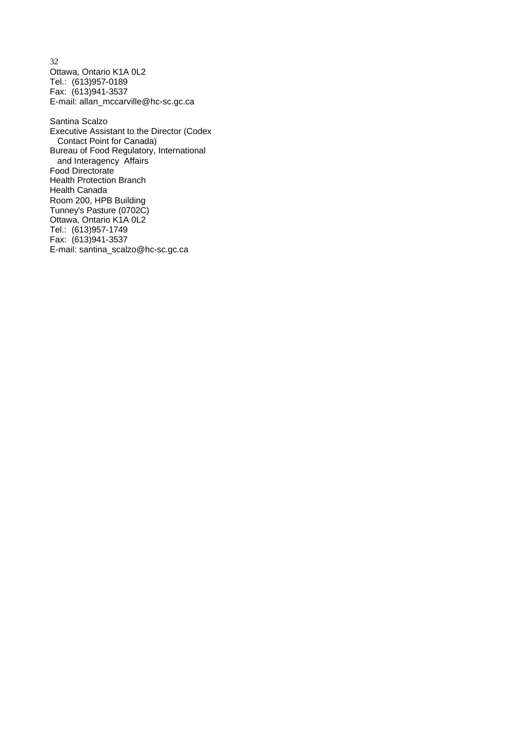Ottawa, Ontario K1A 0L2
Tel.: (613)957-0189
Fax: (613)941-3537
E-mail: allan_mccarville@hc-sc.gc.ca

Santina Scalzo
Executive Assistant to the Director (Codex Contact Point for Canada)
Bureau of Food Regulatory, International and Interagency Affairs
Food Directorate
Health Protection Branch
Health Canada
Room 200, HPB Building
Tunney's Pasture (0702C)
Ottawa, Ontario K1A 0L2
Tel.: (613)957-1749
Fax: (613)941-3537
E-mail: santina_scalzo@hc-sc.gc.ca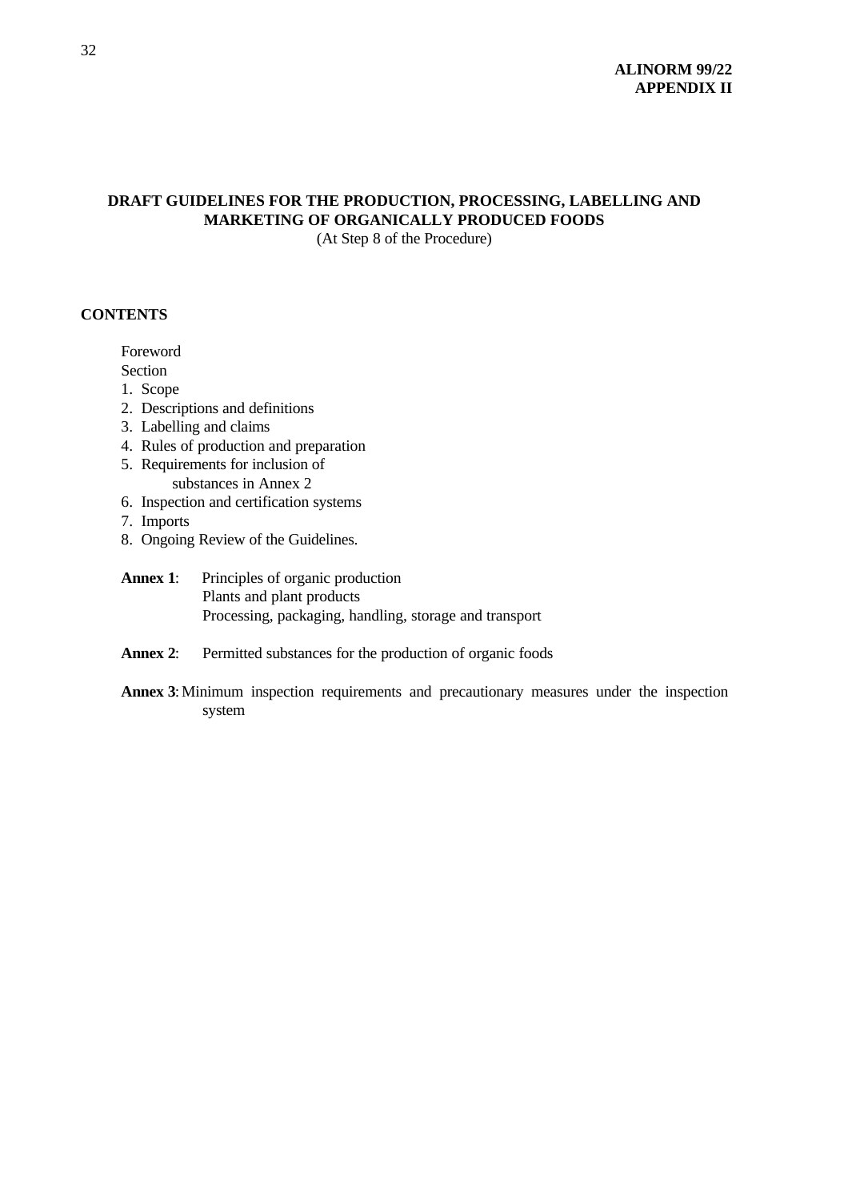**ALINORM 99/22**
**APPENDIX II**

# DRAFT GUIDELINES FOR THE PRODUCTION, PROCESSING, LABELLING AND MARKETING OF ORGANICALLY PRODUCED FOODS

(At Step 8 of the Procedure)

## CONTENTS

Foreword

Section

1. Scope
2. Descriptions and definitions
3. Labelling and claims
4. Rules of production and preparation
5. Requirements for inclusion of substances in Annex 2
6. Inspection and certification systems
7. Imports
8. Ongoing Review of the Guidelines.

**Annex 1**: Principles of organic production
Plants and plant products
Processing, packaging, handling, storage and transport

**Annex 2**: Permitted substances for the production of organic foods

**Annex 3**: Minimum inspection requirements and precautionary measures under the inspection system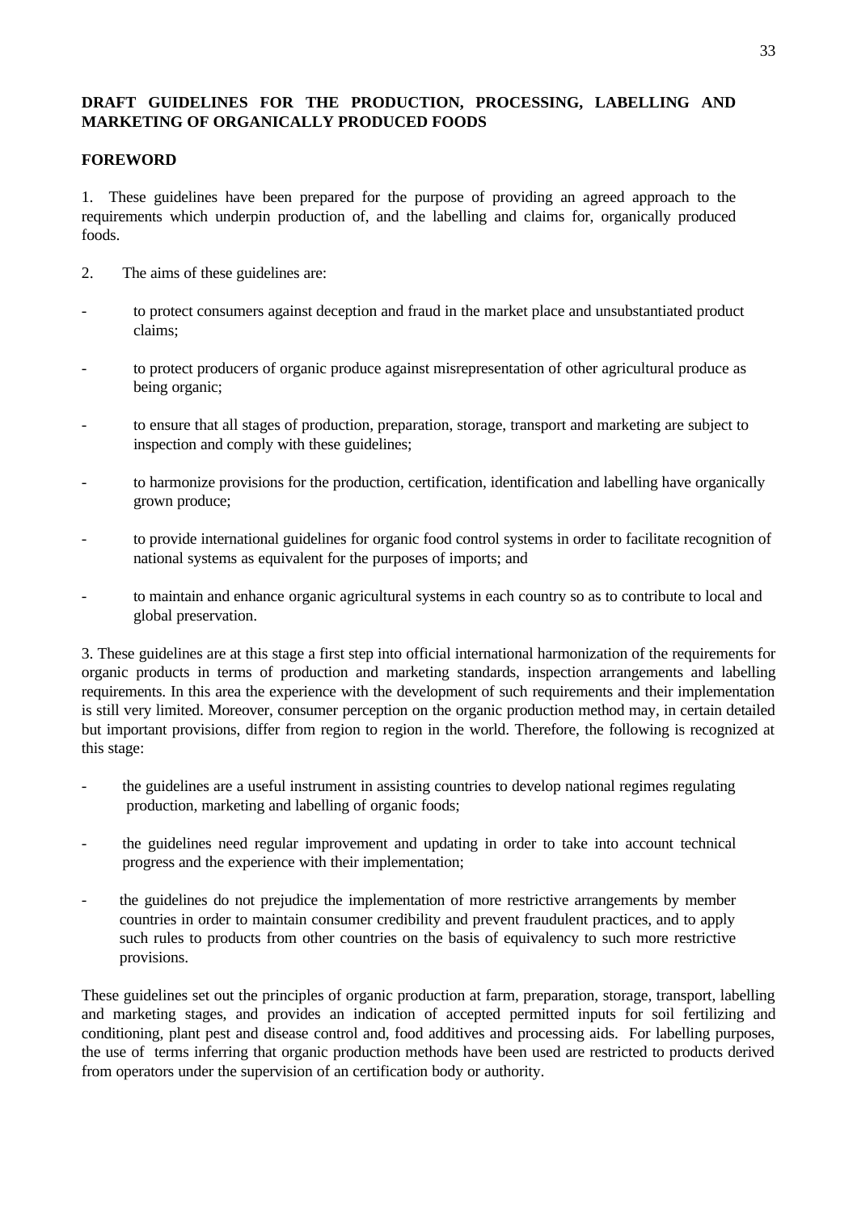**DRAFT GUIDELINES FOR THE PRODUCTION, PROCESSING, LABELLING AND MARKETING OF ORGANICALLY PRODUCED FOODS**

**FOREWORD**

1. These guidelines have been prepared for the purpose of providing an agreed approach to the requirements which underpin production of, and the labelling and claims for, organically produced foods.

2. The aims of these guidelines are:

- to protect consumers against deception and fraud in the market place and unsubstantiated product claims;

- to protect producers of organic produce against misrepresentation of other agricultural produce as being organic;

- to ensure that all stages of production, preparation, storage, transport and marketing are subject to inspection and comply with these guidelines;

- to harmonize provisions for the production, certification, identification and labelling have organically grown produce;

- to provide international guidelines for organic food control systems in order to facilitate recognition of national systems as equivalent for the purposes of imports; and

- to maintain and enhance organic agricultural systems in each country so as to contribute to local and global preservation.

3. These guidelines are at this stage a first step into official international harmonization of the requirements for organic products in terms of production and marketing standards, inspection arrangements and labelling requirements. In this area the experience with the development of such requirements and their implementation is still very limited. Moreover, consumer perception on the organic production method may, in certain detailed but important provisions, differ from region to region in the world. Therefore, the following is recognized at this stage:

- the guidelines are a useful instrument in assisting countries to develop national regimes regulating production, marketing and labelling of organic foods;

- the guidelines need regular improvement and updating in order to take into account technical progress and the experience with their implementation;

- the guidelines do not prejudice the implementation of more restrictive arrangements by member countries in order to maintain consumer credibility and prevent fraudulent practices, and to apply such rules to products from other countries on the basis of equivalency to such more restrictive provisions.

These guidelines set out the principles of organic production at farm, preparation, storage, transport, labelling and marketing stages, and provides an indication of accepted permitted inputs for soil fertilizing and conditioning, plant pest and disease control and, food additives and processing aids. For labelling purposes, the use of terms inferring that organic production methods have been used are restricted to products derived from operators under the supervision of an certification body or authority.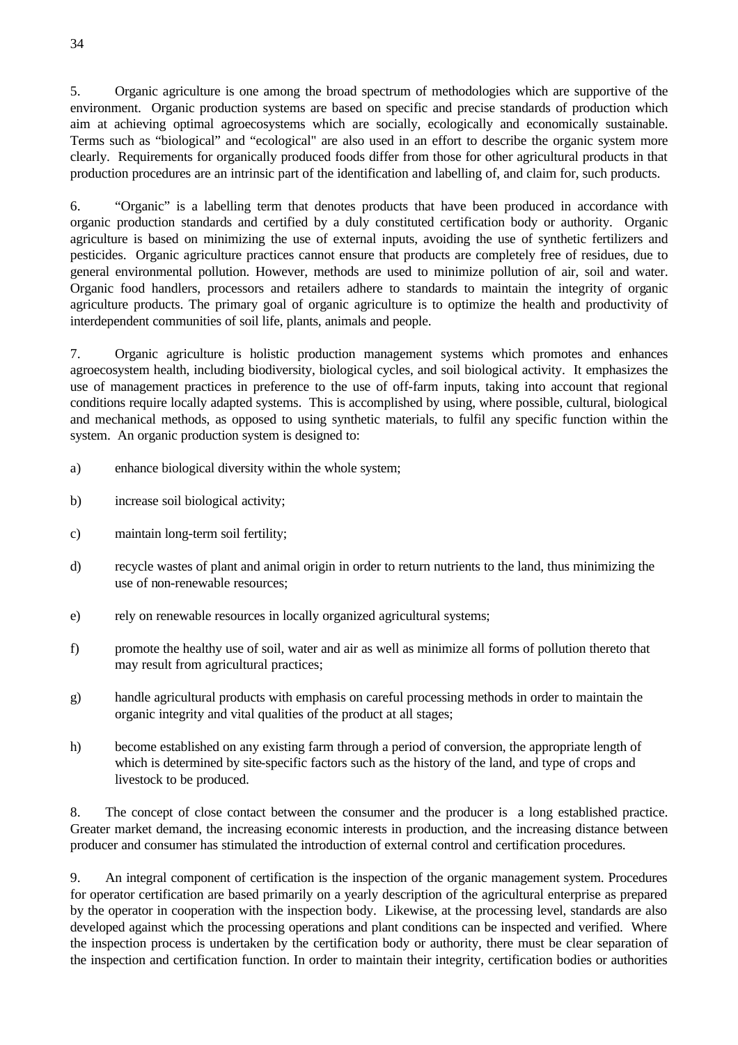5. Organic agriculture is one among the broad spectrum of methodologies which are supportive of the environment. Organic production systems are based on specific and precise standards of production which aim at achieving optimal agroecosystems which are socially, ecologically and economically sustainable. Terms such as "biological" and "ecological" are also used in an effort to describe the organic system more clearly. Requirements for organically produced foods differ from those for other agricultural products in that production procedures are an intrinsic part of the identification and labelling of, and claim for, such products.

6. "Organic" is a labelling term that denotes products that have been produced in accordance with organic production standards and certified by a duly constituted certification body or authority. Organic agriculture is based on minimizing the use of external inputs, avoiding the use of synthetic fertilizers and pesticides. Organic agriculture practices cannot ensure that products are completely free of residues, due to general environmental pollution. However, methods are used to minimize pollution of air, soil and water. Organic food handlers, processors and retailers adhere to standards to maintain the integrity of organic agriculture products. The primary goal of organic agriculture is to optimize the health and productivity of interdependent communities of soil life, plants, animals and people.

7. Organic agriculture is holistic production management systems which promotes and enhances agroecosystem health, including biodiversity, biological cycles, and soil biological activity. It emphasizes the use of management practices in preference to the use of off-farm inputs, taking into account that regional conditions require locally adapted systems. This is accomplished by using, where possible, cultural, biological and mechanical methods, as opposed to using synthetic materials, to fulfil any specific function within the system. An organic production system is designed to:

a) enhance biological diversity within the whole system;

b) increase soil biological activity;

c) maintain long-term soil fertility;

d) recycle wastes of plant and animal origin in order to return nutrients to the land, thus minimizing the use of non-renewable resources;

e) rely on renewable resources in locally organized agricultural systems;

f) promote the healthy use of soil, water and air as well as minimize all forms of pollution thereto that may result from agricultural practices;

g) handle agricultural products with emphasis on careful processing methods in order to maintain the organic integrity and vital qualities of the product at all stages;

h) become established on any existing farm through a period of conversion, the appropriate length of which is determined by site-specific factors such as the history of the land, and type of crops and livestock to be produced.

8. The concept of close contact between the consumer and the producer is a long established practice. Greater market demand, the increasing economic interests in production, and the increasing distance between producer and consumer has stimulated the introduction of external control and certification procedures.

9. An integral component of certification is the inspection of the organic management system. Procedures for operator certification are based primarily on a yearly description of the agricultural enterprise as prepared by the operator in cooperation with the inspection body. Likewise, at the processing level, standards are also developed against which the processing operations and plant conditions can be inspected and verified. Where the inspection process is undertaken by the certification body or authority, there must be clear separation of the inspection and certification function. In order to maintain their integrity, certification bodies or authorities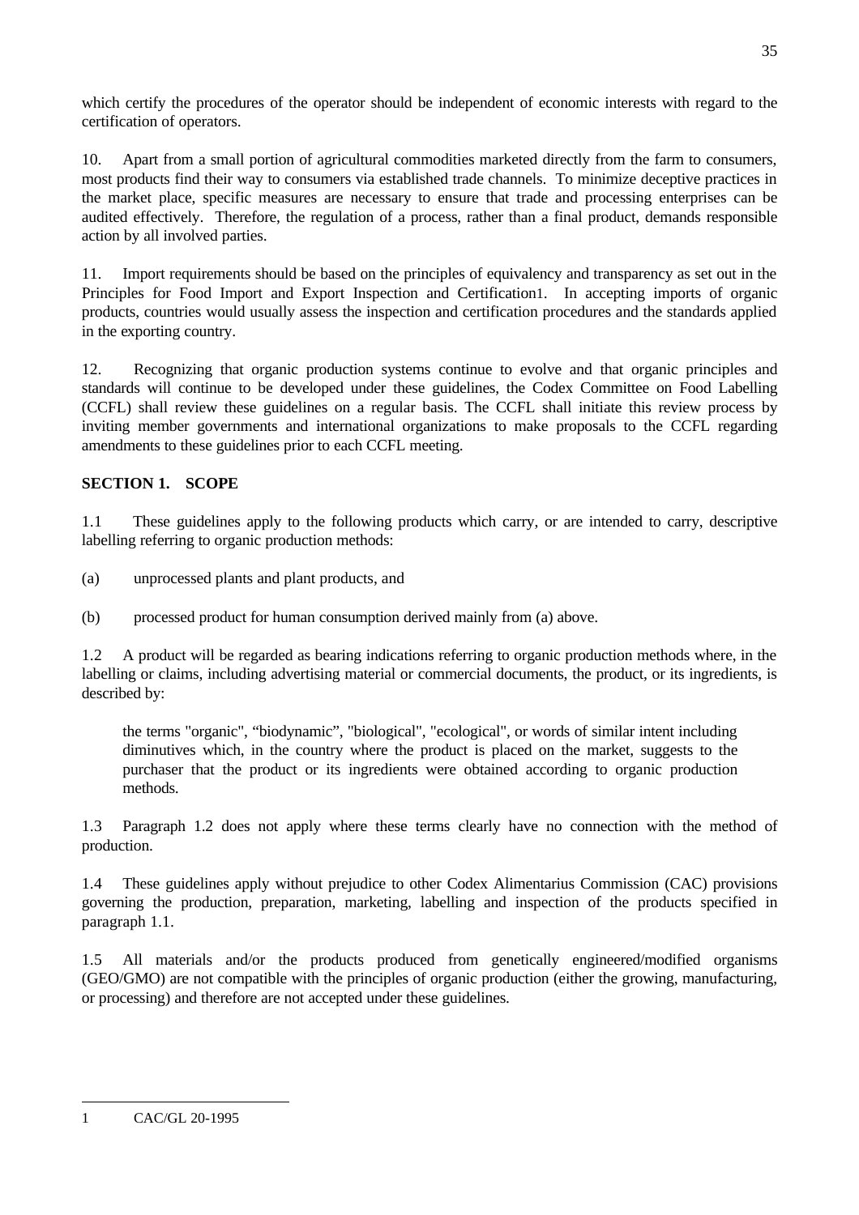which certify the procedures of the operator should be independent of economic interests with regard to the certification of operators.

10. Apart from a small portion of agricultural commodities marketed directly from the farm to consumers, most products find their way to consumers via established trade channels. To minimize deceptive practices in the market place, specific measures are necessary to ensure that trade and processing enterprises can be audited effectively. Therefore, the regulation of a process, rather than a final product, demands responsible action by all involved parties.

11. Import requirements should be based on the principles of equivalency and transparency as set out in the Principles for Food Import and Export Inspection and Certification[1]. In accepting imports of organic products, countries would usually assess the inspection and certification procedures and the standards applied in the exporting country.

12. Recognizing that organic production systems continue to evolve and that organic principles and standards will continue to be developed under these guidelines, the Codex Committee on Food Labelling (CCFL) shall review these guidelines on a regular basis. The CCFL shall initiate this review process by inviting member governments and international organizations to make proposals to the CCFL regarding amendments to these guidelines prior to each CCFL meeting.

**SECTION 1. SCOPE**

1.1 These guidelines apply to the following products which carry, or are intended to carry, descriptive labelling referring to organic production methods:

(a) unprocessed plants and plant products, and

(b) processed product for human consumption derived mainly from (a) above.

1.2 A product will be regarded as bearing indications referring to organic production methods where, in the labelling or claims, including advertising material or commercial documents, the product, or its ingredients, is described by:

> the terms "organic", "biodynamic", "biological", "ecological", or words of similar intent including diminutives which, in the country where the product is placed on the market, suggests to the purchaser that the product or its ingredients were obtained according to organic production methods.

1.3 Paragraph 1.2 does not apply where these terms clearly have no connection with the method of production.

1.4 These guidelines apply without prejudice to other Codex Alimentarius Commission (CAC) provisions governing the production, preparation, marketing, labelling and inspection of the products specified in paragraph 1.1.

1.5 All materials and/or the products produced from genetically engineered/modified organisms (GEO/GMO) are not compatible with the principles of organic production (either the growing, manufacturing, or processing) and therefore are not accepted under these guidelines.

---

1 CAC/GL 20-1995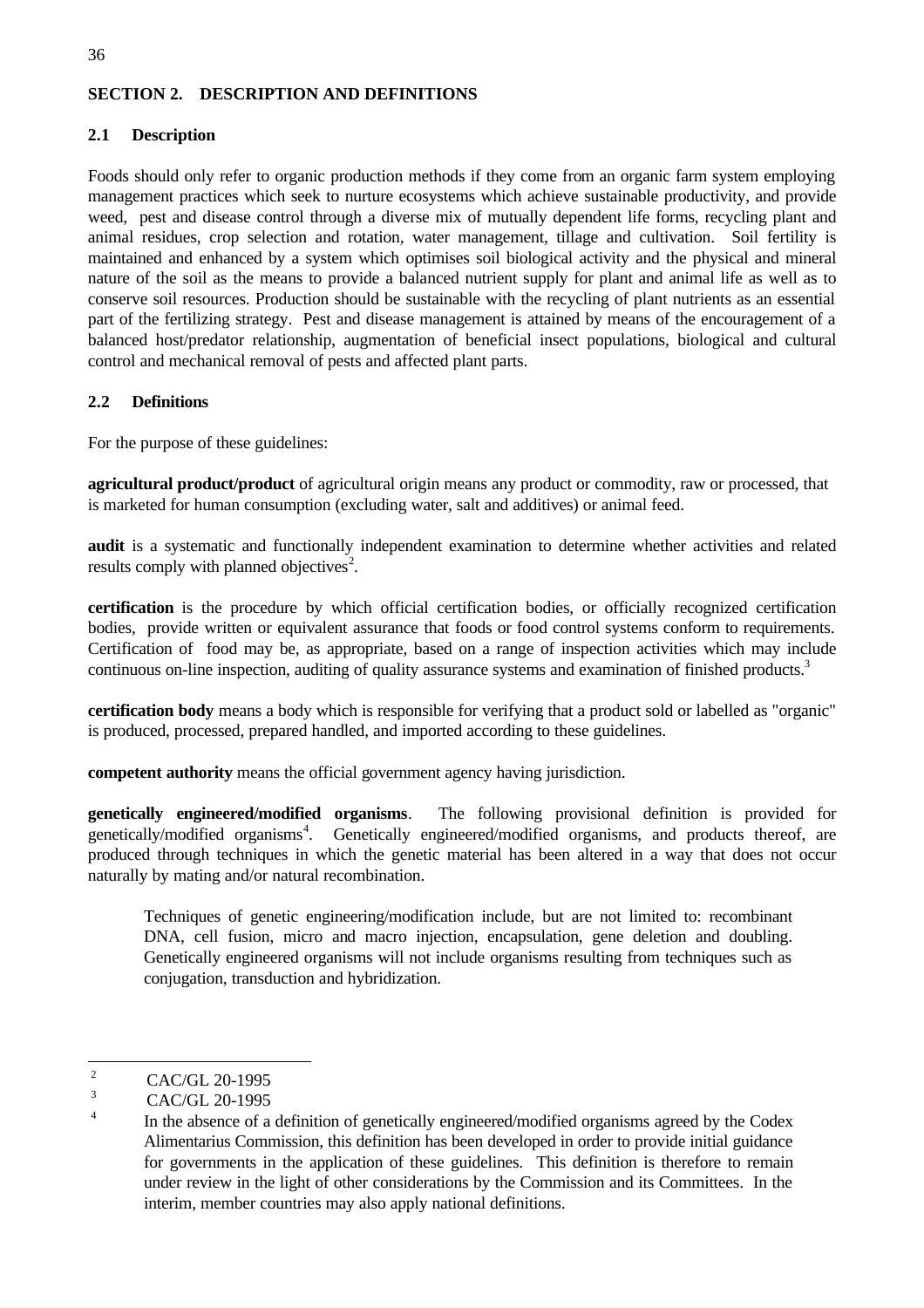## SECTION 2. DESCRIPTION AND DEFINITIONS

### 2.1 Description

Foods should only refer to organic production methods if they come from an organic farm system employing management practices which seek to nurture ecosystems which achieve sustainable productivity, and provide weed, pest and disease control through a diverse mix of mutually dependent life forms, recycling plant and animal residues, crop selection and rotation, water management, tillage and cultivation. Soil fertility is maintained and enhanced by a system which optimises soil biological activity and the physical and mineral nature of the soil as the means to provide a balanced nutrient supply for plant and animal life as well as to conserve soil resources. Production should be sustainable with the recycling of plant nutrients as an essential part of the fertilizing strategy. Pest and disease management is attained by means of the encouragement of a balanced host/predator relationship, augmentation of beneficial insect populations, biological and cultural control and mechanical removal of pests and affected plant parts.

### 2.2 Definitions

For the purpose of these guidelines:

**agricultural product/product** of agricultural origin means any product or commodity, raw or processed, that is marketed for human consumption (excluding water, salt and additives) or animal feed.

**audit** is a systematic and functionally independent examination to determine whether activities and related results comply with planned objectives[2].

**certification** is the procedure by which official certification bodies, or officially recognized certification bodies, provide written or equivalent assurance that foods or food control systems conform to requirements. Certification of food may be, as appropriate, based on a range of inspection activities which may include continuous on-line inspection, auditing of quality assurance systems and examination of finished products.[3]

**certification body** means a body which is responsible for verifying that a product sold or labelled as "organic" is produced, processed, prepared handled, and imported according to these guidelines.

**competent authority** means the official government agency having jurisdiction.

**genetically engineered/modified organisms**. The following provisional definition is provided for genetically/modified organisms[4]. Genetically engineered/modified organisms, and products thereof, are produced through techniques in which the genetic material has been altered in a way that does not occur naturally by mating and/or natural recombination.

> Techniques of genetic engineering/modification include, but are not limited to: recombinant DNA, cell fusion, micro and macro injection, encapsulation, gene deletion and doubling. Genetically engineered organisms will not include organisms resulting from techniques such as conjugation, transduction and hybridization.

---

[2] CAC/GL 20-1995

[3] CAC/GL 20-1995

[4] In the absence of a definition of genetically engineered/modified organisms agreed by the Codex Alimentarius Commission, this definition has been developed in order to provide initial guidance for governments in the application of these guidelines. This definition is therefore to remain under review in the light of other considerations by the Commission and its Committees. In the interim, member countries may also apply national definitions.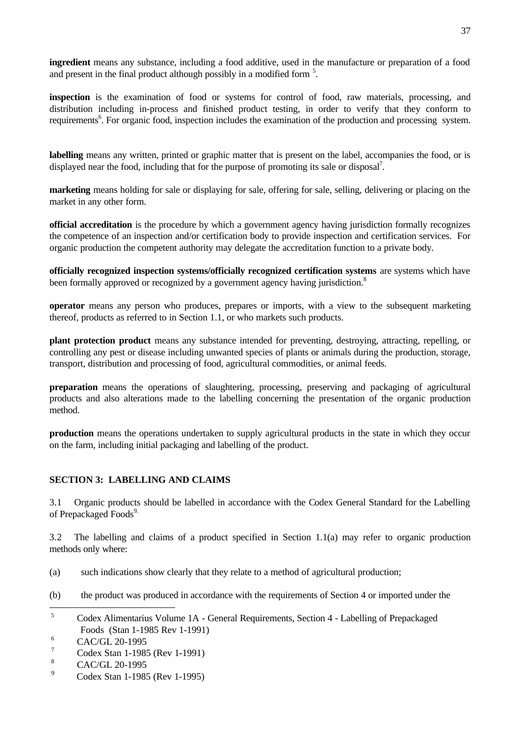**ingredient** means any substance, including a food additive, used in the manufacture or preparation of a food and present in the final product although possibly in a modified form [5].

**inspection** is the examination of food or systems for control of food, raw materials, processing, and distribution including in-process and finished product testing, in order to verify that they conform to requirements[6]. For organic food, inspection includes the examination of the production and processing system.

**labelling** means any written, printed or graphic matter that is present on the label, accompanies the food, or is displayed near the food, including that for the purpose of promoting its sale or disposal[7].

**marketing** means holding for sale or displaying for sale, offering for sale, selling, delivering or placing on the market in any other form.

**official accreditation** is the procedure by which a government agency having jurisdiction formally recognizes the competence of an inspection and/or certification body to provide inspection and certification services. For organic production the competent authority may delegate the accreditation function to a private body.

**officially recognized inspection systems/officially recognized certification systems** are systems which have been formally approved or recognized by a government agency having jurisdiction.[8]

**operator** means any person who produces, prepares or imports, with a view to the subsequent marketing thereof, products as referred to in Section 1.1, or who markets such products.

**plant protection product** means any substance intended for preventing, destroying, attracting, repelling, or controlling any pest or disease including unwanted species of plants or animals during the production, storage, transport, distribution and processing of food, agricultural commodities, or animal feeds.

**preparation** means the operations of slaughtering, processing, preserving and packaging of agricultural products and also alterations made to the labelling concerning the presentation of the organic production method.

**production** means the operations undertaken to supply agricultural products in the state in which they occur on the farm, including initial packaging and labelling of the product.

## SECTION 3: LABELLING AND CLAIMS

3.1 Organic products should be labelled in accordance with the Codex General Standard for the Labelling of Prepackaged Foods[9].

3.2 The labelling and claims of a product specified in Section 1.1(a) may refer to organic production methods only where:

(a) such indications show clearly that they relate to a method of agricultural production;

(b) the product was produced in accordance with the requirements of Section 4 or imported under the

---

[5] Codex Alimentarius Volume 1A - General Requirements, Section 4 - Labelling of Prepackaged Foods (Stan 1-1985 Rev 1-1991)

[6] CAC/GL 20-1995

[7] Codex Stan 1-1985 (Rev 1-1991)

[8] CAC/GL 20-1995

[9] Codex Stan 1-1985 (Rev 1-1995)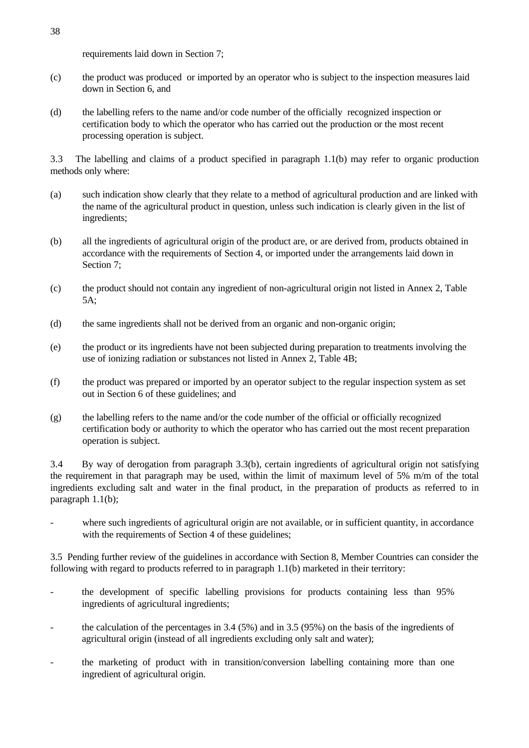requirements laid down in Section 7;

(c) the product was produced or imported by an operator who is subject to the inspection measures laid down in Section 6, and

(d) the labelling refers to the name and/or code number of the officially recognized inspection or certification body to which the operator who has carried out the production or the most recent processing operation is subject.

3.3 The labelling and claims of a product specified in paragraph 1.1(b) may refer to organic production methods only where:

(a) such indication show clearly that they relate to a method of agricultural production and are linked with the name of the agricultural product in question, unless such indication is clearly given in the list of ingredients;

(b) all the ingredients of agricultural origin of the product are, or are derived from, products obtained in accordance with the requirements of Section 4, or imported under the arrangements laid down in Section 7;

(c) the product should not contain any ingredient of non-agricultural origin not listed in Annex 2, Table 5A;

(d) the same ingredients shall not be derived from an organic and non-organic origin;

(e) the product or its ingredients have not been subjected during preparation to treatments involving the use of ionizing radiation or substances not listed in Annex 2, Table 4B;

(f) the product was prepared or imported by an operator subject to the regular inspection system as set out in Section 6 of these guidelines; and

(g) the labelling refers to the name and/or the code number of the official or officially recognized certification body or authority to which the operator who has carried out the most recent preparation operation is subject.

3.4 By way of derogation from paragraph 3.3(b), certain ingredients of agricultural origin not satisfying the requirement in that paragraph may be used, within the limit of maximum level of 5% m/m of the total ingredients excluding salt and water in the final product, in the preparation of products as referred to in paragraph 1.1(b);

- where such ingredients of agricultural origin are not available, or in sufficient quantity, in accordance with the requirements of Section 4 of these guidelines;

3.5 Pending further review of the guidelines in accordance with Section 8, Member Countries can consider the following with regard to products referred to in paragraph 1.1(b) marketed in their territory:

- the development of specific labelling provisions for products containing less than 95% ingredients of agricultural ingredients;
- the calculation of the percentages in 3.4 (5%) and in 3.5 (95%) on the basis of the ingredients of agricultural origin (instead of all ingredients excluding only salt and water);
- the marketing of product with in transition/conversion labelling containing more than one ingredient of agricultural origin.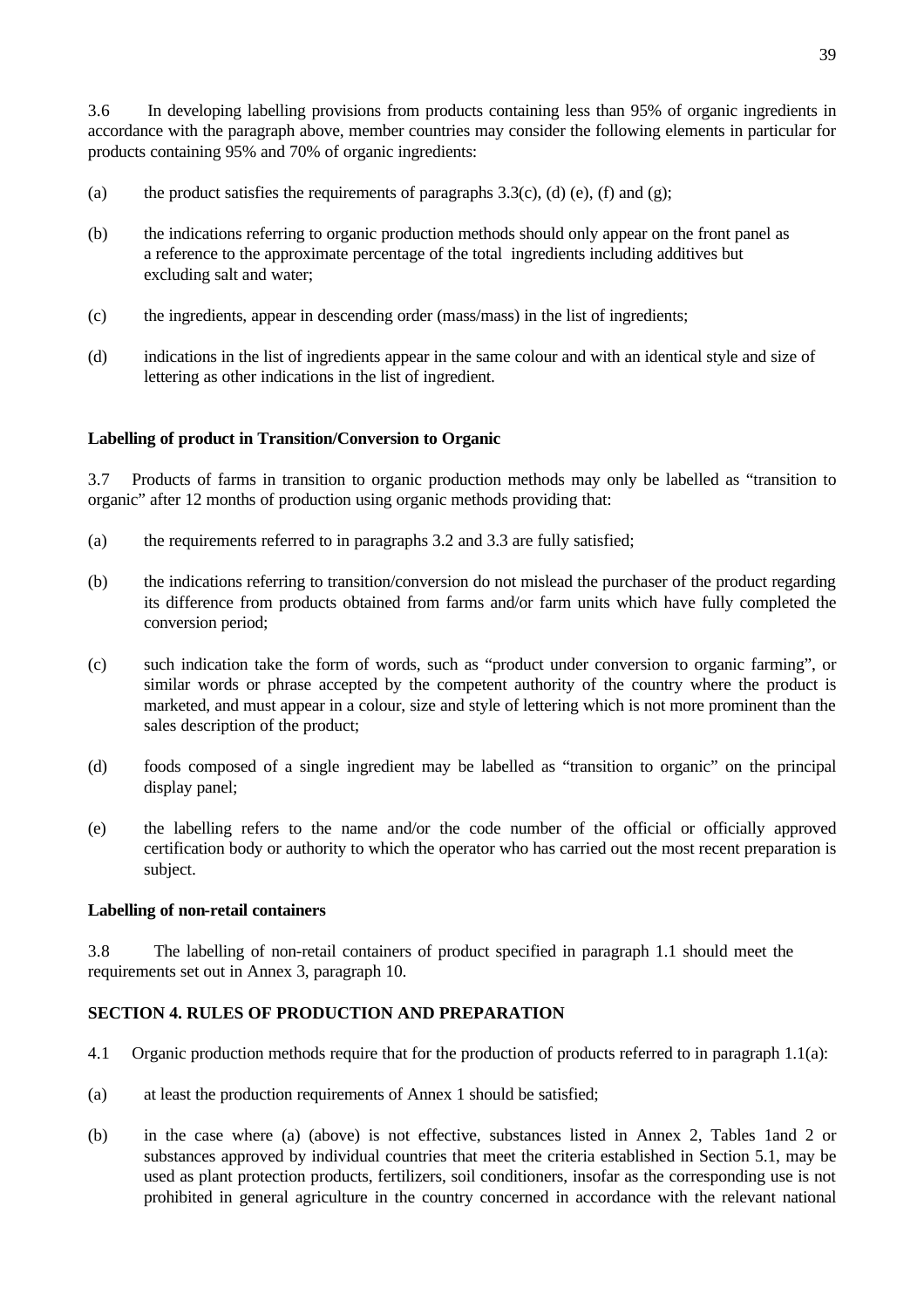3.6 In developing labelling provisions from products containing less than 95% of organic ingredients in accordance with the paragraph above, member countries may consider the following elements in particular for products containing 95% and 70% of organic ingredients:

(a) the product satisfies the requirements of paragraphs 3.3(c), (d) (e), (f) and (g);

(b) the indications referring to organic production methods should only appear on the front panel as a reference to the approximate percentage of the total ingredients including additives but excluding salt and water;

(c) the ingredients, appear in descending order (mass/mass) in the list of ingredients;

(d) indications in the list of ingredients appear in the same colour and with an identical style and size of lettering as other indications in the list of ingredient.

**Labelling of product in Transition/Conversion to Organic**

3.7 Products of farms in transition to organic production methods may only be labelled as "transition to organic" after 12 months of production using organic methods providing that:

(a) the requirements referred to in paragraphs 3.2 and 3.3 are fully satisfied;

(b) the indications referring to transition/conversion do not mislead the purchaser of the product regarding its difference from products obtained from farms and/or farm units which have fully completed the conversion period;

(c) such indication take the form of words, such as "product under conversion to organic farming", or similar words or phrase accepted by the competent authority of the country where the product is marketed, and must appear in a colour, size and style of lettering which is not more prominent than the sales description of the product;

(d) foods composed of a single ingredient may be labelled as "transition to organic" on the principal display panel;

(e) the labelling refers to the name and/or the code number of the official or officially approved certification body or authority to which the operator who has carried out the most recent preparation is subject.

**Labelling of non-retail containers**

3.8 The labelling of non-retail containers of product specified in paragraph 1.1 should meet the requirements set out in Annex 3, paragraph 10.

**SECTION 4. RULES OF PRODUCTION AND PREPARATION**

4.1 Organic production methods require that for the production of products referred to in paragraph 1.1(a):

(a) at least the production requirements of Annex 1 should be satisfied;

(b) in the case where (a) (above) is not effective, substances listed in Annex 2, Tables 1and 2 or substances approved by individual countries that meet the criteria established in Section 5.1, may be used as plant protection products, fertilizers, soil conditioners, insofar as the corresponding use is not prohibited in general agriculture in the country concerned in accordance with the relevant national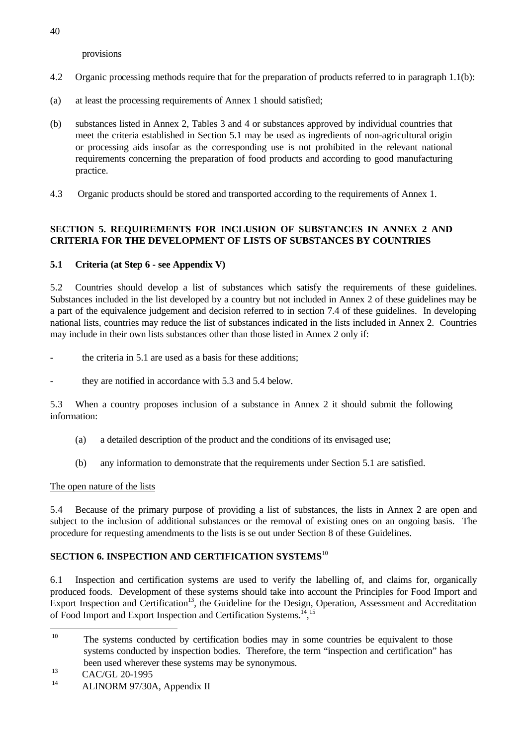provisions

4.2 Organic processing methods require that for the preparation of products referred to in paragraph 1.1(b):

(a) at least the processing requirements of Annex 1 should satisfied;

(b) substances listed in Annex 2, Tables 3 and 4 or substances approved by individual countries that meet the criteria established in Section 5.1 may be used as ingredients of non-agricultural origin or processing aids insofar as the corresponding use is not prohibited in the relevant national requirements concerning the preparation of food products and according to good manufacturing practice.

4.3 Organic products should be stored and transported according to the requirements of Annex 1.

## SECTION 5. REQUIREMENTS FOR INCLUSION OF SUBSTANCES IN ANNEX 2 AND CRITERIA FOR THE DEVELOPMENT OF LISTS OF SUBSTANCES BY COUNTRIES

### 5.1 Criteria (at Step 6 - see Appendix V)

5.2 Countries should develop a list of substances which satisfy the requirements of these guidelines. Substances included in the list developed by a country but not included in Annex 2 of these guidelines may be a part of the equivalence judgement and decision referred to in section 7.4 of these guidelines. In developing national lists, countries may reduce the list of substances indicated in the lists included in Annex 2. Countries may include in their own lists substances other than those listed in Annex 2 only if:

- the criteria in 5.1 are used as a basis for these additions;
- they are notified in accordance with 5.3 and 5.4 below.

5.3 When a country proposes inclusion of a substance in Annex 2 it should submit the following information:

(a) a detailed description of the product and the conditions of its envisaged use;

(b) any information to demonstrate that the requirements under Section 5.1 are satisfied.

<u>The open nature of the lists</u>

5.4 Because of the primary purpose of providing a list of substances, the lists in Annex 2 are open and subject to the inclusion of additional substances or the removal of existing ones on an ongoing basis. The procedure for requesting amendments to the lists is se out under Section 8 of these Guidelines.

## SECTION 6. INSPECTION AND CERTIFICATION SYSTEMS[10]

6.1 Inspection and certification systems are used to verify the labelling of, and claims for, organically produced foods. Development of these systems should take into account the Principles for Food Import and Export Inspection and Certification[13], the Guideline for the Design, Operation, Assessment and Accreditation of Food Import and Export Inspection and Certification Systems.[14],[15]

---

[10] The systems conducted by certification bodies may in some countries be equivalent to those systems conducted by inspection bodies. Therefore, the term "inspection and certification" has been used wherever these systems may be synonymous.

[13] CAC/GL 20-1995

[14] ALINORM 97/30A, Appendix II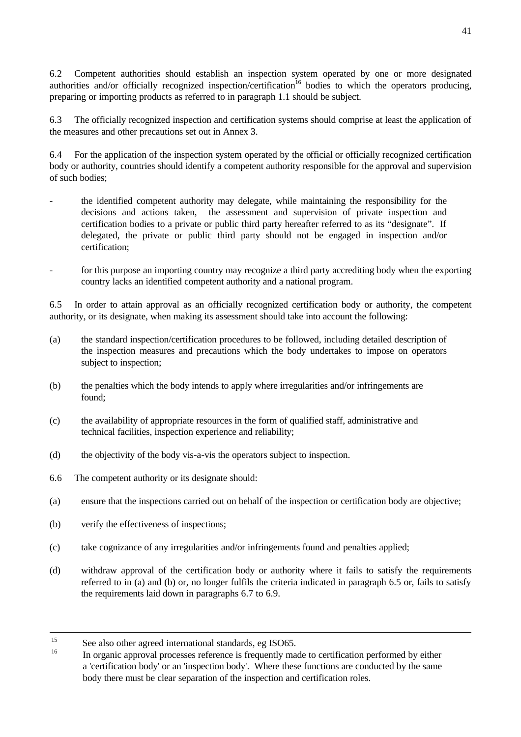6.2 Competent authorities should establish an inspection system operated by one or more designated authorities and/or officially recognized inspection/certification[16] bodies to which the operators producing, preparing or importing products as referred to in paragraph 1.1 should be subject.

6.3 The officially recognized inspection and certification systems should comprise at least the application of the measures and other precautions set out in Annex 3.

6.4 For the application of the inspection system operated by the official or officially recognized certification body or authority, countries should identify a competent authority responsible for the approval and supervision of such bodies;

- the identified competent authority may delegate, while maintaining the responsibility for the decisions and actions taken, the assessment and supervision of private inspection and certification bodies to a private or public third party hereafter referred to as its "designate". If delegated, the private or public third party should not be engaged in inspection and/or certification;
- for this purpose an importing country may recognize a third party accrediting body when the exporting country lacks an identified competent authority and a national program.

6.5 In order to attain approval as an officially recognized certification body or authority, the competent authority, or its designate, when making its assessment should take into account the following:

(a) the standard inspection/certification procedures to be followed, including detailed description of the inspection measures and precautions which the body undertakes to impose on operators subject to inspection;

(b) the penalties which the body intends to apply where irregularities and/or infringements are found;

(c) the availability of appropriate resources in the form of qualified staff, administrative and technical facilities, inspection experience and reliability;

(d) the objectivity of the body vis-a-vis the operators subject to inspection.

6.6 The competent authority or its designate should:

(a) ensure that the inspections carried out on behalf of the inspection or certification body are objective;

(b) verify the effectiveness of inspections;

(c) take cognizance of any irregularities and/or infringements found and penalties applied;

(d) withdraw approval of the certification body or authority where it fails to satisfy the requirements referred to in (a) and (b) or, no longer fulfils the criteria indicated in paragraph 6.5 or, fails to satisfy the requirements laid down in paragraphs 6.7 to 6.9.

---

[15] See also other agreed international standards, eg ISO65.

[16] In organic approval processes reference is frequently made to certification performed by either a 'certification body' or an 'inspection body'. Where these functions are conducted by the same body there must be clear separation of the inspection and certification roles.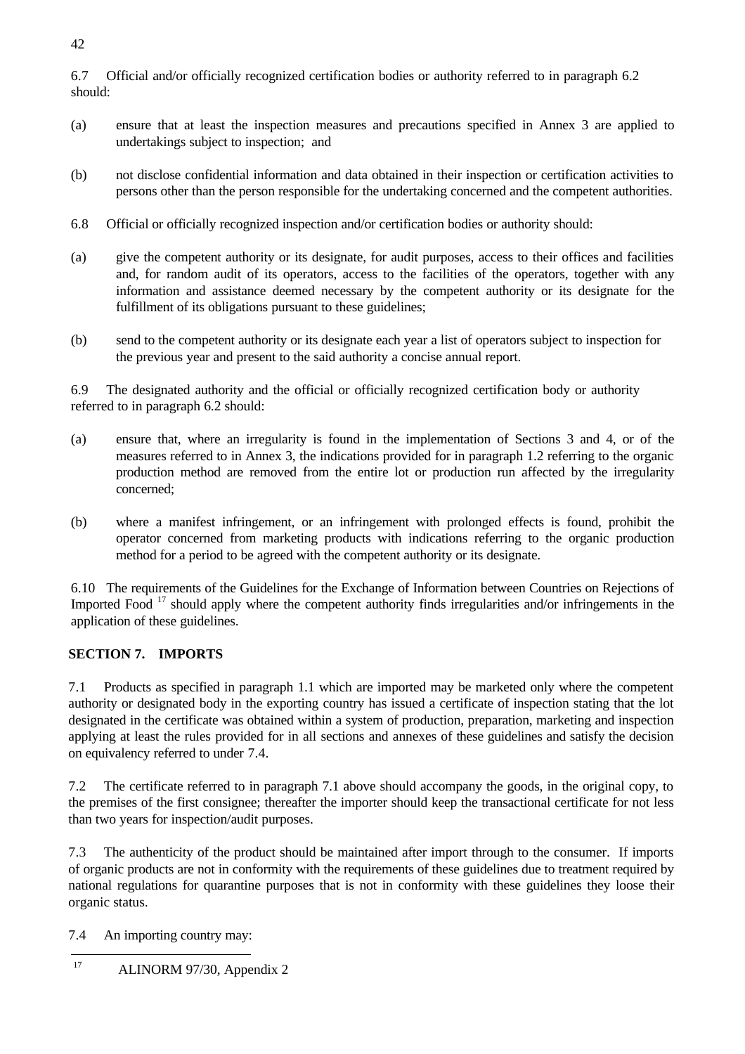6.7 Official and/or officially recognized certification bodies or authority referred to in paragraph 6.2 should:

(a) ensure that at least the inspection measures and precautions specified in Annex 3 are applied to undertakings subject to inspection; and

(b) not disclose confidential information and data obtained in their inspection or certification activities to persons other than the person responsible for the undertaking concerned and the competent authorities.

6.8 Official or officially recognized inspection and/or certification bodies or authority should:

(a) give the competent authority or its designate, for audit purposes, access to their offices and facilities and, for random audit of its operators, access to the facilities of the operators, together with any information and assistance deemed necessary by the competent authority or its designate for the fulfillment of its obligations pursuant to these guidelines;

(b) send to the competent authority or its designate each year a list of operators subject to inspection for the previous year and present to the said authority a concise annual report.

6.9 The designated authority and the official or officially recognized certification body or authority referred to in paragraph 6.2 should:

(a) ensure that, where an irregularity is found in the implementation of Sections 3 and 4, or of the measures referred to in Annex 3, the indications provided for in paragraph 1.2 referring to the organic production method are removed from the entire lot or production run affected by the irregularity concerned;

(b) where a manifest infringement, or an infringement with prolonged effects is found, prohibit the operator concerned from marketing products with indications referring to the organic production method for a period to be agreed with the competent authority or its designate.

6.10 The requirements of the Guidelines for the Exchange of Information between Countries on Rejections of Imported Food [17] should apply where the competent authority finds irregularities and/or infringements in the application of these guidelines.

## SECTION 7. IMPORTS

7.1 Products as specified in paragraph 1.1 which are imported may be marketed only where the competent authority or designated body in the exporting country has issued a certificate of inspection stating that the lot designated in the certificate was obtained within a system of production, preparation, marketing and inspection applying at least the rules provided for in all sections and annexes of these guidelines and satisfy the decision on equivalency referred to under 7.4.

7.2 The certificate referred to in paragraph 7.1 above should accompany the goods, in the original copy, to the premises of the first consignee; thereafter the importer should keep the transactional certificate for not less than two years for inspection/audit purposes.

7.3 The authenticity of the product should be maintained after import through to the consumer. If imports of organic products are not in conformity with the requirements of these guidelines due to treatment required by national regulations for quarantine purposes that is not in conformity with these guidelines they loose their organic status.

7.4 An importing country may:

---

[17] ALINORM 97/30, Appendix 2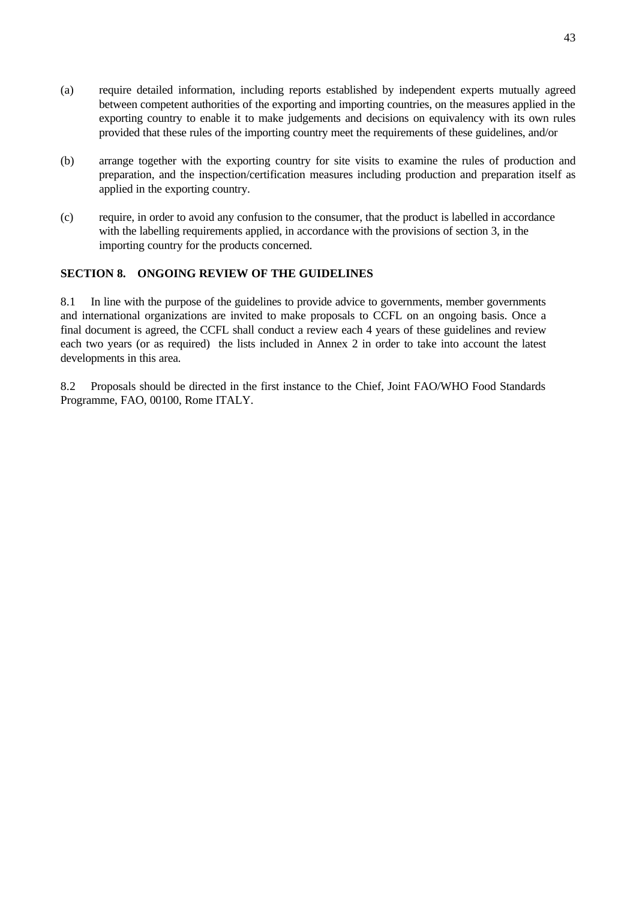(a) require detailed information, including reports established by independent experts mutually agreed between competent authorities of the exporting and importing countries, on the measures applied in the exporting country to enable it to make judgements and decisions on equivalency with its own rules provided that these rules of the importing country meet the requirements of these guidelines, and/or

(b) arrange together with the exporting country for site visits to examine the rules of production and preparation, and the inspection/certification measures including production and preparation itself as applied in the exporting country.

(c) require, in order to avoid any confusion to the consumer, that the product is labelled in accordance with the labelling requirements applied, in accordance with the provisions of section 3, in the importing country for the products concerned.

**SECTION 8. ONGOING REVIEW OF THE GUIDELINES**

8.1 In line with the purpose of the guidelines to provide advice to governments, member governments and international organizations are invited to make proposals to CCFL on an ongoing basis. Once a final document is agreed, the CCFL shall conduct a review each 4 years of these guidelines and review each two years (or as required) the lists included in Annex 2 in order to take into account the latest developments in this area.

8.2 Proposals should be directed in the first instance to the Chief, Joint FAO/WHO Food Standards Programme, FAO, 00100, Rome ITALY.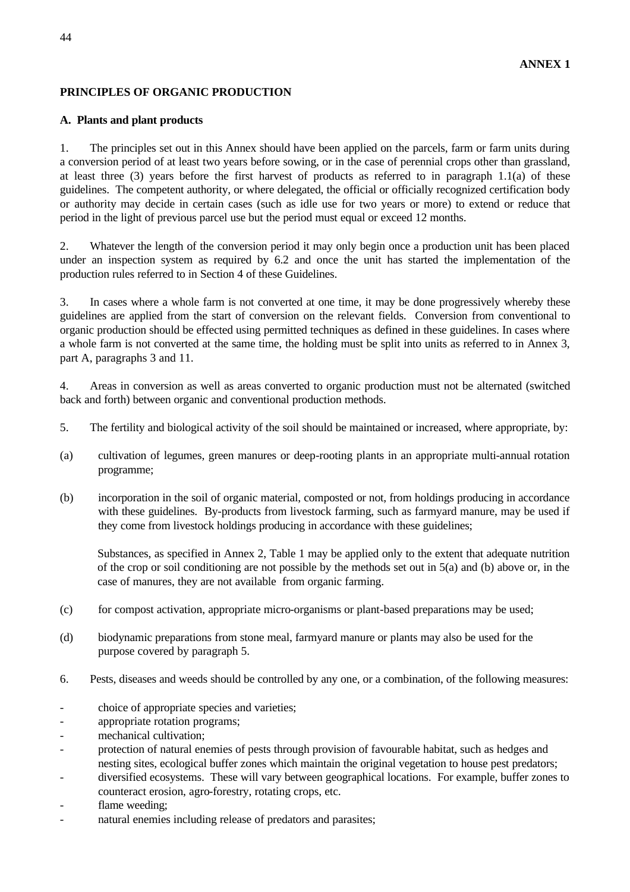**ANNEX 1**

## PRINCIPLES OF ORGANIC PRODUCTION

### A. Plants and plant products

1. The principles set out in this Annex should have been applied on the parcels, farm or farm units during a conversion period of at least two years before sowing, or in the case of perennial crops other than grassland, at least three (3) years before the first harvest of products as referred to in paragraph 1.1(a) of these guidelines. The competent authority, or where delegated, the official or officially recognized certification body or authority may decide in certain cases (such as idle use for two years or more) to extend or reduce that period in the light of previous parcel use but the period must equal or exceed 12 months.

2. Whatever the length of the conversion period it may only begin once a production unit has been placed under an inspection system as required by 6.2 and once the unit has started the implementation of the production rules referred to in Section 4 of these Guidelines.

3. In cases where a whole farm is not converted at one time, it may be done progressively whereby these guidelines are applied from the start of conversion on the relevant fields. Conversion from conventional to organic production should be effected using permitted techniques as defined in these guidelines. In cases where a whole farm is not converted at the same time, the holding must be split into units as referred to in Annex 3, part A, paragraphs 3 and 11.

4. Areas in conversion as well as areas converted to organic production must not be alternated (switched back and forth) between organic and conventional production methods.

5. The fertility and biological activity of the soil should be maintained or increased, where appropriate, by:

(a) cultivation of legumes, green manures or deep-rooting plants in an appropriate multi-annual rotation programme;

(b) incorporation in the soil of organic material, composted or not, from holdings producing in accordance with these guidelines. By-products from livestock farming, such as farmyard manure, may be used if they come from livestock holdings producing in accordance with these guidelines;

Substances, as specified in Annex 2, Table 1 may be applied only to the extent that adequate nutrition of the crop or soil conditioning are not possible by the methods set out in 5(a) and (b) above or, in the case of manures, they are not available from organic farming.

(c) for compost activation, appropriate micro-organisms or plant-based preparations may be used;

(d) biodynamic preparations from stone meal, farmyard manure or plants may also be used for the purpose covered by paragraph 5.

6. Pests, diseases and weeds should be controlled by any one, or a combination, of the following measures:

- choice of appropriate species and varieties;
- appropriate rotation programs;
- mechanical cultivation;
- protection of natural enemies of pests through provision of favourable habitat, such as hedges and nesting sites, ecological buffer zones which maintain the original vegetation to house pest predators;
- diversified ecosystems. These will vary between geographical locations. For example, buffer zones to counteract erosion, agro-forestry, rotating crops, etc.
- flame weeding;
- natural enemies including release of predators and parasites;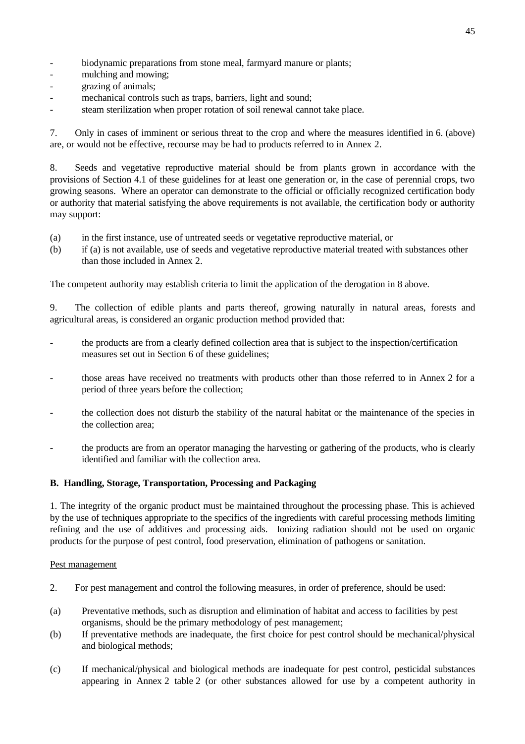- biodynamic preparations from stone meal, farmyard manure or plants;
- mulching and mowing;
- grazing of animals;
- mechanical controls such as traps, barriers, light and sound;
- steam sterilization when proper rotation of soil renewal cannot take place.

7. Only in cases of imminent or serious threat to the crop and where the measures identified in 6. (above) are, or would not be effective, recourse may be had to products referred to in Annex 2.

8. Seeds and vegetative reproductive material should be from plants grown in accordance with the provisions of Section 4.1 of these guidelines for at least one generation or, in the case of perennial crops, two growing seasons. Where an operator can demonstrate to the official or officially recognized certification body or authority that material satisfying the above requirements is not available, the certification body or authority may support:

(a) in the first instance, use of untreated seeds or vegetative reproductive material, or
(b) if (a) is not available, use of seeds and vegetative reproductive material treated with substances other than those included in Annex 2.

The competent authority may establish criteria to limit the application of the derogation in 8 above.

9. The collection of edible plants and parts thereof, growing naturally in natural areas, forests and agricultural areas, is considered an organic production method provided that:

- the products are from a clearly defined collection area that is subject to the inspection/certification measures set out in Section 6 of these guidelines;

- those areas have received no treatments with products other than those referred to in Annex 2 for a period of three years before the collection;

- the collection does not disturb the stability of the natural habitat or the maintenance of the species in the collection area;

- the products are from an operator managing the harvesting or gathering of the products, who is clearly identified and familiar with the collection area.

**B. Handling, Storage, Transportation, Processing and Packaging**

1. The integrity of the organic product must be maintained throughout the processing phase. This is achieved by the use of techniques appropriate to the specifics of the ingredients with careful processing methods limiting refining and the use of additives and processing aids. Ionizing radiation should not be used on organic products for the purpose of pest control, food preservation, elimination of pathogens or sanitation.

Pest management

2. For pest management and control the following measures, in order of preference, should be used:

(a) Preventative methods, such as disruption and elimination of habitat and access to facilities by pest organisms, should be the primary methodology of pest management;
(b) If preventative methods are inadequate, the first choice for pest control should be mechanical/physical and biological methods;

(c) If mechanical/physical and biological methods are inadequate for pest control, pesticidal substances appearing in Annex 2 table 2 (or other substances allowed for use by a competent authority in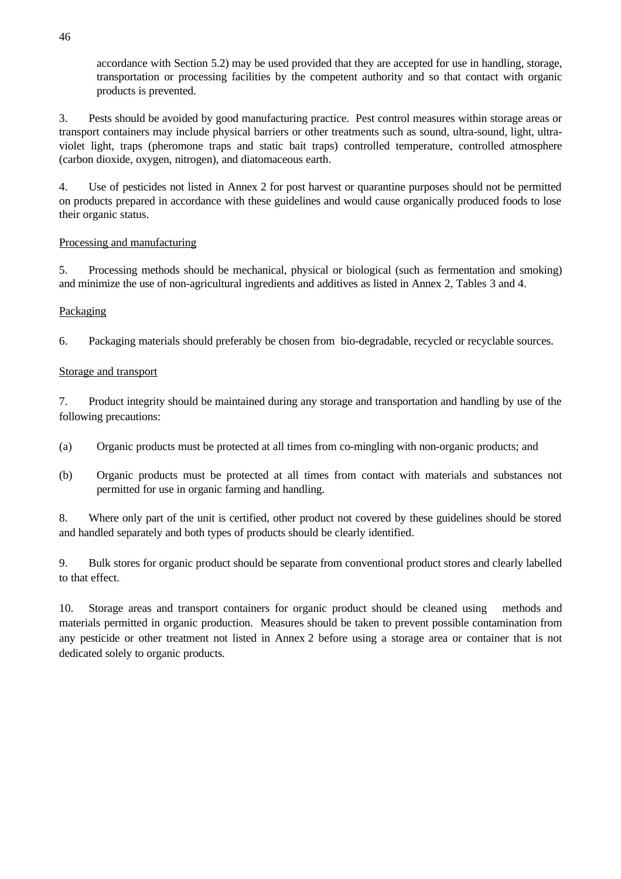accordance with Section 5.2) may be used provided that they are accepted for use in handling, storage, transportation or processing facilities by the competent authority and so that contact with organic products is prevented.

3. Pests should be avoided by good manufacturing practice. Pest control measures within storage areas or transport containers may include physical barriers or other treatments such as sound, ultra-sound, light, ultra-violet light, traps (pheromone traps and static bait traps) controlled temperature, controlled atmosphere (carbon dioxide, oxygen, nitrogen), and diatomaceous earth.

4. Use of pesticides not listed in Annex 2 for post harvest or quarantine purposes should not be permitted on products prepared in accordance with these guidelines and would cause organically produced foods to lose their organic status.

Processing and manufacturing

5. Processing methods should be mechanical, physical or biological (such as fermentation and smoking) and minimize the use of non-agricultural ingredients and additives as listed in Annex 2, Tables 3 and 4.

Packaging

6. Packaging materials should preferably be chosen from bio-degradable, recycled or recyclable sources.

Storage and transport

7. Product integrity should be maintained during any storage and transportation and handling by use of the following precautions:

(a) Organic products must be protected at all times from co-mingling with non-organic products; and

(b) Organic products must be protected at all times from contact with materials and substances not permitted for use in organic farming and handling.

8. Where only part of the unit is certified, other product not covered by these guidelines should be stored and handled separately and both types of products should be clearly identified.

9. Bulk stores for organic product should be separate from conventional product stores and clearly labelled to that effect.

10. Storage areas and transport containers for organic product should be cleaned using methods and materials permitted in organic production. Measures should be taken to prevent possible contamination from any pesticide or other treatment not listed in Annex 2 before using a storage area or container that is not dedicated solely to organic products.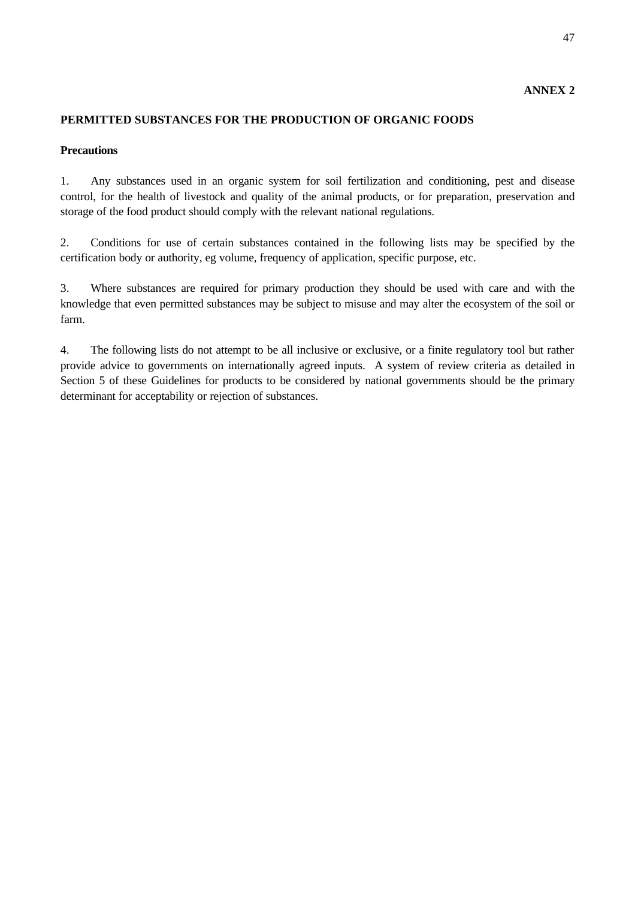**ANNEX 2**

## PERMITTED SUBSTANCES FOR THE PRODUCTION OF ORGANIC FOODS

### Precautions

1. Any substances used in an organic system for soil fertilization and conditioning, pest and disease control, for the health of livestock and quality of the animal products, or for preparation, preservation and storage of the food product should comply with the relevant national regulations.

2. Conditions for use of certain substances contained in the following lists may be specified by the certification body or authority, eg volume, frequency of application, specific purpose, etc.

3. Where substances are required for primary production they should be used with care and with the knowledge that even permitted substances may be subject to misuse and may alter the ecosystem of the soil or farm.

4. The following lists do not attempt to be all inclusive or exclusive, or a finite regulatory tool but rather provide advice to governments on internationally agreed inputs. A system of review criteria as detailed in Section 5 of these Guidelines for products to be considered by national governments should be the primary determinant for acceptability or rejection of substances.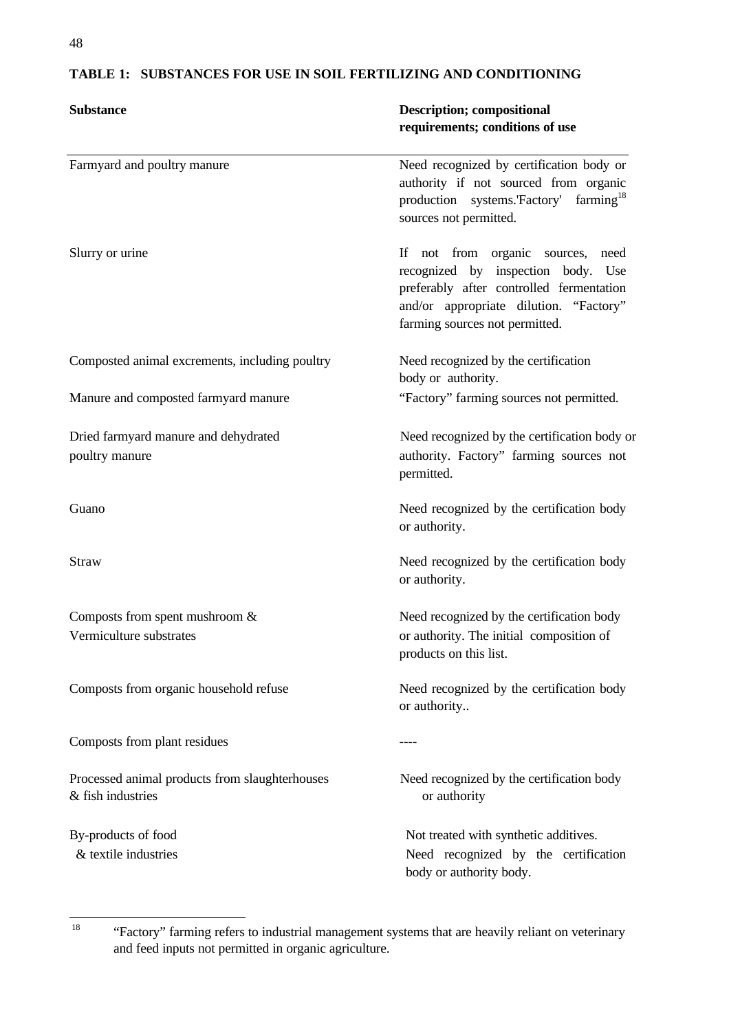**TABLE 1: SUBSTANCES FOR USE IN SOIL FERTILIZING AND CONDITIONING**

| Substance | Description; compositional requirements; conditions of use |
|---|---|
| Farmyard and poultry manure | Need recognized by certification body or authority if not sourced from organic production systems.'Factory' farming[18] sources not permitted. |
| Slurry or urine | If not from organic sources, need recognized by inspection body. Use preferably after controlled fermentation and/or appropriate dilution. "Factory" farming sources not permitted. |
| Composted animal excrements, including poultry | Need recognized by the certification body or authority. |
| Manure and composted farmyard manure | "Factory" farming sources not permitted. |
| Dried farmyard manure and dehydrated poultry manure | Need recognized by the certification body or authority. Factory" farming sources not permitted. |
| Guano | Need recognized by the certification body or authority. |
| Straw | Need recognized by the certification body or authority. |
| Composts from spent mushroom & Vermiculture substrates | Need recognized by the certification body or authority. The initial composition of products on this list. |
| Composts from organic household refuse | Need recognized by the certification body or authority.. |
| Composts from plant residues | ---- |
| Processed animal products from slaughterhouses & fish industries | Need recognized by the certification body or authority |
| By-products of food & textile industries | Not treated with synthetic additives. Need recognized by the certification body or authority body. |

[18] "Factory" farming refers to industrial management systems that are heavily reliant on veterinary and feed inputs not permitted in organic agriculture.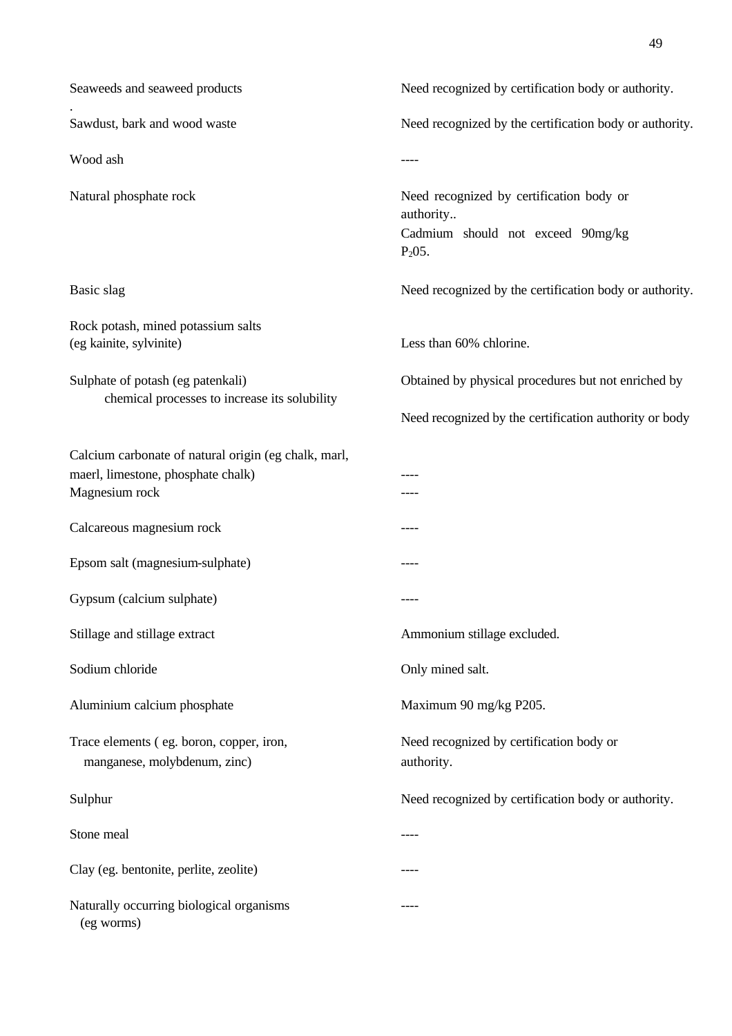| | |
|---|---|
| Seaweeds and seaweed products | Need recognized by certification body or authority. |
| Sawdust, bark and wood waste | Need recognized by the certification body or authority. |
| Wood ash | ---- |
| Natural phosphate rock | Need recognized by certification body or authority.. Cadmium should not exceed 90mg/kg $P_2 05$. |
| Basic slag | Need recognized by the certification body or authority. |
| Rock potash, mined potassium salts (eg kainite, sylvinite) | Less than 60% chlorine. |
| Sulphate of potash (eg patenkali) chemical processes to increase its solubility | Obtained by physical procedures but not enriched by<br><br>Need recognized by the certification authority or body |
| Calcium carbonate of natural origin (eg chalk, marl, maerl, limestone, phosphate chalk) | ---- |
| Magnesium rock | ---- |
| Calcareous magnesium rock | ---- |
| Epsom salt (magnesium-sulphate) | ---- |
| Gypsum (calcium sulphate) | ---- |
| Stillage and stillage extract | Ammonium stillage excluded. |
| Sodium chloride | Only mined salt. |
| Aluminium calcium phosphate | Maximum 90 mg/kg P205. |
| Trace elements ( eg. boron, copper, iron, manganese, molybdenum, zinc) | Need recognized by certification body or authority. |
| Sulphur | Need recognized by certification body or authority. |
| Stone meal | ---- |
| Clay (eg. bentonite, perlite, zeolite) | ---- |
| Naturally occurring biological organisms (eg worms) | ---- |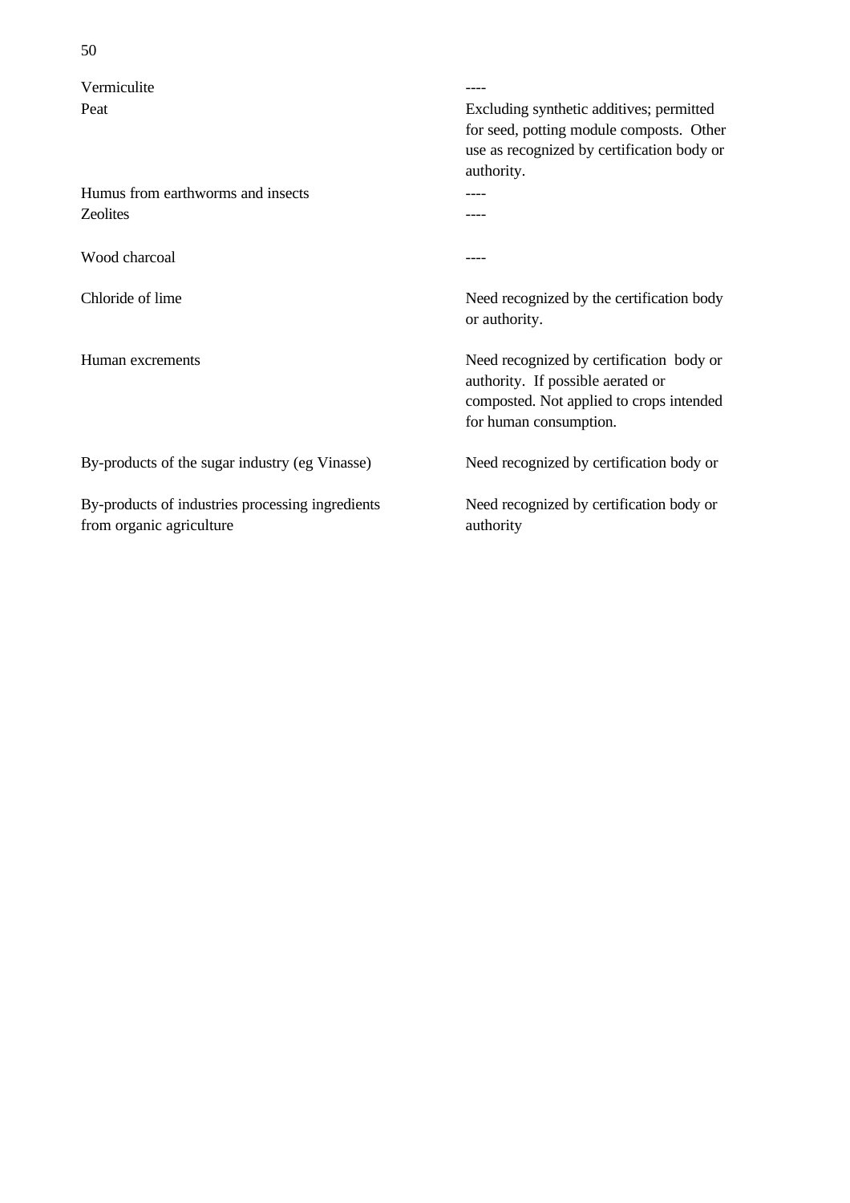| | |
|---|---|
| Vermiculite | ---- |
| Peat | Excluding synthetic additives; permitted for seed, potting module composts. Other use as recognized by certification body or authority. |
| Humus from earthworms and insects | ---- |
| Zeolites | ---- |
| Wood charcoal | ---- |
| Chloride of lime | Need recognized by the certification body or authority. |
| Human excrements | Need recognized by certification body or authority. If possible aerated or composted. Not applied to crops intended for human consumption. |
| By-products of the sugar industry (eg Vinasse) | Need recognized by certification body or |
| By-products of industries processing ingredients from organic agriculture | Need recognized by certification body or authority |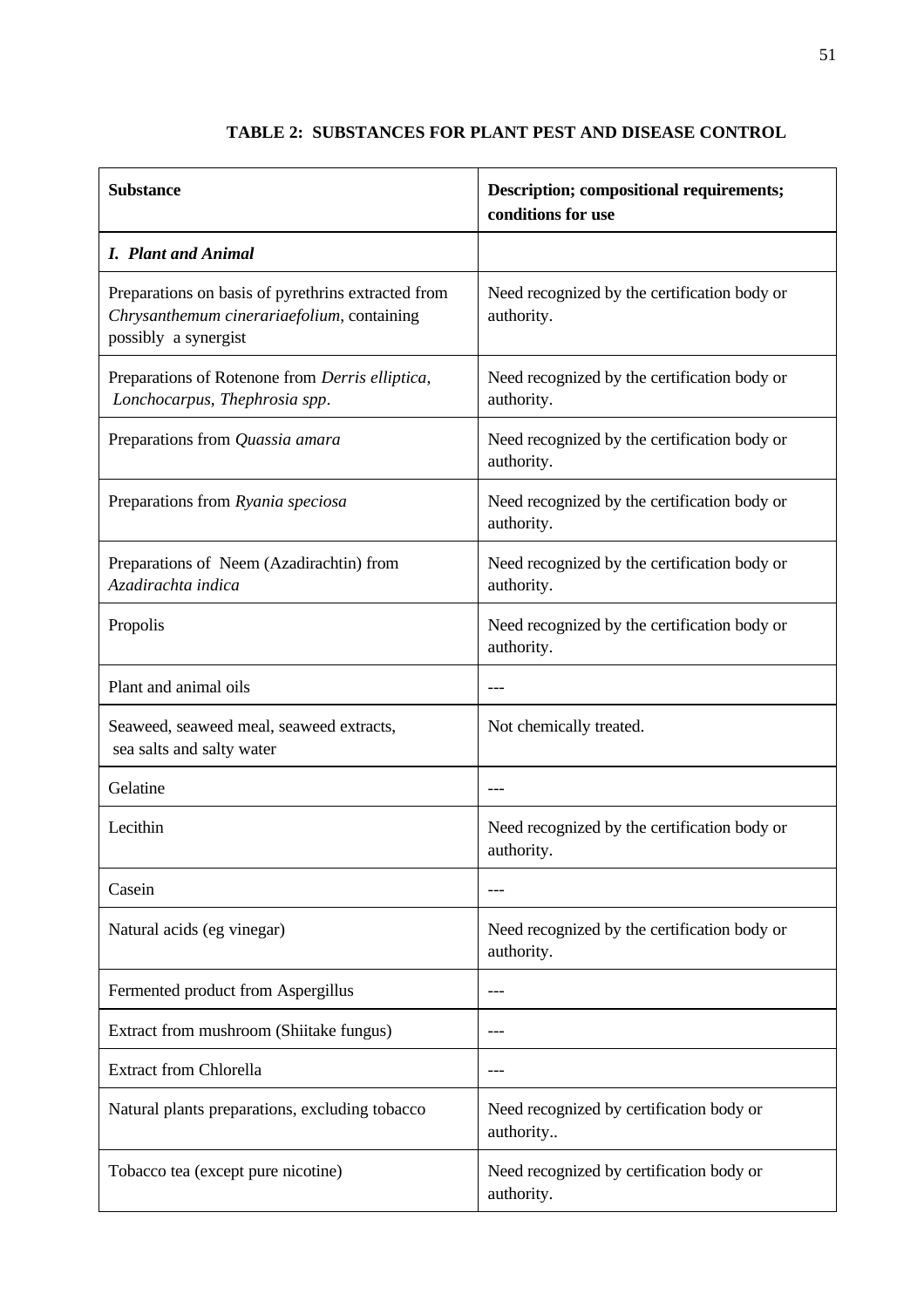## TABLE 2: SUBSTANCES FOR PLANT PEST AND DISEASE CONTROL

| Substance | Description; compositional requirements; conditions for use |
|---|---|
| ***I. Plant and Animal*** | |
| Preparations on basis of pyrethrins extracted from *Chrysanthemum cinerariaefolium*, containing possibly a synergist | Need recognized by the certification body or authority. |
| Preparations of Rotenone from *Derris elliptica*, *Lonchocarpus*, *Thephrosia spp*. | Need recognized by the certification body or authority. |
| Preparations from *Quassia amara* | Need recognized by the certification body or authority. |
| Preparations from *Ryania speciosa* | Need recognized by the certification body or authority. |
| Preparations of Neem (Azadirachtin) from *Azadirachta indica* | Need recognized by the certification body or authority. |
| Propolis | Need recognized by the certification body or authority. |
| Plant and animal oils | --- |
| Seaweed, seaweed meal, seaweed extracts, sea salts and salty water | Not chemically treated. |
| Gelatine | --- |
| Lecithin | Need recognized by the certification body or authority. |
| Casein | --- |
| Natural acids (eg vinegar) | Need recognized by the certification body or authority. |
| Fermented product from Aspergillus | --- |
| Extract from mushroom (Shiitake fungus) | --- |
| Extract from Chlorella | --- |
| Natural plants preparations, excluding tobacco | Need recognized by certification body or authority.. |
| Tobacco tea (except pure nicotine) | Need recognized by certification body or authority. |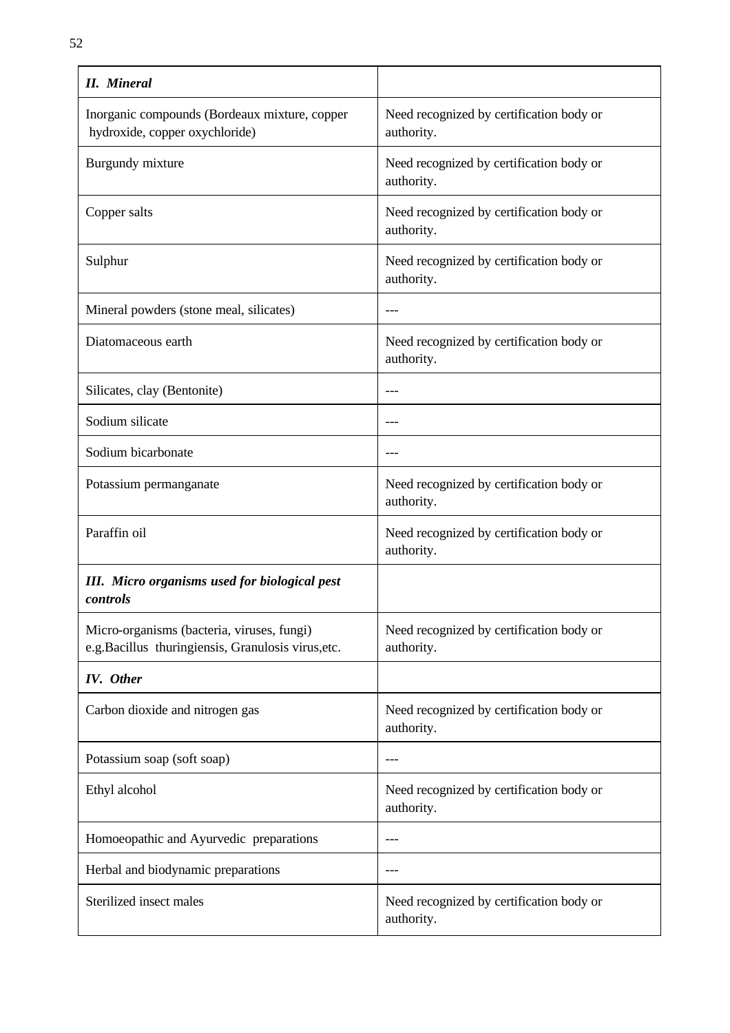| ***II. Mineral*** | |
|---|---|
| Inorganic compounds (Bordeaux mixture, copper hydroxide, copper oxychloride) | Need recognized by certification body or authority. |
| Burgundy mixture | Need recognized by certification body or authority. |
| Copper salts | Need recognized by certification body or authority. |
| Sulphur | Need recognized by certification body or authority. |
| Mineral powders (stone meal, silicates) | --- |
| Diatomaceous earth | Need recognized by certification body or authority. |
| Silicates, clay (Bentonite) | --- |
| Sodium silicate | --- |
| Sodium bicarbonate | --- |
| Potassium permanganate | Need recognized by certification body or authority. |
| Paraffin oil | Need recognized by certification body or authority. |
| ***III. Micro organisms used for biological pest controls*** | |
| Micro-organisms (bacteria, viruses, fungi) e.g.Bacillus thuringiensis, Granulosis virus,etc. | Need recognized by certification body or authority. |
| ***IV. Other*** | |
| Carbon dioxide and nitrogen gas | Need recognized by certification body or authority. |
| Potassium soap (soft soap) | --- |
| Ethyl alcohol | Need recognized by certification body or authority. |
| Homoeopathic and Ayurvedic preparations | --- |
| Herbal and biodynamic preparations | --- |
| Sterilized insect males | Need recognized by certification body or authority. |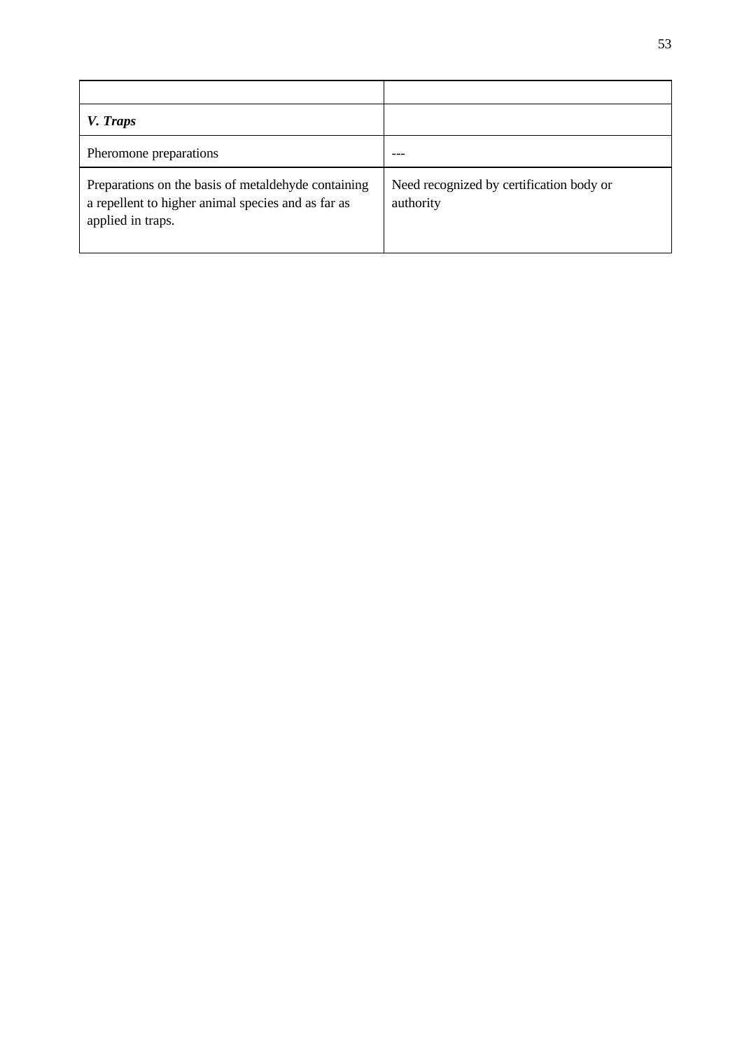| | |
|---|---|
| ***V. Traps*** | |
| Pheromone preparations | --- |
| Preparations on the basis of metaldehyde containing a repellent to higher animal species and as far as applied in traps. | Need recognized by certification body or authority |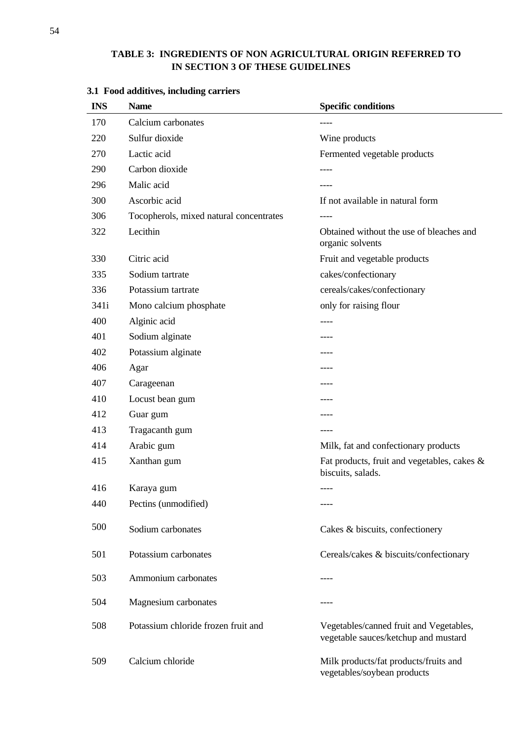## TABLE 3: INGREDIENTS OF NON AGRICULTURAL ORIGIN REFERRED TO IN SECTION 3 OF THESE GUIDELINES

### 3.1 Food additives, including carriers

| INS | Name | Specific conditions |
|---|---|---|
| 170 | Calcium carbonates | ---- |
| 220 | Sulfur dioxide | Wine products |
| 270 | Lactic acid | Fermented vegetable products |
| 290 | Carbon dioxide | ---- |
| 296 | Malic acid | ---- |
| 300 | Ascorbic acid | If not available in natural form |
| 306 | Tocopherols, mixed natural concentrates | ---- |
| 322 | Lecithin | Obtained without the use of bleaches and organic solvents |
| 330 | Citric acid | Fruit and vegetable products |
| 335 | Sodium tartrate | cakes/confectionary |
| 336 | Potassium tartrate | cereals/cakes/confectionary |
| 341i | Mono calcium phosphate | only for raising flour |
| 400 | Alginic acid | ---- |
| 401 | Sodium alginate | ---- |
| 402 | Potassium alginate | ---- |
| 406 | Agar | ---- |
| 407 | Carageenan | ---- |
| 410 | Locust bean gum | ---- |
| 412 | Guar gum | ---- |
| 413 | Tragacanth gum | ---- |
| 414 | Arabic gum | Milk, fat and confectionary products |
| 415 | Xanthan gum | Fat products, fruit and vegetables, cakes & biscuits, salads. |
| 416 | Karaya gum | ---- |
| 440 | Pectins (unmodified) | ---- |
| 500 | Sodium carbonates | Cakes & biscuits, confectionery |
| 501 | Potassium carbonates | Cereals/cakes & biscuits/confectionary |
| 503 | Ammonium carbonates | ---- |
| 504 | Magnesium carbonates | ---- |
| 508 | Potassium chloride frozen fruit and | Vegetables/canned fruit and Vegetables, vegetable sauces/ketchup and mustard |
| 509 | Calcium chloride | Milk products/fat products/fruits and vegetables/soybean products |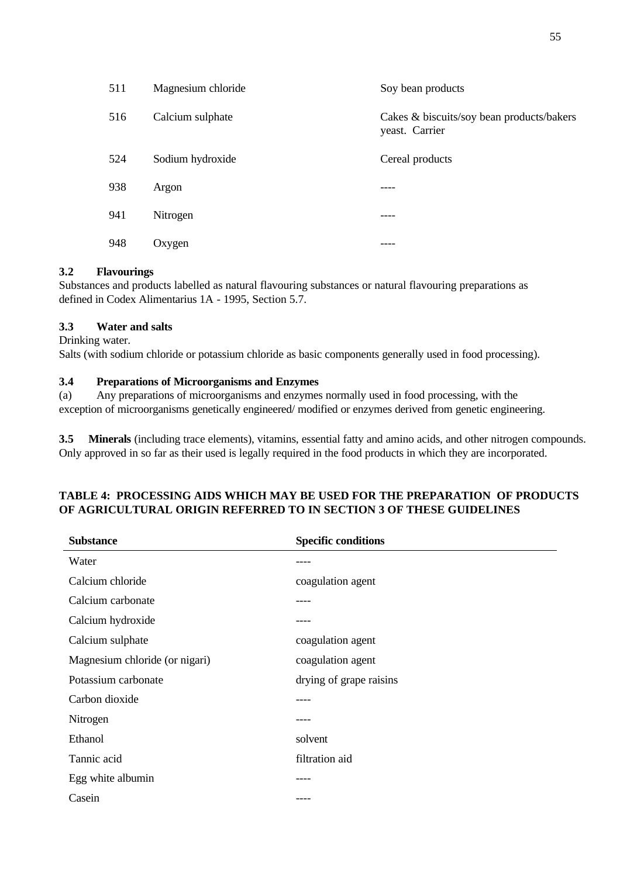| | | |
|---|---|---|
| 511 | Magnesium chloride | Soy bean products |
| 516 | Calcium sulphate | Cakes & biscuits/soy bean products/bakers yeast. Carrier |
| 524 | Sodium hydroxide | Cereal products |
| 938 | Argon | ---- |
| 941 | Nitrogen | ---- |
| 948 | Oxygen | ---- |

**3.2 Flavourings**

Substances and products labelled as natural flavouring substances or natural flavouring preparations as defined in Codex Alimentarius 1A - 1995, Section 5.7.

**3.3 Water and salts**

Drinking water.

Salts (with sodium chloride or potassium chloride as basic components generally used in food processing).

**3.4 Preparations of Microorganisms and Enzymes**

(a) Any preparations of microorganisms and enzymes normally used in food processing, with the exception of microorganisms genetically engineered/ modified or enzymes derived from genetic engineering.

**3.5 Minerals** (including trace elements), vitamins, essential fatty and amino acids, and other nitrogen compounds. Only approved in so far as their used is legally required in the food products in which they are incorporated.

**TABLE 4: PROCESSING AIDS WHICH MAY BE USED FOR THE PREPARATION OF PRODUCTS OF AGRICULTURAL ORIGIN REFERRED TO IN SECTION 3 OF THESE GUIDELINES**

| Substance | Specific conditions |
|---|---|
| Water | ---- |
| Calcium chloride | coagulation agent |
| Calcium carbonate | ---- |
| Calcium hydroxide | ---- |
| Calcium sulphate | coagulation agent |
| Magnesium chloride (or nigari) | coagulation agent |
| Potassium carbonate | drying of grape raisins |
| Carbon dioxide | ---- |
| Nitrogen | ---- |
| Ethanol | solvent |
| Tannic acid | filtration aid |
| Egg white albumin | ---- |
| Casein | ---- |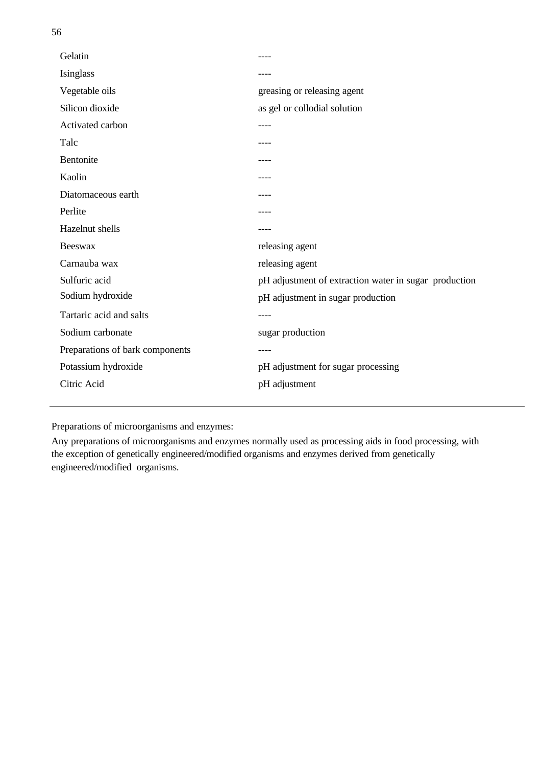| | |
|---|---|
| Gelatin | ---- |
| Isinglass | ---- |
| Vegetable oils | greasing or releasing agent |
| Silicon dioxide | as gel or collodial solution |
| Activated carbon | ---- |
| Talc | ---- |
| Bentonite | ---- |
| Kaolin | ---- |
| Diatomaceous earth | ---- |
| Perlite | ---- |
| Hazelnut shells | ---- |
| Beeswax | releasing agent |
| Carnauba wax | releasing agent |
| Sulfuric acid | pH adjustment of extraction water in sugar production |
| Sodium hydroxide | pH adjustment in sugar production |
| Tartaric acid and salts | ---- |
| Sodium carbonate | sugar production |
| Preparations of bark components | ---- |
| Potassium hydroxide | pH adjustment for sugar processing |
| Citric Acid | pH adjustment |

---

Preparations of microorganisms and enzymes:

Any preparations of microorganisms and enzymes normally used as processing aids in food processing, with the exception of genetically engineered/modified organisms and enzymes derived from genetically engineered/modified organisms.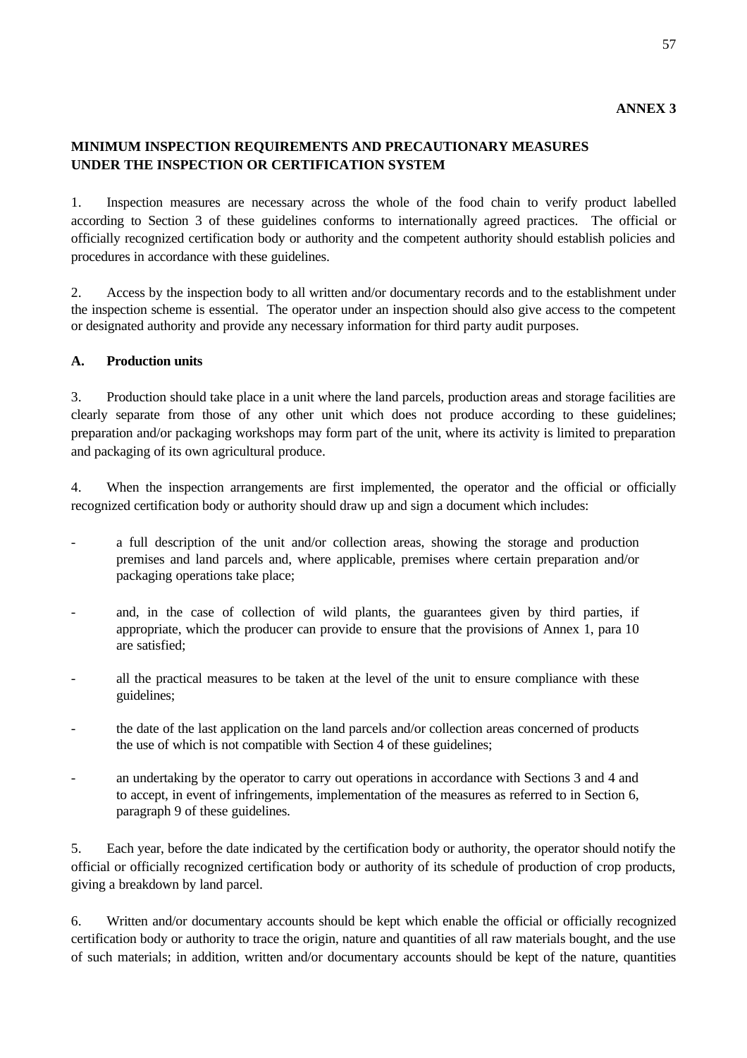**ANNEX 3**

## MINIMUM INSPECTION REQUIREMENTS AND PRECAUTIONARY MEASURES UNDER THE INSPECTION OR CERTIFICATION SYSTEM

1. Inspection measures are necessary across the whole of the food chain to verify product labelled according to Section 3 of these guidelines conforms to internationally agreed practices. The official or officially recognized certification body or authority and the competent authority should establish policies and procedures in accordance with these guidelines.

2. Access by the inspection body to all written and/or documentary records and to the establishment under the inspection scheme is essential. The operator under an inspection should also give access to the competent or designated authority and provide any necessary information for third party audit purposes.

### A. Production units

3. Production should take place in a unit where the land parcels, production areas and storage facilities are clearly separate from those of any other unit which does not produce according to these guidelines; preparation and/or packaging workshops may form part of the unit, where its activity is limited to preparation and packaging of its own agricultural produce.

4. When the inspection arrangements are first implemented, the operator and the official or officially recognized certification body or authority should draw up and sign a document which includes:

- a full description of the unit and/or collection areas, showing the storage and production premises and land parcels and, where applicable, premises where certain preparation and/or packaging operations take place;
- and, in the case of collection of wild plants, the guarantees given by third parties, if appropriate, which the producer can provide to ensure that the provisions of Annex 1, para 10 are satisfied;
- all the practical measures to be taken at the level of the unit to ensure compliance with these guidelines;
- the date of the last application on the land parcels and/or collection areas concerned of products the use of which is not compatible with Section 4 of these guidelines;
- an undertaking by the operator to carry out operations in accordance with Sections 3 and 4 and to accept, in event of infringements, implementation of the measures as referred to in Section 6, paragraph 9 of these guidelines.

5. Each year, before the date indicated by the certification body or authority, the operator should notify the official or officially recognized certification body or authority of its schedule of production of crop products, giving a breakdown by land parcel.

6. Written and/or documentary accounts should be kept which enable the official or officially recognized certification body or authority to trace the origin, nature and quantities of all raw materials bought, and the use of such materials; in addition, written and/or documentary accounts should be kept of the nature, quantities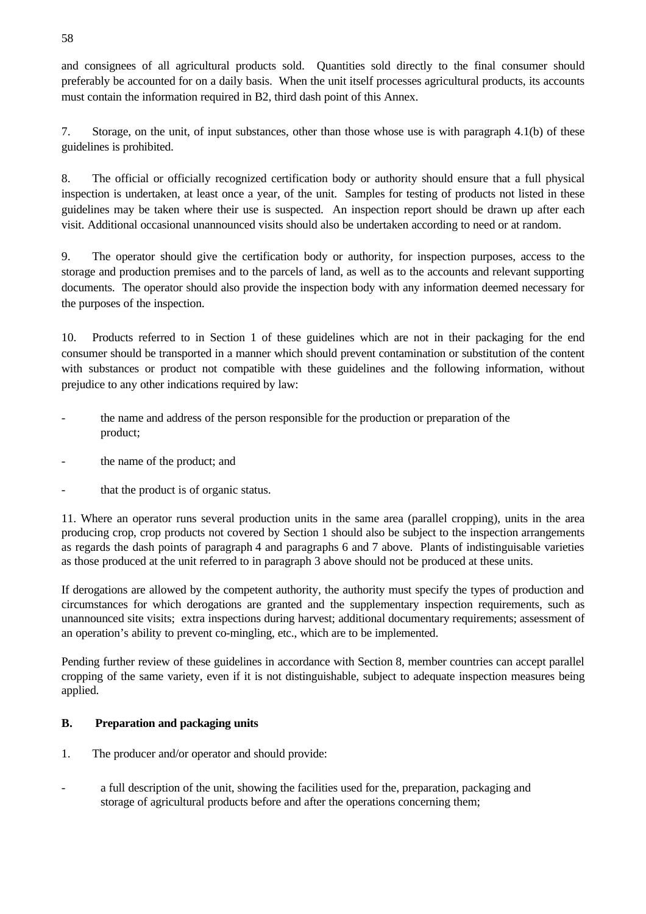and consignees of all agricultural products sold. Quantities sold directly to the final consumer should preferably be accounted for on a daily basis. When the unit itself processes agricultural products, its accounts must contain the information required in B2, third dash point of this Annex.

7. Storage, on the unit, of input substances, other than those whose use is with paragraph 4.1(b) of these guidelines is prohibited.

8. The official or officially recognized certification body or authority should ensure that a full physical inspection is undertaken, at least once a year, of the unit. Samples for testing of products not listed in these guidelines may be taken where their use is suspected. An inspection report should be drawn up after each visit. Additional occasional unannounced visits should also be undertaken according to need or at random.

9. The operator should give the certification body or authority, for inspection purposes, access to the storage and production premises and to the parcels of land, as well as to the accounts and relevant supporting documents. The operator should also provide the inspection body with any information deemed necessary for the purposes of the inspection.

10. Products referred to in Section 1 of these guidelines which are not in their packaging for the end consumer should be transported in a manner which should prevent contamination or substitution of the content with substances or product not compatible with these guidelines and the following information, without prejudice to any other indications required by law:

- the name and address of the person responsible for the production or preparation of the product;
- the name of the product; and
- that the product is of organic status.

11. Where an operator runs several production units in the same area (parallel cropping), units in the area producing crop, crop products not covered by Section 1 should also be subject to the inspection arrangements as regards the dash points of paragraph 4 and paragraphs 6 and 7 above. Plants of indistinguisable varieties as those produced at the unit referred to in paragraph 3 above should not be produced at these units.

If derogations are allowed by the competent authority, the authority must specify the types of production and circumstances for which derogations are granted and the supplementary inspection requirements, such as unannounced site visits; extra inspections during harvest; additional documentary requirements; assessment of an operation's ability to prevent co-mingling, etc., which are to be implemented.

Pending further review of these guidelines in accordance with Section 8, member countries can accept parallel cropping of the same variety, even if it is not distinguishable, subject to adequate inspection measures being applied.

**B. Preparation and packaging units**

1. The producer and/or operator and should provide:

- a full description of the unit, showing the facilities used for the, preparation, packaging and storage of agricultural products before and after the operations concerning them;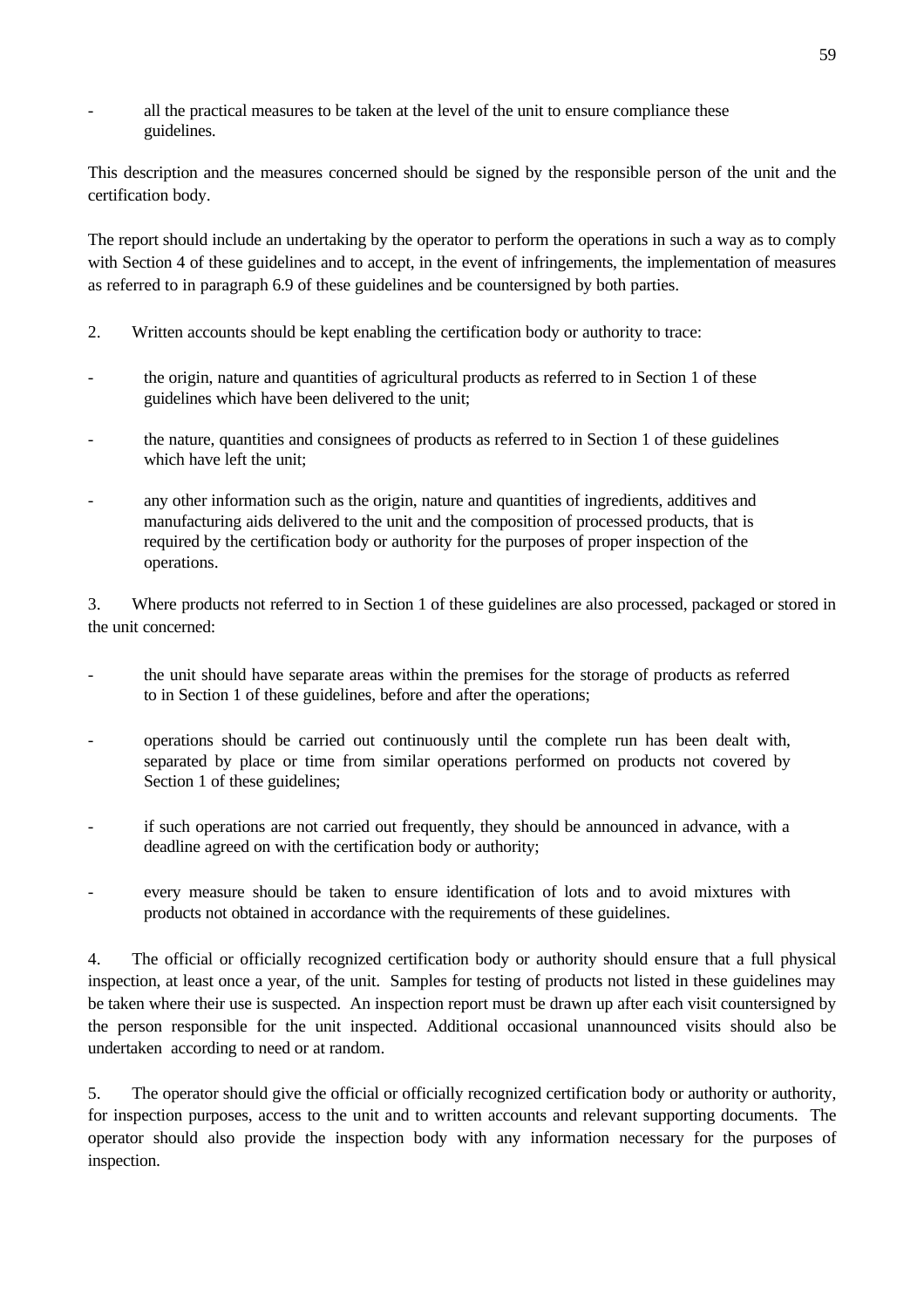- all the practical measures to be taken at the level of the unit to ensure compliance these guidelines.

This description and the measures concerned should be signed by the responsible person of the unit and the certification body.

The report should include an undertaking by the operator to perform the operations in such a way as to comply with Section 4 of these guidelines and to accept, in the event of infringements, the implementation of measures as referred to in paragraph 6.9 of these guidelines and be countersigned by both parties.

2. Written accounts should be kept enabling the certification body or authority to trace:

- the origin, nature and quantities of agricultural products as referred to in Section 1 of these guidelines which have been delivered to the unit;

- the nature, quantities and consignees of products as referred to in Section 1 of these guidelines which have left the unit;

- any other information such as the origin, nature and quantities of ingredients, additives and manufacturing aids delivered to the unit and the composition of processed products, that is required by the certification body or authority for the purposes of proper inspection of the operations.

3. Where products not referred to in Section 1 of these guidelines are also processed, packaged or stored in the unit concerned:

- the unit should have separate areas within the premises for the storage of products as referred to in Section 1 of these guidelines, before and after the operations;

- operations should be carried out continuously until the complete run has been dealt with, separated by place or time from similar operations performed on products not covered by Section 1 of these guidelines;

- if such operations are not carried out frequently, they should be announced in advance, with a deadline agreed on with the certification body or authority;

- every measure should be taken to ensure identification of lots and to avoid mixtures with products not obtained in accordance with the requirements of these guidelines.

4. The official or officially recognized certification body or authority should ensure that a full physical inspection, at least once a year, of the unit. Samples for testing of products not listed in these guidelines may be taken where their use is suspected. An inspection report must be drawn up after each visit countersigned by the person responsible for the unit inspected. Additional occasional unannounced visits should also be undertaken according to need or at random.

5. The operator should give the official or officially recognized certification body or authority or authority, for inspection purposes, access to the unit and to written accounts and relevant supporting documents. The operator should also provide the inspection body with any information necessary for the purposes of inspection.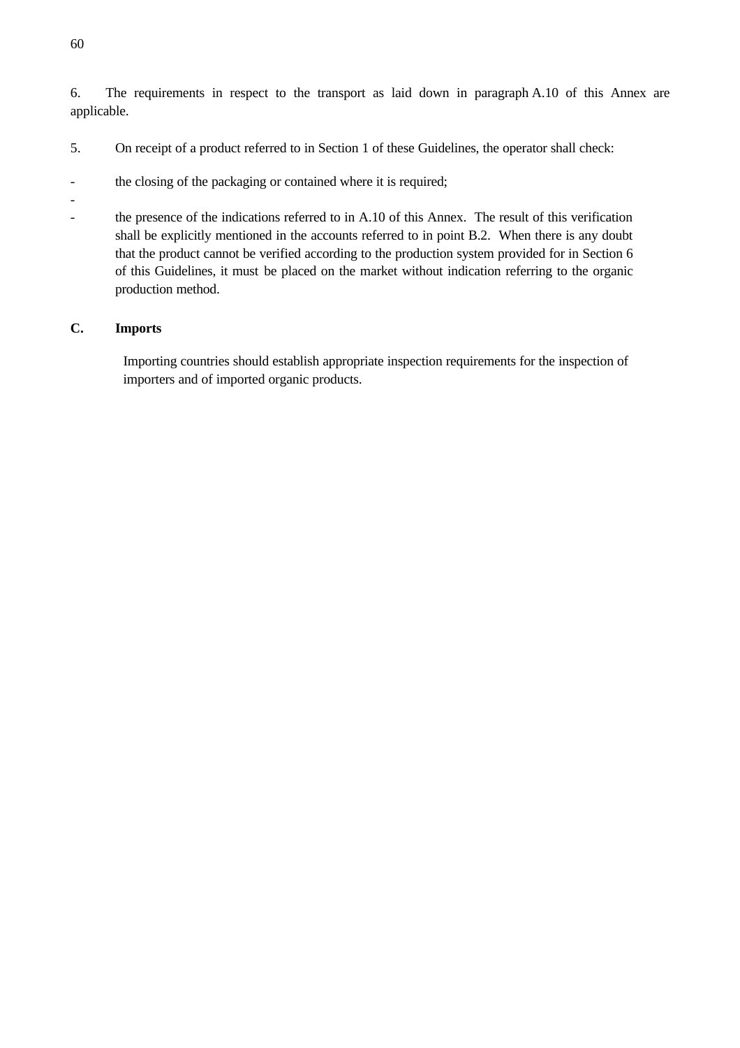6. The requirements in respect to the transport as laid down in paragraph A.10 of this Annex are applicable.

5. On receipt of a product referred to in Section 1 of these Guidelines, the operator shall check:

- the closing of the packaging or contained where it is required;
-
- the presence of the indications referred to in A.10 of this Annex. The result of this verification shall be explicitly mentioned in the accounts referred to in point B.2. When there is any doubt that the product cannot be verified according to the production system provided for in Section 6 of this Guidelines, it must be placed on the market without indication referring to the organic production method.

**C. Imports**

Importing countries should establish appropriate inspection requirements for the inspection of importers and of imported organic products.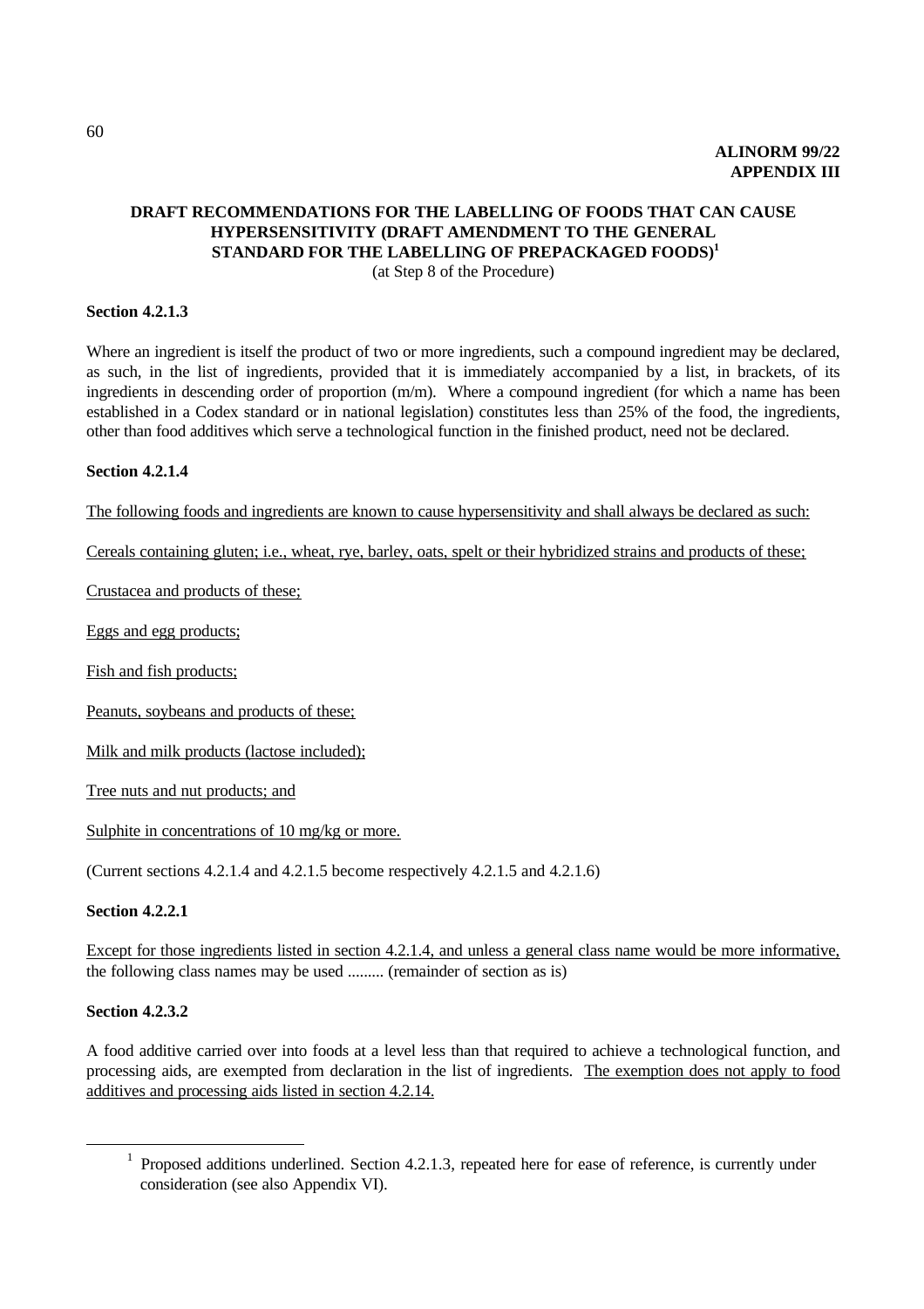**ALINORM 99/22**
**APPENDIX III**

## DRAFT RECOMMENDATIONS FOR THE LABELLING OF FOODS THAT CAN CAUSE HYPERSENSITIVITY (DRAFT AMENDMENT TO THE GENERAL STANDARD FOR THE LABELLING OF PREPACKAGED FOODS)[1]

(at Step 8 of the Procedure)

**Section 4.2.1.3**

Where an ingredient is itself the product of two or more ingredients, such a compound ingredient may be declared, as such, in the list of ingredients, provided that it is immediately accompanied by a list, in brackets, of its ingredients in descending order of proportion (m/m). Where a compound ingredient (for which a name has been established in a Codex standard or in national legislation) constitutes less than 25% of the food, the ingredients, other than food additives which serve a technological function in the finished product, need not be declared.

**Section 4.2.1.4**

<u>The following foods and ingredients are known to cause hypersensitivity and shall always be declared as such:</u>

<u>Cereals containing gluten; i.e., wheat, rye, barley, oats, spelt or their hybridized strains and products of these;</u>

<u>Crustacea and products of these;</u>

<u>Eggs and egg products;</u>

<u>Fish and fish products;</u>

<u>Peanuts, soybeans and products of these;</u>

<u>Milk and milk products (lactose included);</u>

<u>Tree nuts and nut products; and</u>

<u>Sulphite in concentrations of 10 mg/kg or more.</u>

(Current sections 4.2.1.4 and 4.2.1.5 become respectively 4.2.1.5 and 4.2.1.6)

**Section 4.2.2.1**

<u>Except for those ingredients listed in section 4.2.1.4, and unless a general class name would be more informative,</u> the following class names may be used ......... (remainder of section as is)

**Section 4.2.3.2**

A food additive carried over into foods at a level less than that required to achieve a technological function, and processing aids, are exempted from declaration in the list of ingredients. <u>The exemption does not apply to food additives and processing aids listed in section 4.2.14.</u>

---

[1] Proposed additions underlined. Section 4.2.1.3, repeated here for ease of reference, is currently under consideration (see also Appendix VI).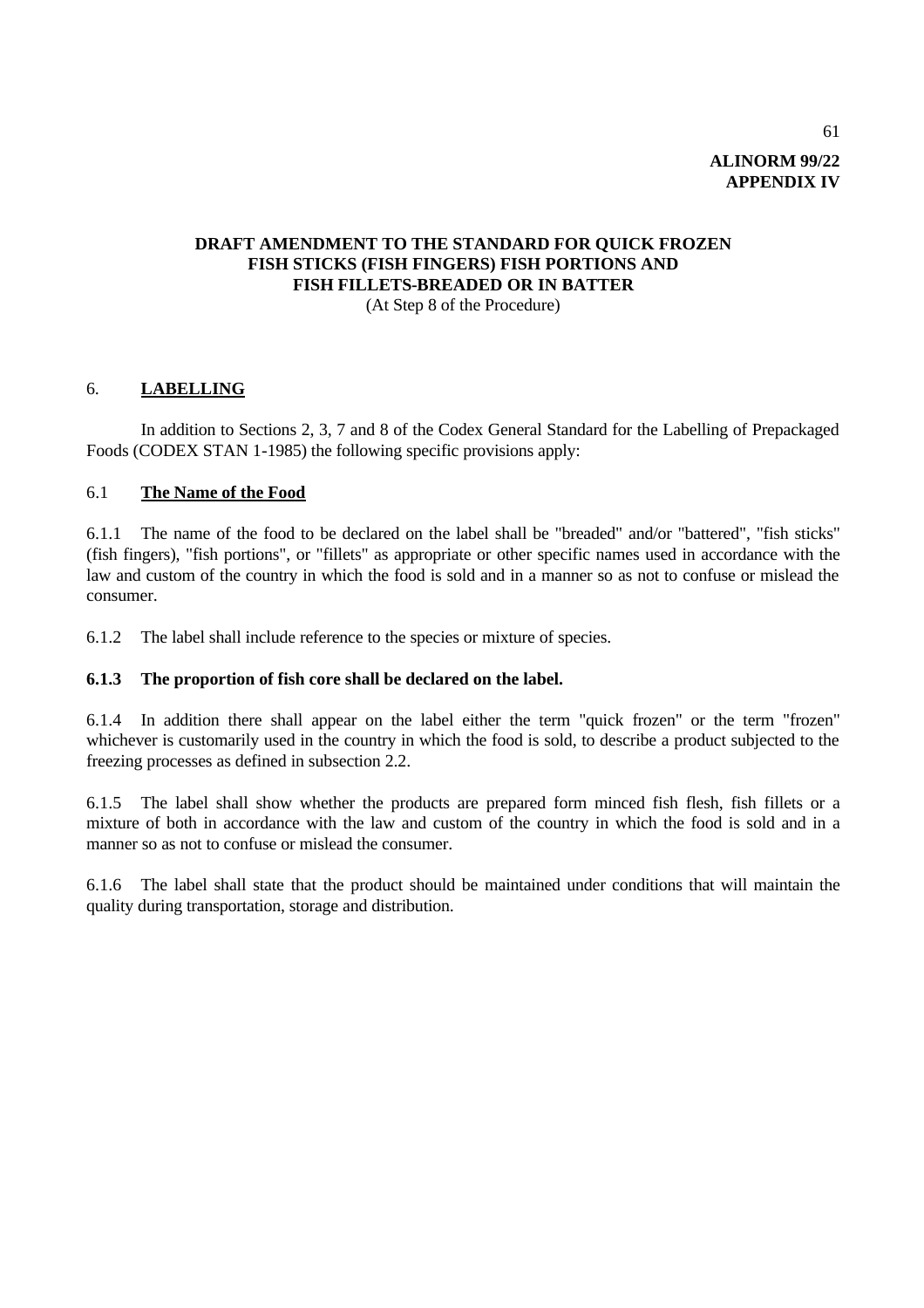**ALINORM 99/22**
**APPENDIX IV**

**DRAFT AMENDMENT TO THE STANDARD FOR QUICK FROZEN FISH STICKS (FISH FINGERS) FISH PORTIONS AND FISH FILLETS-BREADED OR IN BATTER**
(At Step 8 of the Procedure)

## 6. **LABELLING**

In addition to Sections 2, 3, 7 and 8 of the Codex General Standard for the Labelling of Prepackaged Foods (CODEX STAN 1-1985) the following specific provisions apply:

### 6.1 **The Name of the Food**

6.1.1 The name of the food to be declared on the label shall be "breaded" and/or "battered", "fish sticks" (fish fingers), "fish portions", or "fillets" as appropriate or other specific names used in accordance with the law and custom of the country in which the food is sold and in a manner so as not to confuse or mislead the consumer.

6.1.2 The label shall include reference to the species or mixture of species.

**6.1.3 The proportion of fish core shall be declared on the label.**

6.1.4 In addition there shall appear on the label either the term "quick frozen" or the term "frozen" whichever is customarily used in the country in which the food is sold, to describe a product subjected to the freezing processes as defined in subsection 2.2.

6.1.5 The label shall show whether the products are prepared form minced fish flesh, fish fillets or a mixture of both in accordance with the law and custom of the country in which the food is sold and in a manner so as not to confuse or mislead the consumer.

6.1.6 The label shall state that the product should be maintained under conditions that will maintain the quality during transportation, storage and distribution.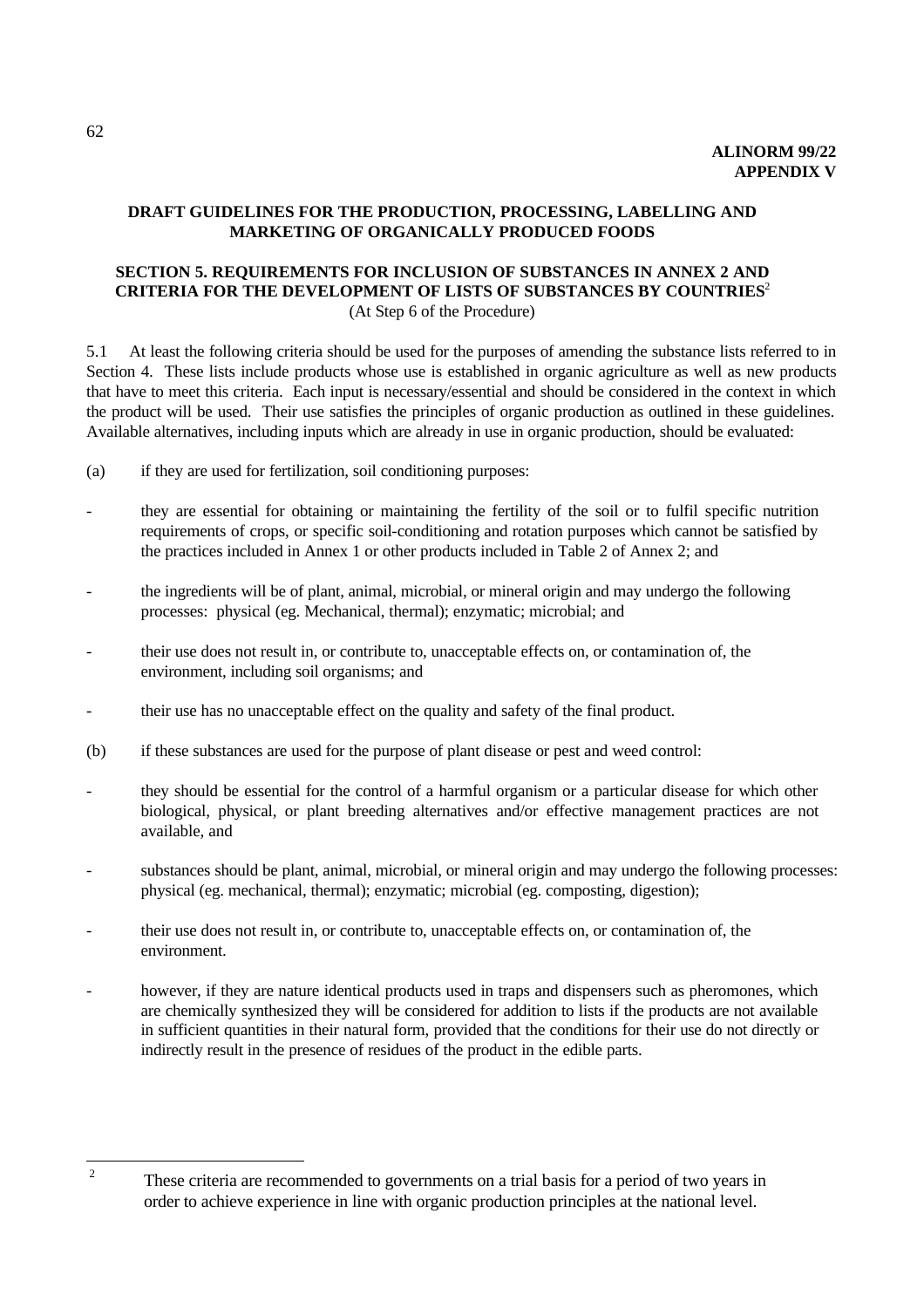**ALINORM 99/22**
**APPENDIX V**

**DRAFT GUIDELINES FOR THE PRODUCTION, PROCESSING, LABELLING AND MARKETING OF ORGANICALLY PRODUCED FOODS**

**SECTION 5. REQUIREMENTS FOR INCLUSION OF SUBSTANCES IN ANNEX 2 AND CRITERIA FOR THE DEVELOPMENT OF LISTS OF SUBSTANCES BY COUNTRIES**[2]
(At Step 6 of the Procedure)

5.1 At least the following criteria should be used for the purposes of amending the substance lists referred to in Section 4. These lists include products whose use is established in organic agriculture as well as new products that have to meet this criteria. Each input is necessary/essential and should be considered in the context in which the product will be used. Their use satisfies the principles of organic production as outlined in these guidelines. Available alternatives, including inputs which are already in use in organic production, should be evaluated:

(a) if they are used for fertilization, soil conditioning purposes:

- they are essential for obtaining or maintaining the fertility of the soil or to fulfil specific nutrition requirements of crops, or specific soil-conditioning and rotation purposes which cannot be satisfied by the practices included in Annex 1 or other products included in Table 2 of Annex 2; and

- the ingredients will be of plant, animal, microbial, or mineral origin and may undergo the following processes: physical (eg. Mechanical, thermal); enzymatic; microbial; and

- their use does not result in, or contribute to, unacceptable effects on, or contamination of, the environment, including soil organisms; and

- their use has no unacceptable effect on the quality and safety of the final product.

(b) if these substances are used for the purpose of plant disease or pest and weed control:

- they should be essential for the control of a harmful organism or a particular disease for which other biological, physical, or plant breeding alternatives and/or effective management practices are not available, and

- substances should be plant, animal, microbial, or mineral origin and may undergo the following processes: physical (eg. mechanical, thermal); enzymatic; microbial (eg. composting, digestion);

- their use does not result in, or contribute to, unacceptable effects on, or contamination of, the environment.

- however, if they are nature identical products used in traps and dispensers such as pheromones, which are chemically synthesized they will be considered for addition to lists if the products are not available in sufficient quantities in their natural form, provided that the conditions for their use do not directly or indirectly result in the presence of residues of the product in the edible parts.

---

[2] These criteria are recommended to governments on a trial basis for a period of two years in order to achieve experience in line with organic production principles at the national level.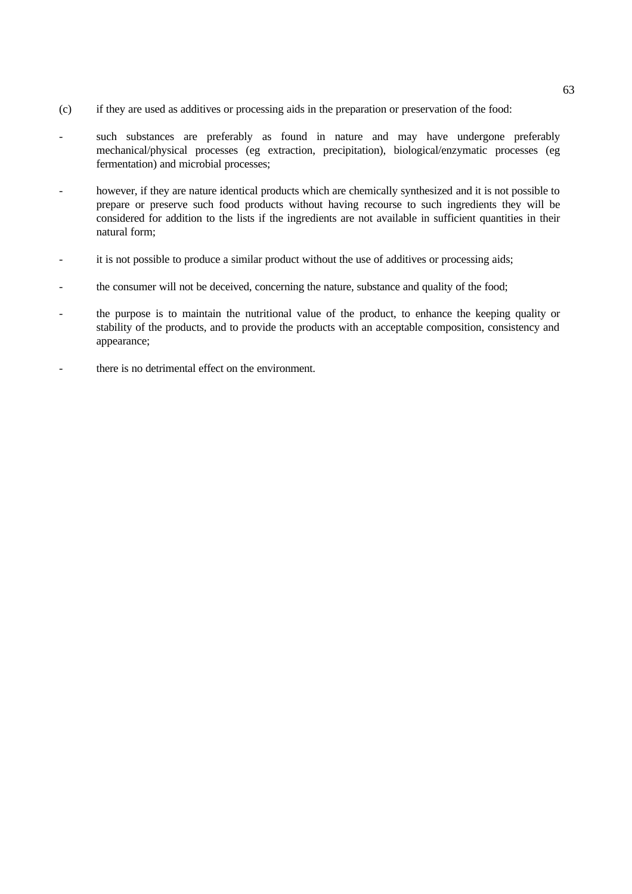(c) if they are used as additives or processing aids in the preparation or preservation of the food:

- such substances are preferably as found in nature and may have undergone preferably mechanical/physical processes (eg extraction, precipitation), biological/enzymatic processes (eg fermentation) and microbial processes;

- however, if they are nature identical products which are chemically synthesized and it is not possible to prepare or preserve such food products without having recourse to such ingredients they will be considered for addition to the lists if the ingredients are not available in sufficient quantities in their natural form;

- it is not possible to produce a similar product without the use of additives or processing aids;

- the consumer will not be deceived, concerning the nature, substance and quality of the food;

- the purpose is to maintain the nutritional value of the product, to enhance the keeping quality or stability of the products, and to provide the products with an acceptable composition, consistency and appearance;

- there is no detrimental effect on the environment.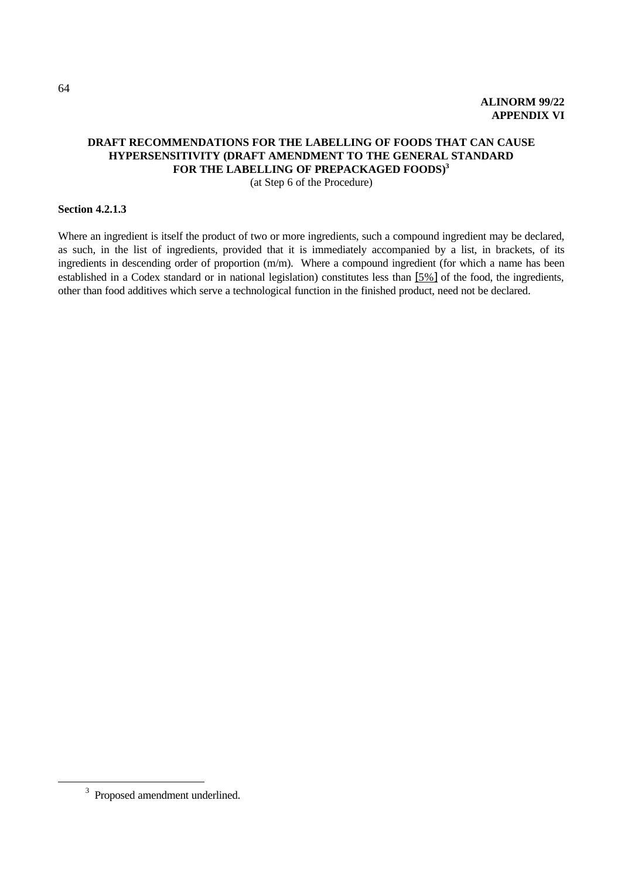**ALINORM 99/22**
**APPENDIX VI**

## DRAFT RECOMMENDATIONS FOR THE LABELLING OF FOODS THAT CAN CAUSE HYPERSENSITIVITY (DRAFT AMENDMENT TO THE GENERAL STANDARD FOR THE LABELLING OF PREPACKAGED FOODS)[3]

(at Step 6 of the Procedure)

**Section 4.2.1.3**

Where an ingredient is itself the product of two or more ingredients, such a compound ingredient may be declared, as such, in the list of ingredients, provided that it is immediately accompanied by a list, in brackets, of its ingredients in descending order of proportion (m/m). Where a compound ingredient (for which a name has been established in a Codex standard or in national legislation) constitutes less than [5%] of the food, the ingredients, other than food additives which serve a technological function in the finished product, need not be declared.

---

[3] Proposed amendment underlined.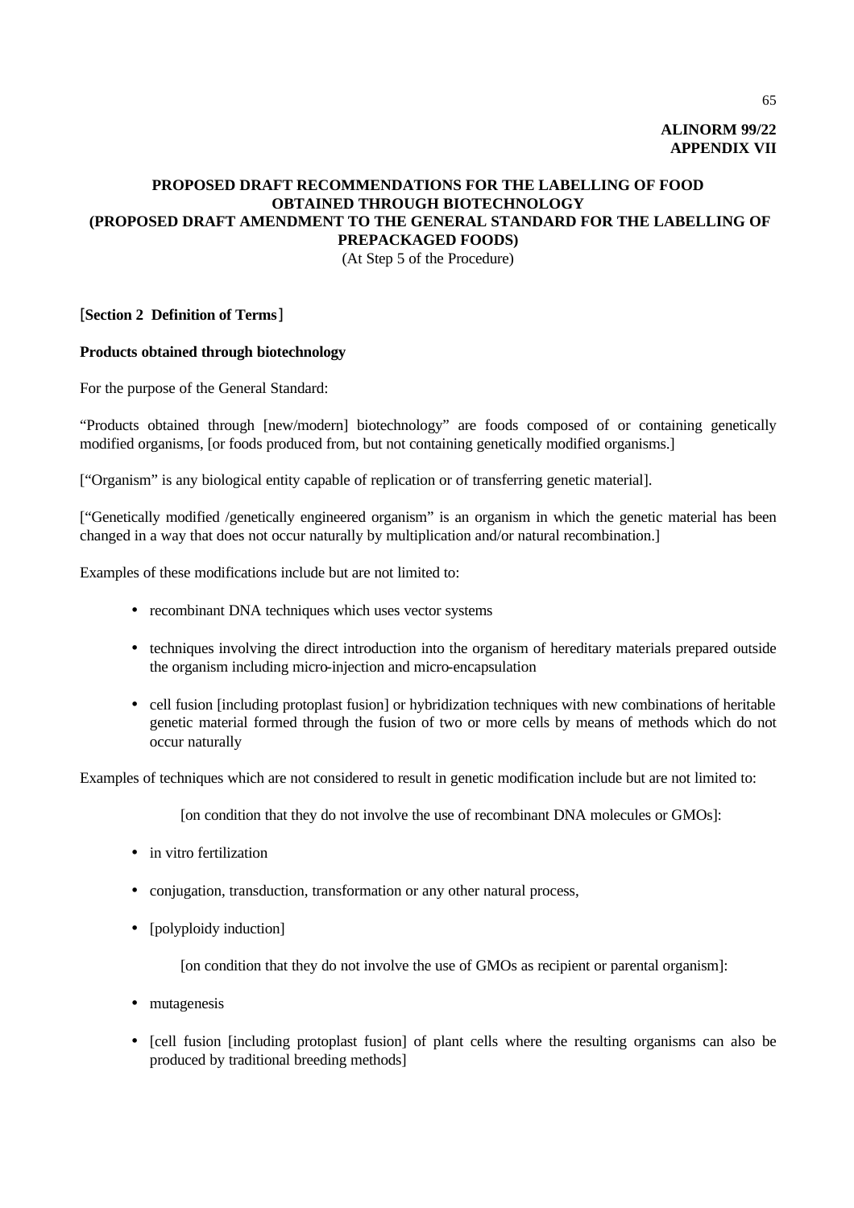**ALINORM 99/22**
**APPENDIX VII**

# PROPOSED DRAFT RECOMMENDATIONS FOR THE LABELLING OF FOOD OBTAINED THROUGH BIOTECHNOLOGY (PROPOSED DRAFT AMENDMENT TO THE GENERAL STANDARD FOR THE LABELLING OF PREPACKAGED FOODS)

(At Step 5 of the Procedure)

## [Section 2 Definition of Terms]

**Products obtained through biotechnology**

For the purpose of the General Standard:

"Products obtained through [new/modern] biotechnology" are foods composed of or containing genetically modified organisms, [or foods produced from, but not containing genetically modified organisms.]

["Organism" is any biological entity capable of replication or of transferring genetic material].

["Genetically modified /genetically engineered organism" is an organism in which the genetic material has been changed in a way that does not occur naturally by multiplication and/or natural recombination.]

Examples of these modifications include but are not limited to:

- recombinant DNA techniques which uses vector systems
- techniques involving the direct introduction into the organism of hereditary materials prepared outside the organism including micro-injection and micro-encapsulation
- cell fusion [including protoplast fusion] or hybridization techniques with new combinations of heritable genetic material formed through the fusion of two or more cells by means of methods which do not occur naturally

Examples of techniques which are not considered to result in genetic modification include but are not limited to:

[on condition that they do not involve the use of recombinant DNA molecules or GMOs]:

- in vitro fertilization
- conjugation, transduction, transformation or any other natural process,
- [polyploidy induction]

[on condition that they do not involve the use of GMOs as recipient or parental organism]:

- mutagenesis
- [cell fusion [including protoplast fusion] of plant cells where the resulting organisms can also be produced by traditional breeding methods]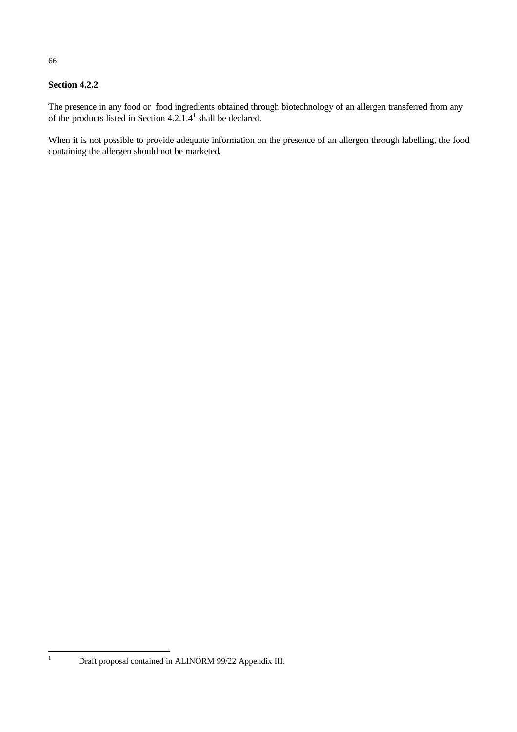**Section 4.2.2**

The presence in any food or food ingredients obtained through biotechnology of an allergen transferred from any of the products listed in Section 4.2.1.4[1] shall be declared.

When it is not possible to provide adequate information on the presence of an allergen through labelling, the food containing the allergen should not be marketed.

---

[1] Draft proposal contained in ALINORM 99/22 Appendix III.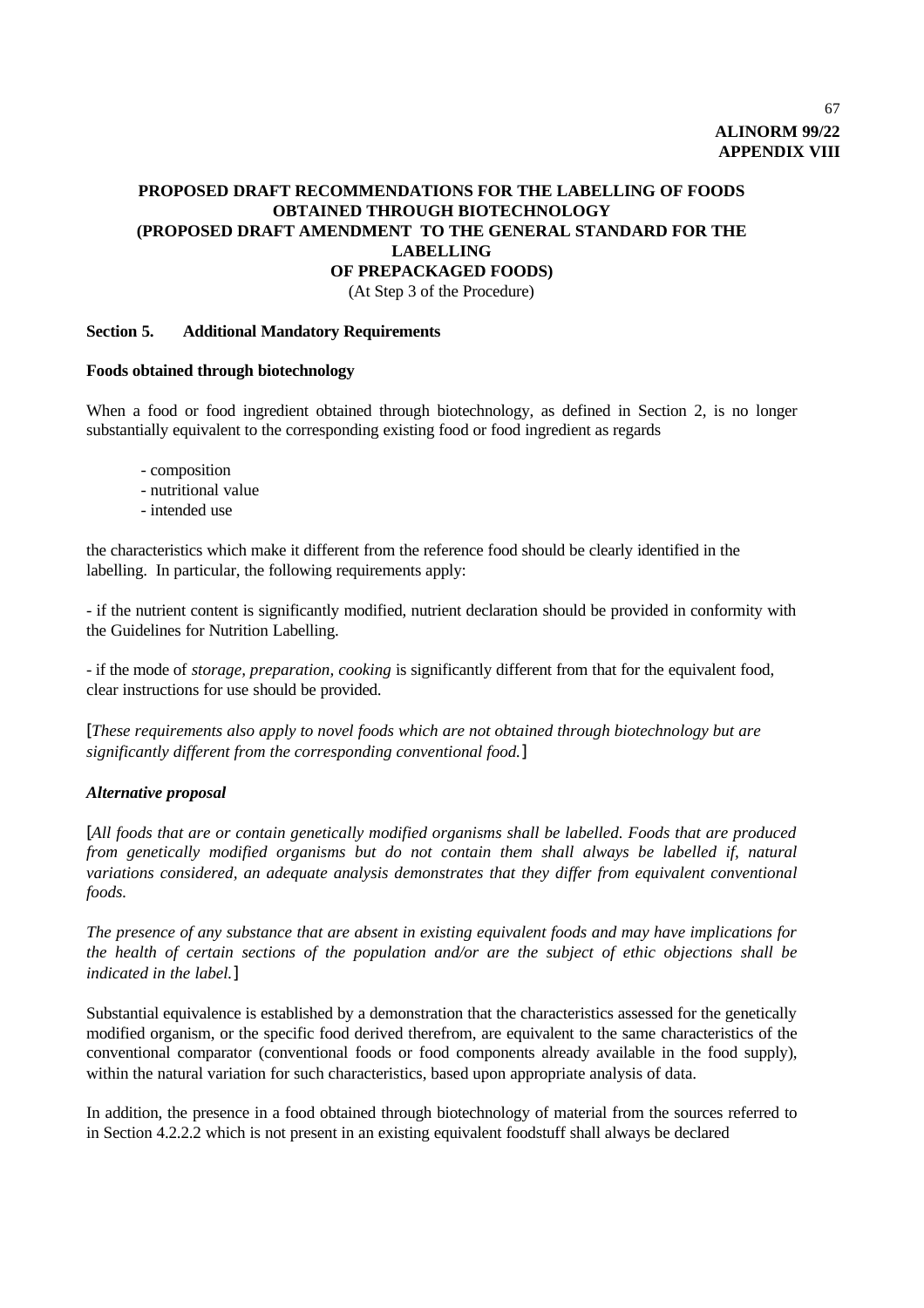**ALINORM 99/22**
**APPENDIX VIII**

## PROPOSED DRAFT RECOMMENDATIONS FOR THE LABELLING OF FOODS OBTAINED THROUGH BIOTECHNOLOGY (PROPOSED DRAFT AMENDMENT TO THE GENERAL STANDARD FOR THE LABELLING OF PREPACKAGED FOODS)

(At Step 3 of the Procedure)

### Section 5. Additional Mandatory Requirements

**Foods obtained through biotechnology**

When a food or food ingredient obtained through biotechnology, as defined in Section 2, is no longer substantially equivalent to the corresponding existing food or food ingredient as regards

- composition
- nutritional value
- intended use

the characteristics which make it different from the reference food should be clearly identified in the labelling. In particular, the following requirements apply:

- if the nutrient content is significantly modified, nutrient declaration should be provided in conformity with the Guidelines for Nutrition Labelling.

- if the mode of *storage, preparation, cooking* is significantly different from that for the equivalent food, clear instructions for use should be provided.

[*These requirements also apply to novel foods which are not obtained through biotechnology but are significantly different from the corresponding conventional food.*]

***Alternative proposal***

[*All foods that are or contain genetically modified organisms shall be labelled. Foods that are produced from genetically modified organisms but do not contain them shall always be labelled if, natural variations considered, an adequate analysis demonstrates that they differ from equivalent conventional foods.*

*The presence of any substance that are absent in existing equivalent foods and may have implications for the health of certain sections of the population and/or are the subject of ethic objections shall be indicated in the label.*]

Substantial equivalence is established by a demonstration that the characteristics assessed for the genetically modified organism, or the specific food derived therefrom, are equivalent to the same characteristics of the conventional comparator (conventional foods or food components already available in the food supply), within the natural variation for such characteristics, based upon appropriate analysis of data.

In addition, the presence in a food obtained through biotechnology of material from the sources referred to in Section 4.2.2.2 which is not present in an existing equivalent foodstuff shall always be declared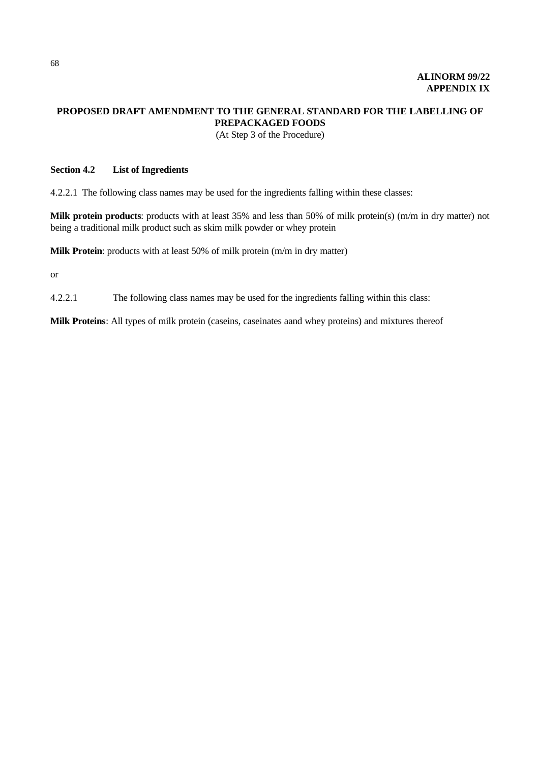**ALINORM 99/22**
**APPENDIX IX**

# PROPOSED DRAFT AMENDMENT TO THE GENERAL STANDARD FOR THE LABELLING OF PREPACKAGED FOODS

(At Step 3 of the Procedure)

**Section 4.2 List of Ingredients**

4.2.2.1 The following class names may be used for the ingredients falling within these classes:

**Milk protein products**: products with at least 35% and less than 50% of milk protein(s) (m/m in dry matter) not being a traditional milk product such as skim milk powder or whey protein

**Milk Protein**: products with at least 50% of milk protein (m/m in dry matter)

or

4.2.2.1 The following class names may be used for the ingredients falling within this class:

**Milk Proteins**: All types of milk protein (caseins, caseinates aand whey proteins) and mixtures thereof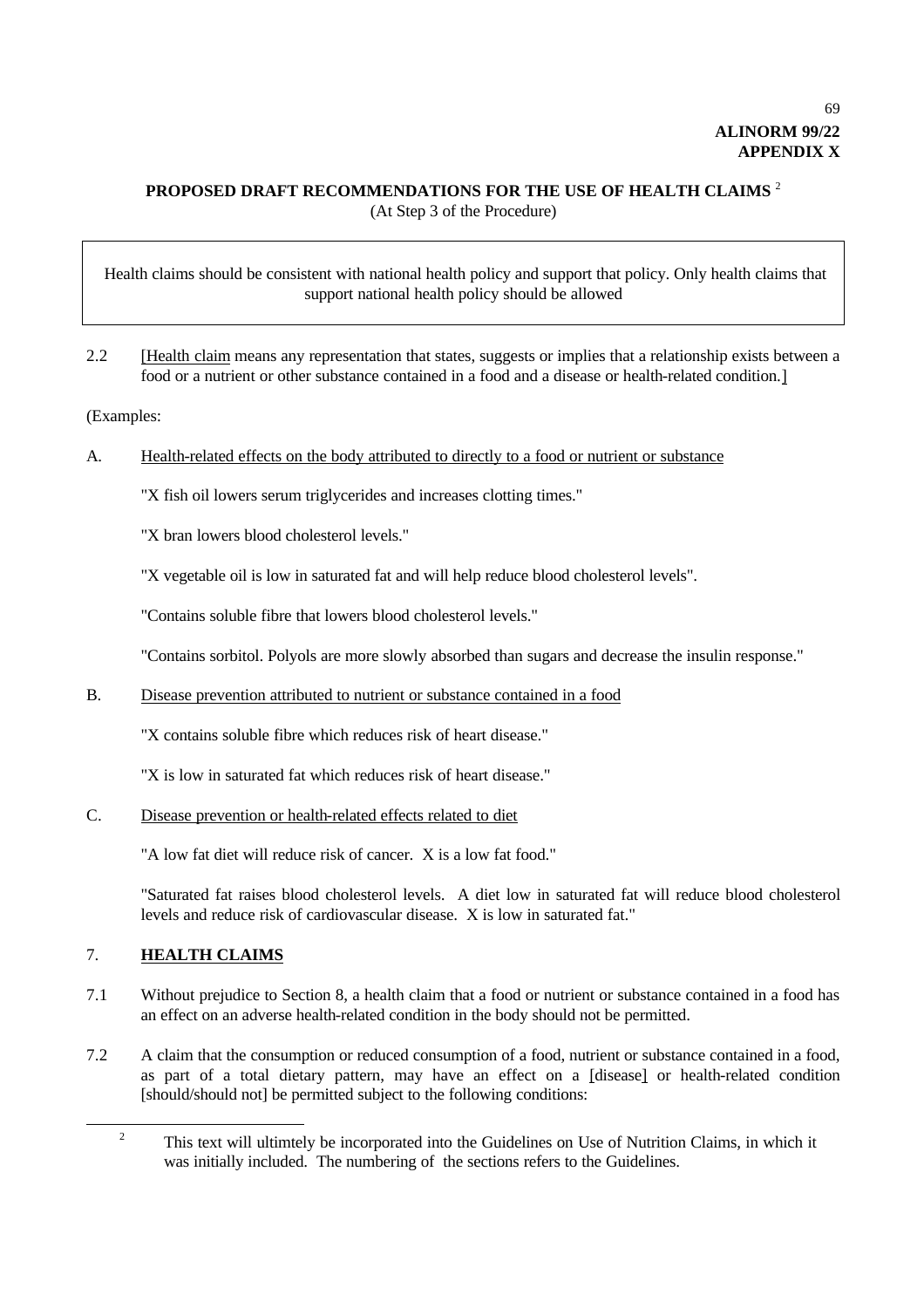**ALINORM 99/22**
**APPENDIX X**

## PROPOSED DRAFT RECOMMENDATIONS FOR THE USE OF HEALTH CLAIMS [2]

(At Step 3 of the Procedure)

> Health claims should be consistent with national health policy and support that policy. Only health claims that support national health policy should be allowed

2.2 [Health claim means any representation that states, suggests or implies that a relationship exists between a food or a nutrient or other substance contained in a food and a disease or health-related condition.]

(Examples:

A. Health-related effects on the body attributed to directly to a food or nutrient or substance

"X fish oil lowers serum triglycerides and increases clotting times."

"X bran lowers blood cholesterol levels."

"X vegetable oil is low in saturated fat and will help reduce blood cholesterol levels".

"Contains soluble fibre that lowers blood cholesterol levels."

"Contains sorbitol. Polyols are more slowly absorbed than sugars and decrease the insulin response."

B. Disease prevention attributed to nutrient or substance contained in a food

"X contains soluble fibre which reduces risk of heart disease."

"X is low in saturated fat which reduces risk of heart disease."

C. Disease prevention or health-related effects related to diet

"A low fat diet will reduce risk of cancer. X is a low fat food."

"Saturated fat raises blood cholesterol levels. A diet low in saturated fat will reduce blood cholesterol levels and reduce risk of cardiovascular disease. X is low in saturated fat."

## 7. **HEALTH CLAIMS**

7.1 Without prejudice to Section 8, a health claim that a food or nutrient or substance contained in a food has an effect on an adverse health-related condition in the body should not be permitted.

7.2 A claim that the consumption or reduced consumption of a food, nutrient or substance contained in a food, as part of a total dietary pattern, may have an effect on a [disease] or health-related condition [should/should not] be permitted subject to the following conditions:

---

[2] This text will ultimtely be incorporated into the Guidelines on Use of Nutrition Claims, in which it was initially included. The numbering of the sections refers to the Guidelines.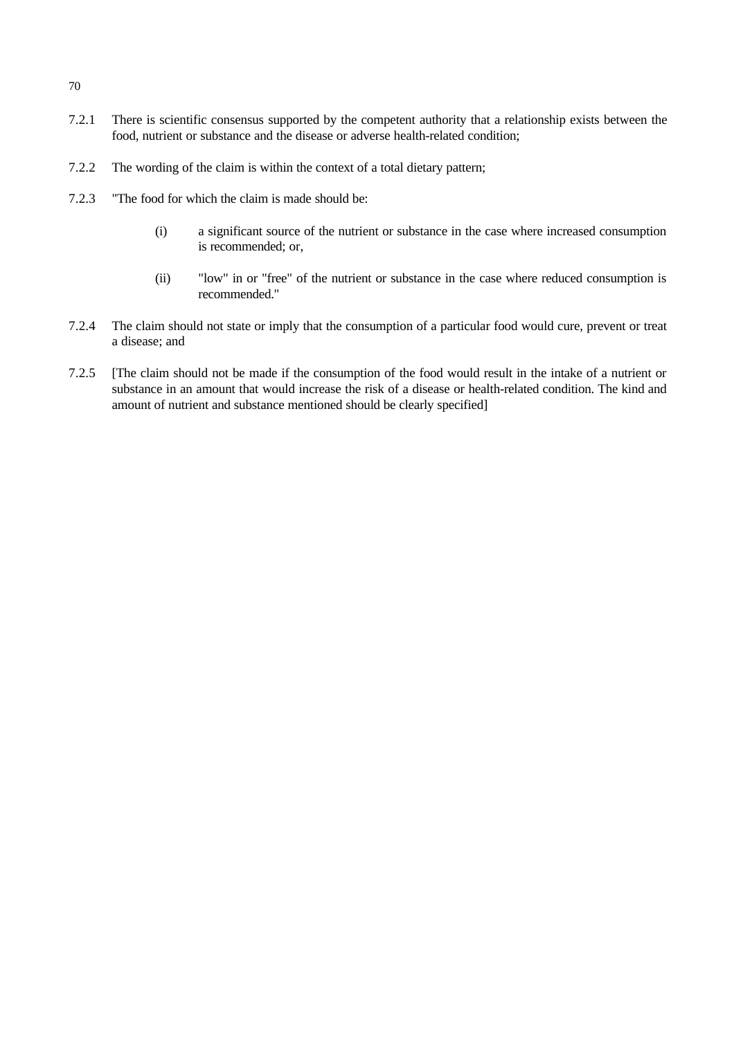7.2.1 There is scientific consensus supported by the competent authority that a relationship exists between the food, nutrient or substance and the disease or adverse health-related condition;

7.2.2 The wording of the claim is within the context of a total dietary pattern;

7.2.3 "The food for which the claim is made should be:

 (i) a significant source of the nutrient or substance in the case where increased consumption is recommended; or,

 (ii) "low" in or "free" of the nutrient or substance in the case where reduced consumption is recommended."

7.2.4 The claim should not state or imply that the consumption of a particular food would cure, prevent or treat a disease; and

7.2.5 [The claim should not be made if the consumption of the food would result in the intake of a nutrient or substance in an amount that would increase the risk of a disease or health-related condition. The kind and amount of nutrient and substance mentioned should be clearly specified]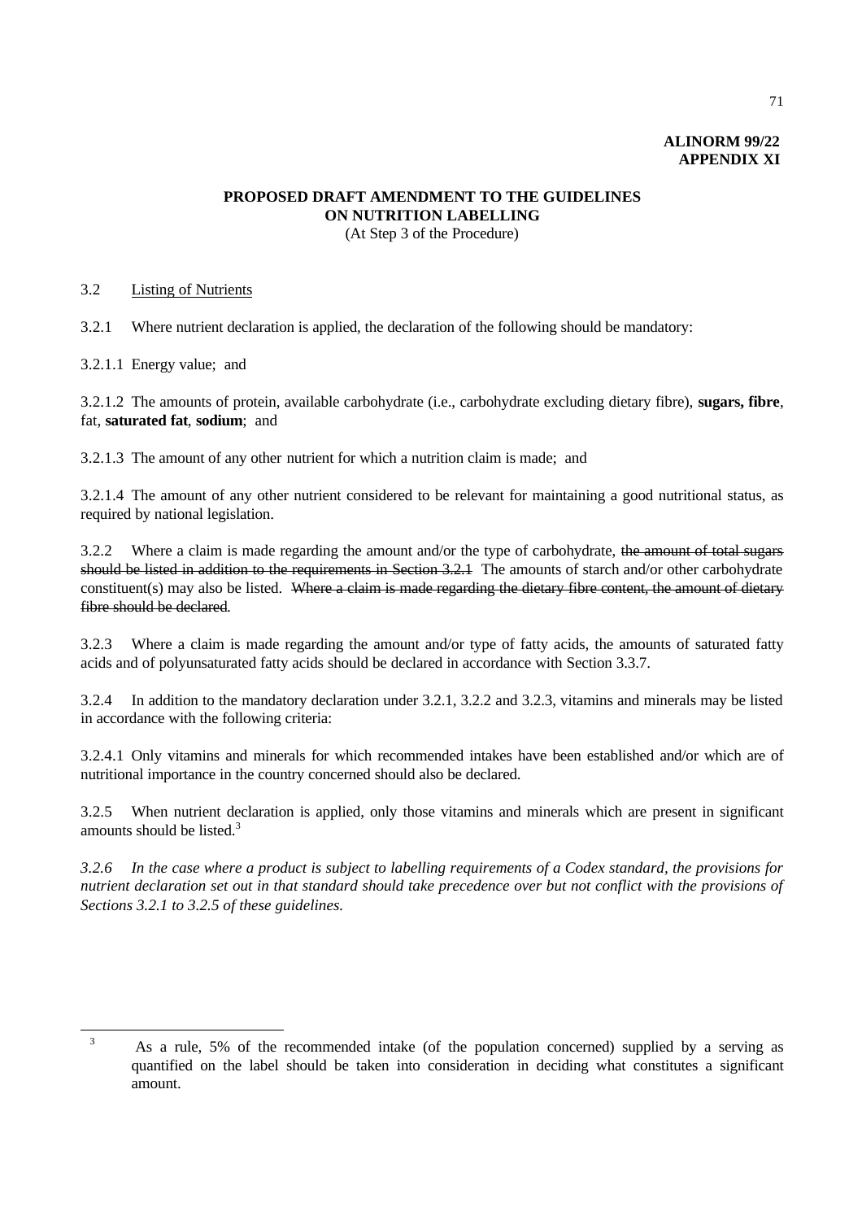**ALINORM 99/22**
**APPENDIX XI**

# PROPOSED DRAFT AMENDMENT TO THE GUIDELINES ON NUTRITION LABELLING

(At Step 3 of the Procedure)

3.2 Listing of Nutrients

3.2.1 Where nutrient declaration is applied, the declaration of the following should be mandatory:

3.2.1.1 Energy value; and

3.2.1.2 The amounts of protein, available carbohydrate (i.e., carbohydrate excluding dietary fibre), **sugars, fibre**, fat, **saturated fat**, **sodium**; and

3.2.1.3 The amount of any other nutrient for which a nutrition claim is made; and

3.2.1.4 The amount of any other nutrient considered to be relevant for maintaining a good nutritional status, as required by national legislation.

3.2.2 Where a claim is made regarding the amount and/or the type of carbohydrate, ~~the amount of total sugars should be listed in addition to the requirements in Section 3.2.1~~ The amounts of starch and/or other carbohydrate constituent(s) may also be listed. ~~Where a claim is made regarding the dietary fibre content, the amount of dietary fibre should be declared~~.

3.2.3 Where a claim is made regarding the amount and/or type of fatty acids, the amounts of saturated fatty acids and of polyunsaturated fatty acids should be declared in accordance with Section 3.3.7.

3.2.4 In addition to the mandatory declaration under 3.2.1, 3.2.2 and 3.2.3, vitamins and minerals may be listed in accordance with the following criteria:

3.2.4.1 Only vitamins and minerals for which recommended intakes have been established and/or which are of nutritional importance in the country concerned should also be declared.

3.2.5 When nutrient declaration is applied, only those vitamins and minerals which are present in significant amounts should be listed.[3]

*3.2.6 In the case where a product is subject to labelling requirements of a Codex standard, the provisions for nutrient declaration set out in that standard should take precedence over but not conflict with the provisions of Sections 3.2.1 to 3.2.5 of these guidelines.*

---

[3] As a rule, 5% of the recommended intake (of the population concerned) supplied by a serving as quantified on the label should be taken into consideration in deciding what constitutes a significant amount.